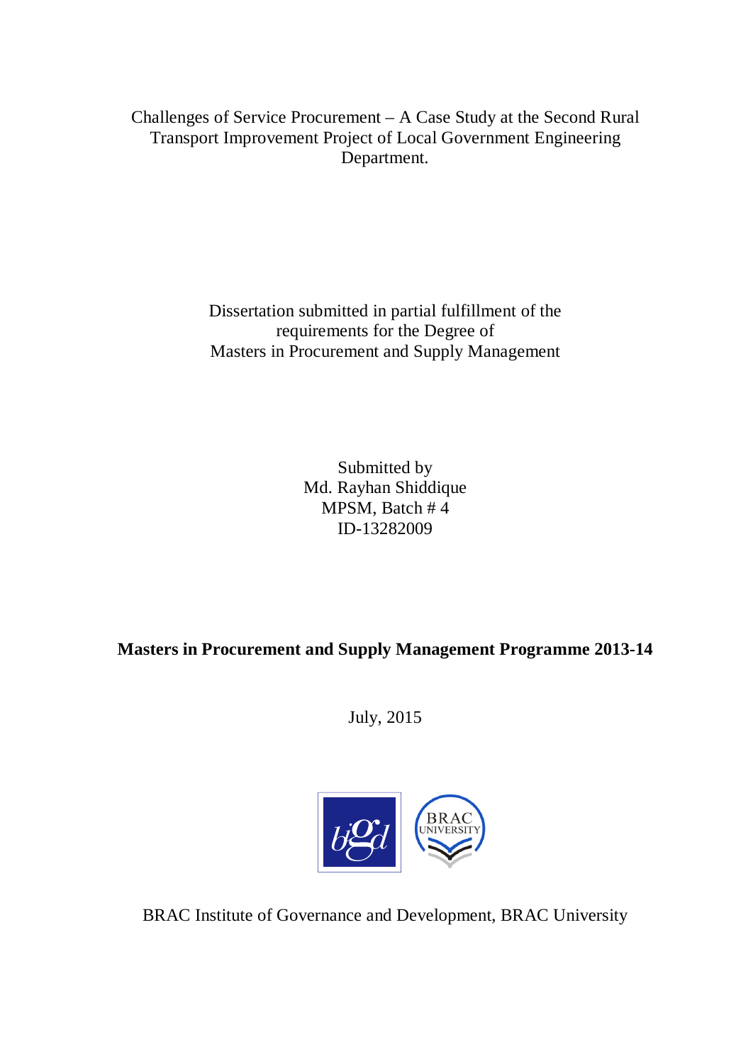# Challenges of Service Procurement – A Case Study at the Second Rural Transport Improvement Project of Local Government Engineering Department.

Dissertation submitted in partial fulfillment of the requirements for the Degree of Masters in Procurement and Supply Management

Submitted by
Md. Rayhan Shiddique
MPSM, Batch # 4
ID-13282009

**Masters in Procurement and Supply Management Programme 2013-14**

July, 2015

BRAC Institute of Governance and Development, BRAC University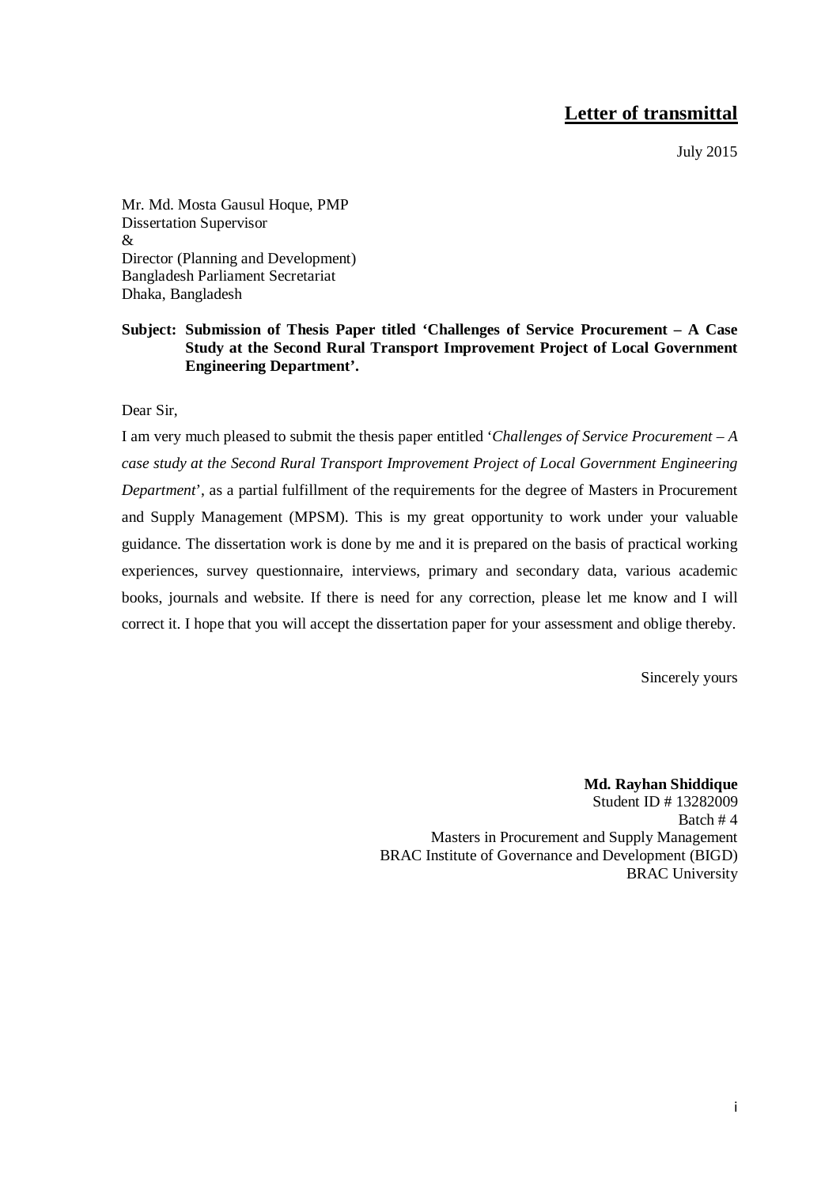## Letter of transmittal

July 2015

Mr. Md. Mosta Gausul Hoque, PMP
Dissertation Supervisor
&
Director (Planning and Development)
Bangladesh Parliament Secretariat
Dhaka, Bangladesh

**Subject: Submission of Thesis Paper titled 'Challenges of Service Procurement – A Case Study at the Second Rural Transport Improvement Project of Local Government Engineering Department'.**

Dear Sir,

I am very much pleased to submit the thesis paper entitled '*Challenges of Service Procurement – A case study at the Second Rural Transport Improvement Project of Local Government Engineering Department*', as a partial fulfillment of the requirements for the degree of Masters in Procurement and Supply Management (MPSM). This is my great opportunity to work under your valuable guidance. The dissertation work is done by me and it is prepared on the basis of practical working experiences, survey questionnaire, interviews, primary and secondary data, various academic books, journals and website. If there is need for any correction, please let me know and I will correct it. I hope that you will accept the dissertation paper for your assessment and oblige thereby.

Sincerely yours

**Md. Rayhan Shiddique**
Student ID # 13282009
Batch # 4
Masters in Procurement and Supply Management
BRAC Institute of Governance and Development (BIGD)
BRAC University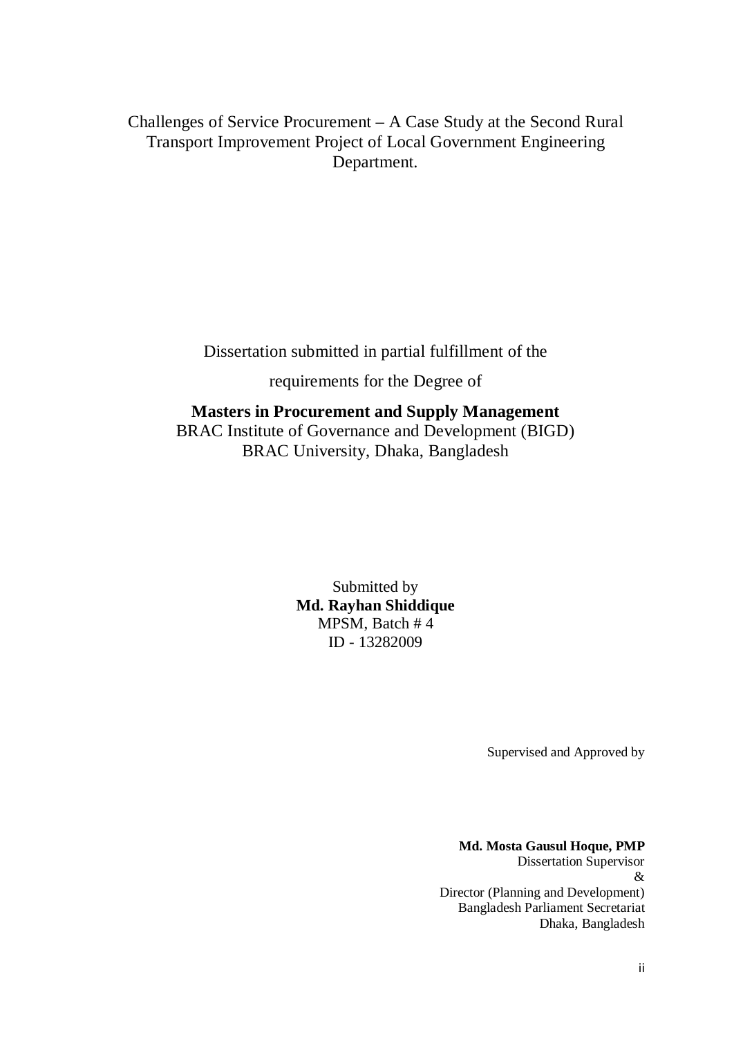Challenges of Service Procurement – A Case Study at the Second Rural Transport Improvement Project of Local Government Engineering Department.

Dissertation submitted in partial fulfillment of the

requirements for the Degree of

**Masters in Procurement and Supply Management**
BRAC Institute of Governance and Development (BIGD)
BRAC University, Dhaka, Bangladesh

Submitted by
**Md. Rayhan Shiddique**
MPSM, Batch # 4
ID - 13282009

Supervised and Approved by

**Md. Mosta Gausul Hoque, PMP**
Dissertation Supervisor
&
Director (Planning and Development)
Bangladesh Parliament Secretariat
Dhaka, Bangladesh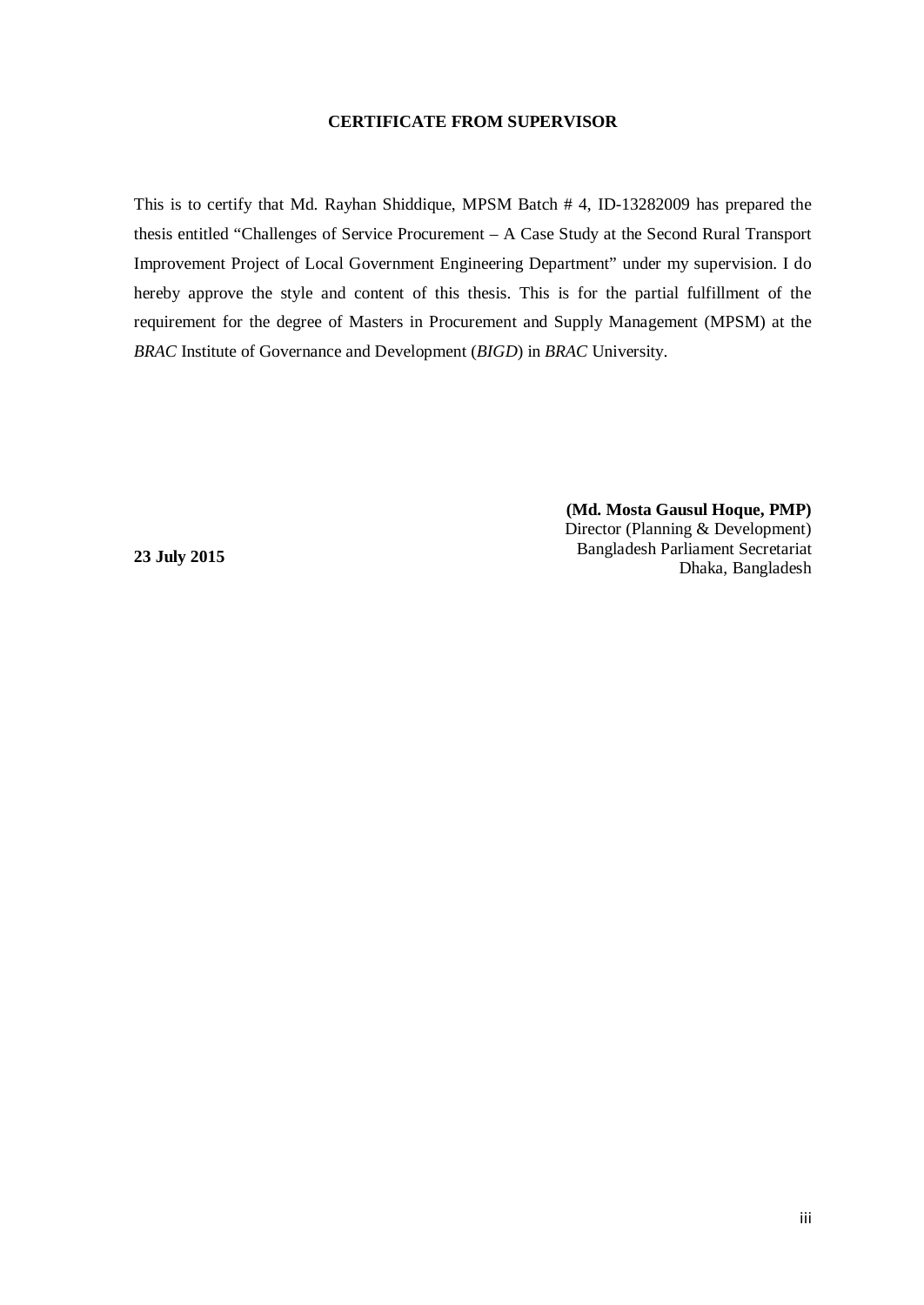## CERTIFICATE FROM SUPERVISOR

This is to certify that Md. Rayhan Shiddique, MPSM Batch # 4, ID-13282009 has prepared the thesis entitled "Challenges of Service Procurement – A Case Study at the Second Rural Transport Improvement Project of Local Government Engineering Department" under my supervision. I do hereby approve the style and content of this thesis. This is for the partial fulfillment of the requirement for the degree of Masters in Procurement and Supply Management (MPSM) at the *BRAC* Institute of Governance and Development (*BIGD*) in *BRAC* University.

**(Md. Mosta Gausul Hoque, PMP)**
Director (Planning & Development)
Bangladesh Parliament Secretariat
Dhaka, Bangladesh

**23 July 2015**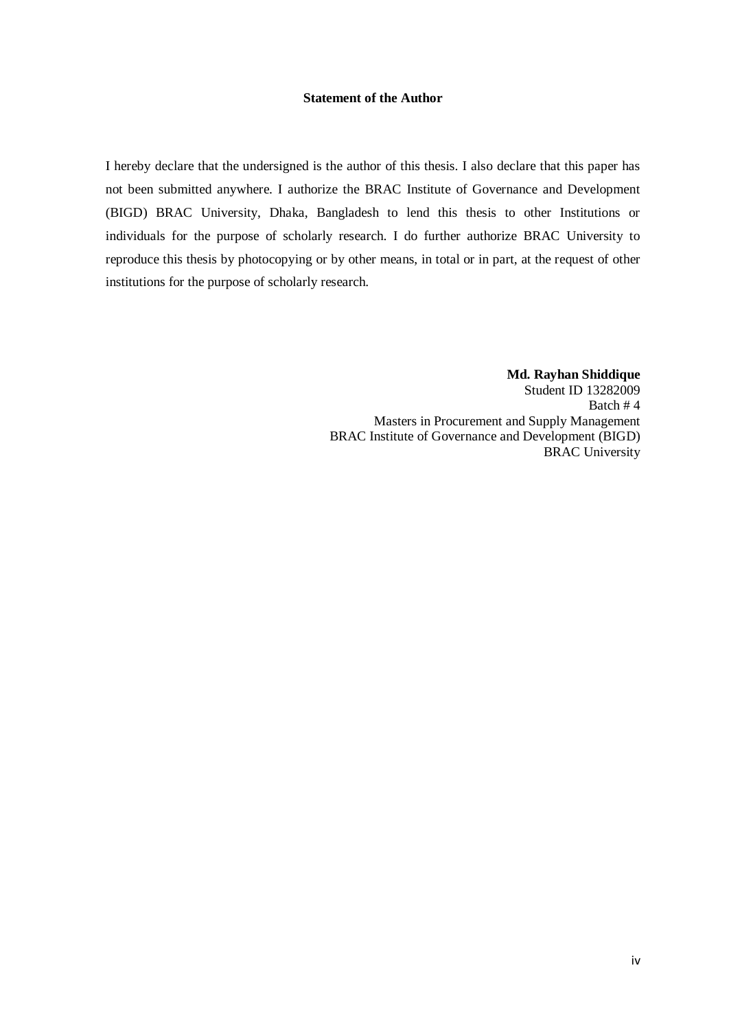## Statement of the Author

I hereby declare that the undersigned is the author of this thesis. I also declare that this paper has not been submitted anywhere. I authorize the BRAC Institute of Governance and Development (BIGD) BRAC University, Dhaka, Bangladesh to lend this thesis to other Institutions or individuals for the purpose of scholarly research. I do further authorize BRAC University to reproduce this thesis by photocopying or by other means, in total or in part, at the request of other institutions for the purpose of scholarly research.

**Md. Rayhan Shiddique**
Student ID 13282009
Batch # 4
Masters in Procurement and Supply Management
BRAC Institute of Governance and Development (BIGD)
BRAC University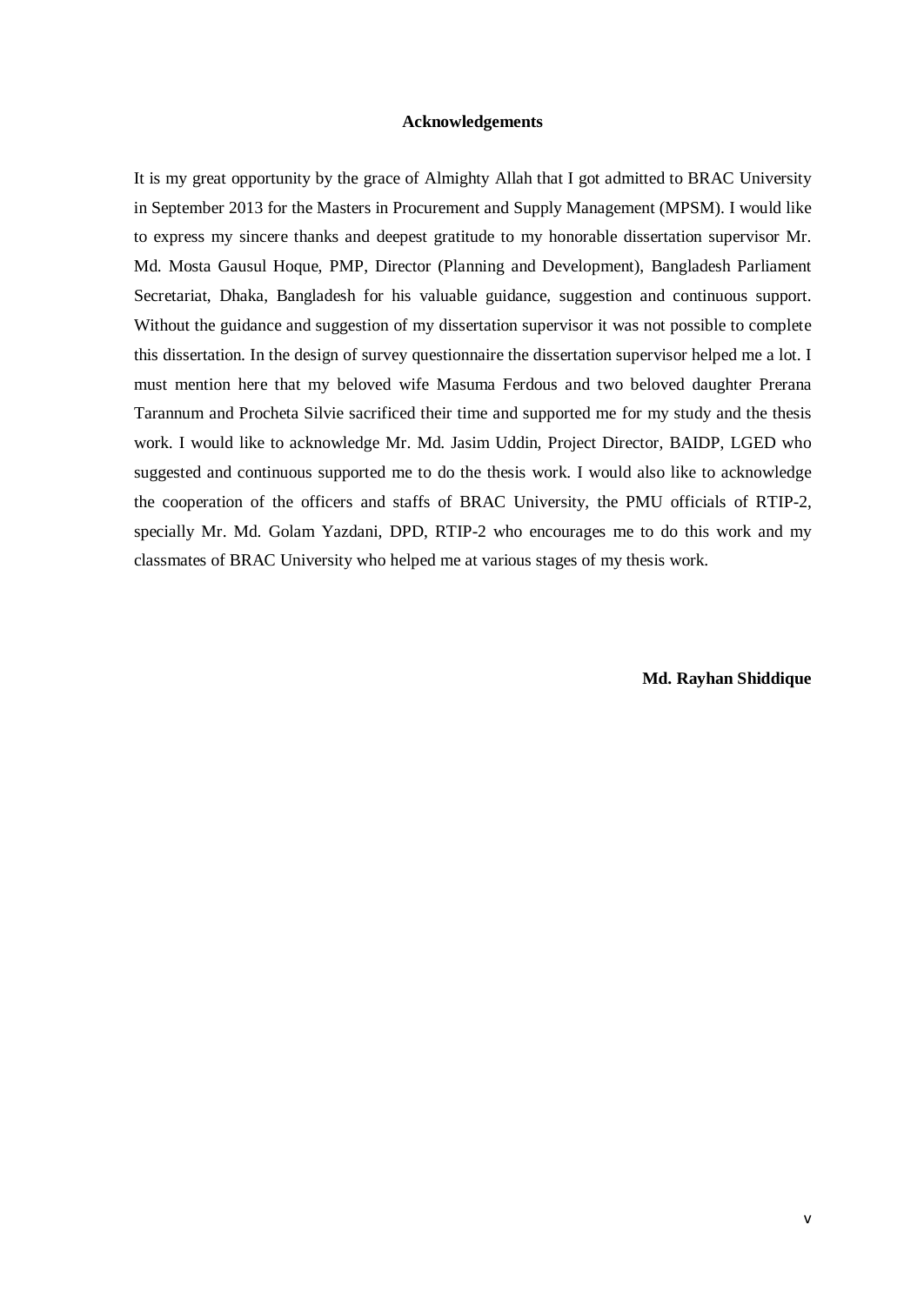## Acknowledgements

It is my great opportunity by the grace of Almighty Allah that I got admitted to BRAC University in September 2013 for the Masters in Procurement and Supply Management (MPSM). I would like to express my sincere thanks and deepest gratitude to my honorable dissertation supervisor Mr. Md. Mosta Gausul Hoque, PMP, Director (Planning and Development), Bangladesh Parliament Secretariat, Dhaka, Bangladesh for his valuable guidance, suggestion and continuous support. Without the guidance and suggestion of my dissertation supervisor it was not possible to complete this dissertation. In the design of survey questionnaire the dissertation supervisor helped me a lot. I must mention here that my beloved wife Masuma Ferdous and two beloved daughter Prerana Tarannum and Procheta Silvie sacrificed their time and supported me for my study and the thesis work. I would like to acknowledge Mr. Md. Jasim Uddin, Project Director, BAIDP, LGED who suggested and continuous supported me to do the thesis work. I would also like to acknowledge the cooperation of the officers and staffs of BRAC University, the PMU officials of RTIP-2, specially Mr. Md. Golam Yazdani, DPD, RTIP-2 who encourages me to do this work and my classmates of BRAC University who helped me at various stages of my thesis work.

**Md. Rayhan Shiddique**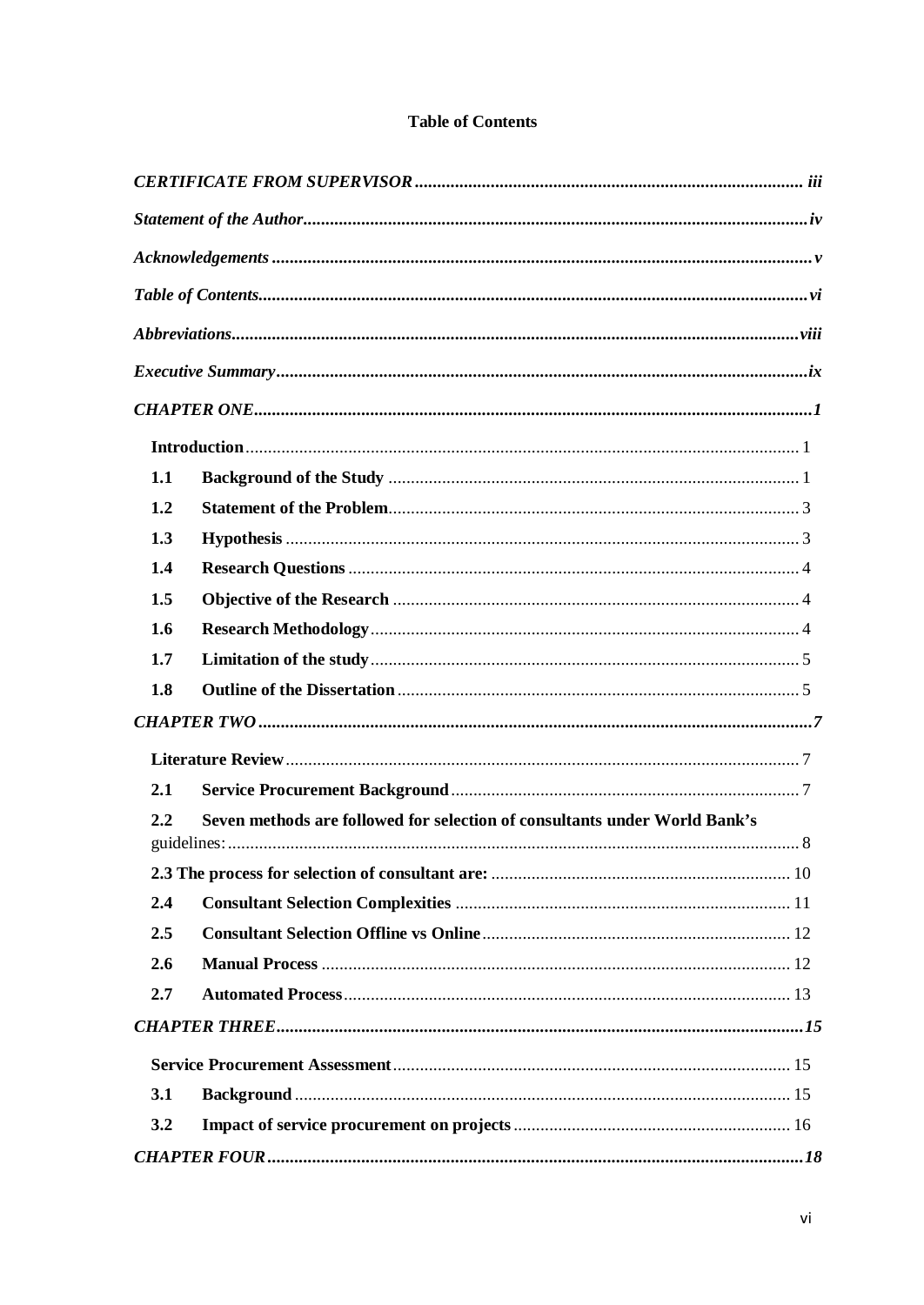**Table of Contents**

| | | |
|---|---|---|
| ***CERTIFICATE FROM SUPERVISOR*** | | ***iii*** |
| ***Statement of the Author*** | | ***iv*** |
| ***Acknowledgements*** | | ***v*** |
| ***Table of Contents*** | | ***vi*** |
| ***Abbreviations*** | | ***viii*** |
| ***Executive Summary*** | | ***ix*** |
| ***CHAPTER ONE*** | | ***1*** |
| | **Introduction** | 1 |
| **1.1** | **Background of the Study** | 1 |
| **1.2** | **Statement of the Problem** | 3 |
| **1.3** | **Hypothesis** | 3 |
| **1.4** | **Research Questions** | 4 |
| **1.5** | **Objective of the Research** | 4 |
| **1.6** | **Research Methodology** | 4 |
| **1.7** | **Limitation of the study** | 5 |
| **1.8** | **Outline of the Dissertation** | 5 |
| ***CHAPTER TWO*** | | ***7*** |
| | **Literature Review** | 7 |
| **2.1** | **Service Procurement Background** | 7 |
| **2.2** | **Seven methods are followed for selection of consultants under World Bank's** guidelines: | 8 |
| | **2.3 The process for selection of consultant are:** | 10 |
| **2.4** | **Consultant Selection Complexities** | 11 |
| **2.5** | **Consultant Selection Offline vs Online** | 12 |
| **2.6** | **Manual Process** | 12 |
| **2.7** | **Automated Process** | 13 |
| ***CHAPTER THREE*** | | ***15*** |
| | **Service Procurement Assessment** | 15 |
| **3.1** | **Background** | 15 |
| **3.2** | **Impact of service procurement on projects** | 16 |
| ***CHAPTER FOUR*** | | ***18*** |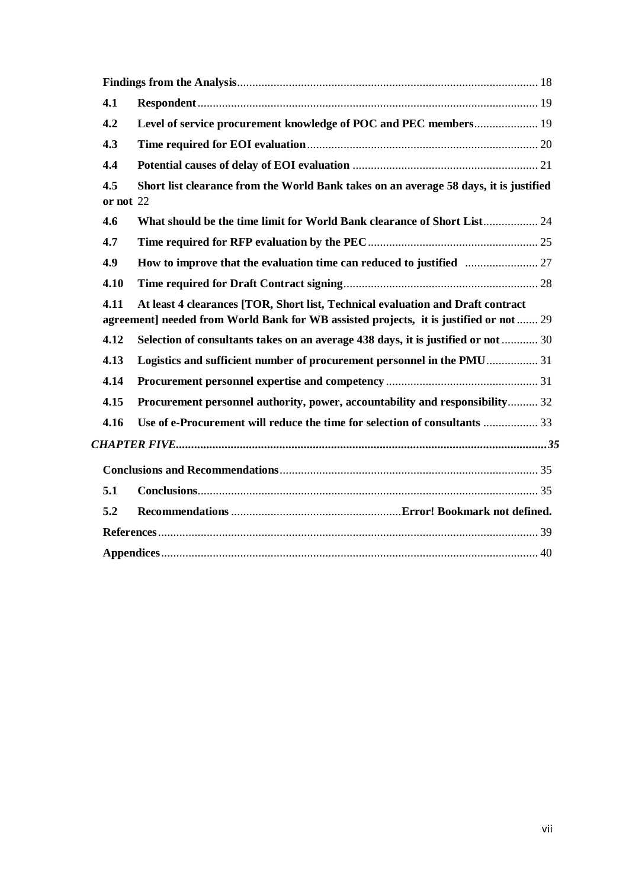**Findings from the Analysis** .................................................................................................. 18

**4.1 Respondent** ............................................................................................................. 19

**4.2 Level of service procurement knowledge of POC and PEC members** ..................... 19

**4.3 Time required for EOI evaluation** ............................................................................ 20

**4.4 Potential causes of delay of EOI evaluation** ............................................................ 21

**4.5 Short list clearance from the World Bank takes on an average 58 days, it is justified or not** 22

**4.6 What should be the time limit for World Bank clearance of Short List** .................. 24

**4.7 Time required for RFP evaluation by the PEC** ........................................................ 25

**4.9 How to improve that the evaluation time can reduced to justified** ........................ 27

**4.10 Time required for Draft Contract signing** ............................................................... 28

**4.11 At least 4 clearances [TOR, Short list, Technical evaluation and Draft contract agreement] needed from World Bank for WB assisted projects, it is justified or not** ....... 29

**4.12 Selection of consultants takes on an average 438 days, it is justified or not** ............ 30

**4.13 Logistics and sufficient number of procurement personnel in the PMU** ................. 31

**4.14 Procurement personnel expertise and competency** .................................................. 31

**4.15 Procurement personnel authority, power, accountability and responsibility** .......... 32

**4.16 Use of e-Procurement will reduce the time for selection of consultants** .................. 33

***CHAPTER FIVE*** ..........................................................................................................................***35***

**Conclusions and Recommendations** ..................................................................................... 35

**5.1 Conclusions** ................................................................................................................ 35

**5.2 Recommendations** ........................................................**Error! Bookmark not defined.**

**References** ............................................................................................................................ 39

**Appendices** ........................................................................................................................... 40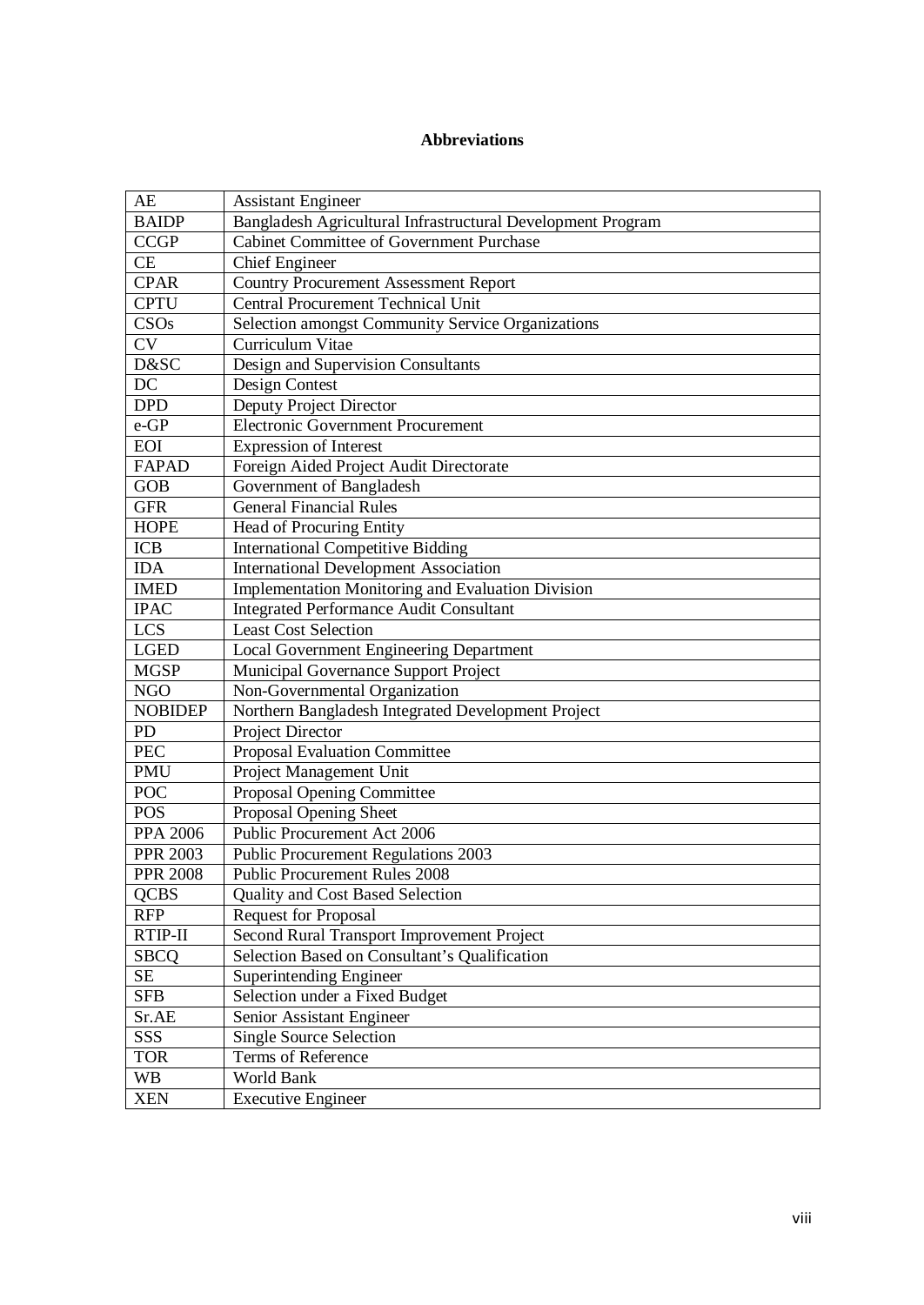## Abbreviations

| | |
|---|---|
| AE | Assistant Engineer |
| BAIDP | Bangladesh Agricultural Infrastructural Development Program |
| CCGP | Cabinet Committee of Government Purchase |
| CE | Chief Engineer |
| CPAR | Country Procurement Assessment Report |
| CPTU | Central Procurement Technical Unit |
| CSOs | Selection amongst Community Service Organizations |
| CV | Curriculum Vitae |
| D&SC | Design and Supervision Consultants |
| DC | Design Contest |
| DPD | Deputy Project Director |
| e-GP | Electronic Government Procurement |
| EOI | Expression of Interest |
| FAPAD | Foreign Aided Project Audit Directorate |
| GOB | Government of Bangladesh |
| GFR | General Financial Rules |
| HOPE | Head of Procuring Entity |
| ICB | International Competitive Bidding |
| IDA | International Development Association |
| IMED | Implementation Monitoring and Evaluation Division |
| IPAC | Integrated Performance Audit Consultant |
| LCS | Least Cost Selection |
| LGED | Local Government Engineering Department |
| MGSP | Municipal Governance Support Project |
| NGO | Non-Governmental Organization |
| NOBIDEP | Northern Bangladesh Integrated Development Project |
| PD | Project Director |
| PEC | Proposal Evaluation Committee |
| PMU | Project Management Unit |
| POC | Proposal Opening Committee |
| POS | Proposal Opening Sheet |
| PPA 2006 | Public Procurement Act 2006 |
| PPR 2003 | Public Procurement Regulations 2003 |
| PPR 2008 | Public Procurement Rules 2008 |
| QCBS | Quality and Cost Based Selection |
| RFP | Request for Proposal |
| RTIP-II | Second Rural Transport Improvement Project |
| SBCQ | Selection Based on Consultant's Qualification |
| SE | Superintending Engineer |
| SFB | Selection under a Fixed Budget |
| Sr.AE | Senior Assistant Engineer |
| SSS | Single Source Selection |
| TOR | Terms of Reference |
| WB | World Bank |
| XEN | Executive Engineer |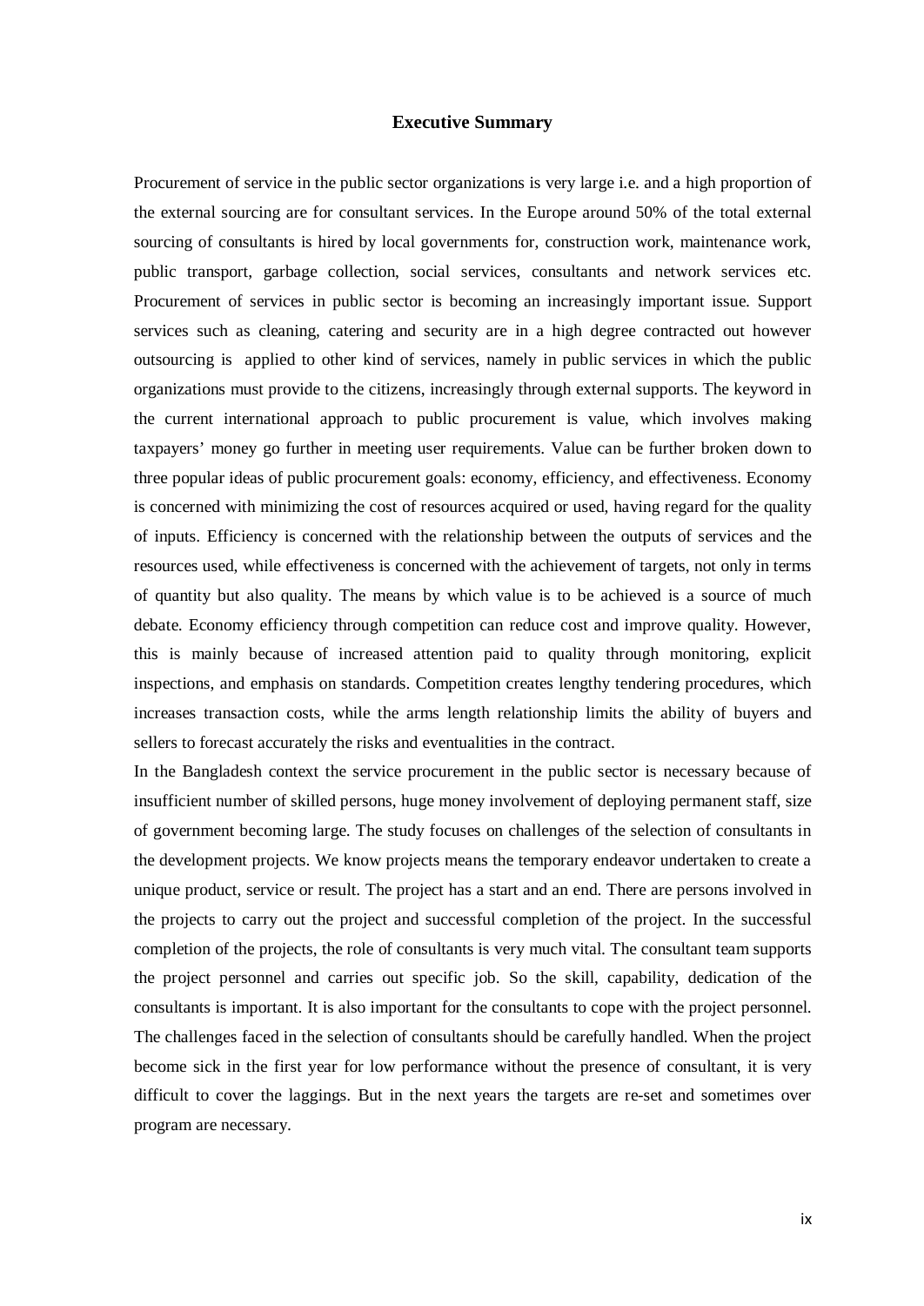## Executive Summary

Procurement of service in the public sector organizations is very large i.e. and a high proportion of the external sourcing are for consultant services. In the Europe around 50% of the total external sourcing of consultants is hired by local governments for, construction work, maintenance work, public transport, garbage collection, social services, consultants and network services etc. Procurement of services in public sector is becoming an increasingly important issue. Support services such as cleaning, catering and security are in a high degree contracted out however outsourcing is applied to other kind of services, namely in public services in which the public organizations must provide to the citizens, increasingly through external supports. The keyword in the current international approach to public procurement is value, which involves making taxpayers' money go further in meeting user requirements. Value can be further broken down to three popular ideas of public procurement goals: economy, efficiency, and effectiveness. Economy is concerned with minimizing the cost of resources acquired or used, having regard for the quality of inputs. Efficiency is concerned with the relationship between the outputs of services and the resources used, while effectiveness is concerned with the achievement of targets, not only in terms of quantity but also quality. The means by which value is to be achieved is a source of much debate. Economy efficiency through competition can reduce cost and improve quality. However, this is mainly because of increased attention paid to quality through monitoring, explicit inspections, and emphasis on standards. Competition creates lengthy tendering procedures, which increases transaction costs, while the arms length relationship limits the ability of buyers and sellers to forecast accurately the risks and eventualities in the contract.

In the Bangladesh context the service procurement in the public sector is necessary because of insufficient number of skilled persons, huge money involvement of deploying permanent staff, size of government becoming large. The study focuses on challenges of the selection of consultants in the development projects. We know projects means the temporary endeavor undertaken to create a unique product, service or result. The project has a start and an end. There are persons involved in the projects to carry out the project and successful completion of the project. In the successful completion of the projects, the role of consultants is very much vital. The consultant team supports the project personnel and carries out specific job. So the skill, capability, dedication of the consultants is important. It is also important for the consultants to cope with the project personnel. The challenges faced in the selection of consultants should be carefully handled. When the project become sick in the first year for low performance without the presence of consultant, it is very difficult to cover the laggings. But in the next years the targets are re-set and sometimes over program are necessary.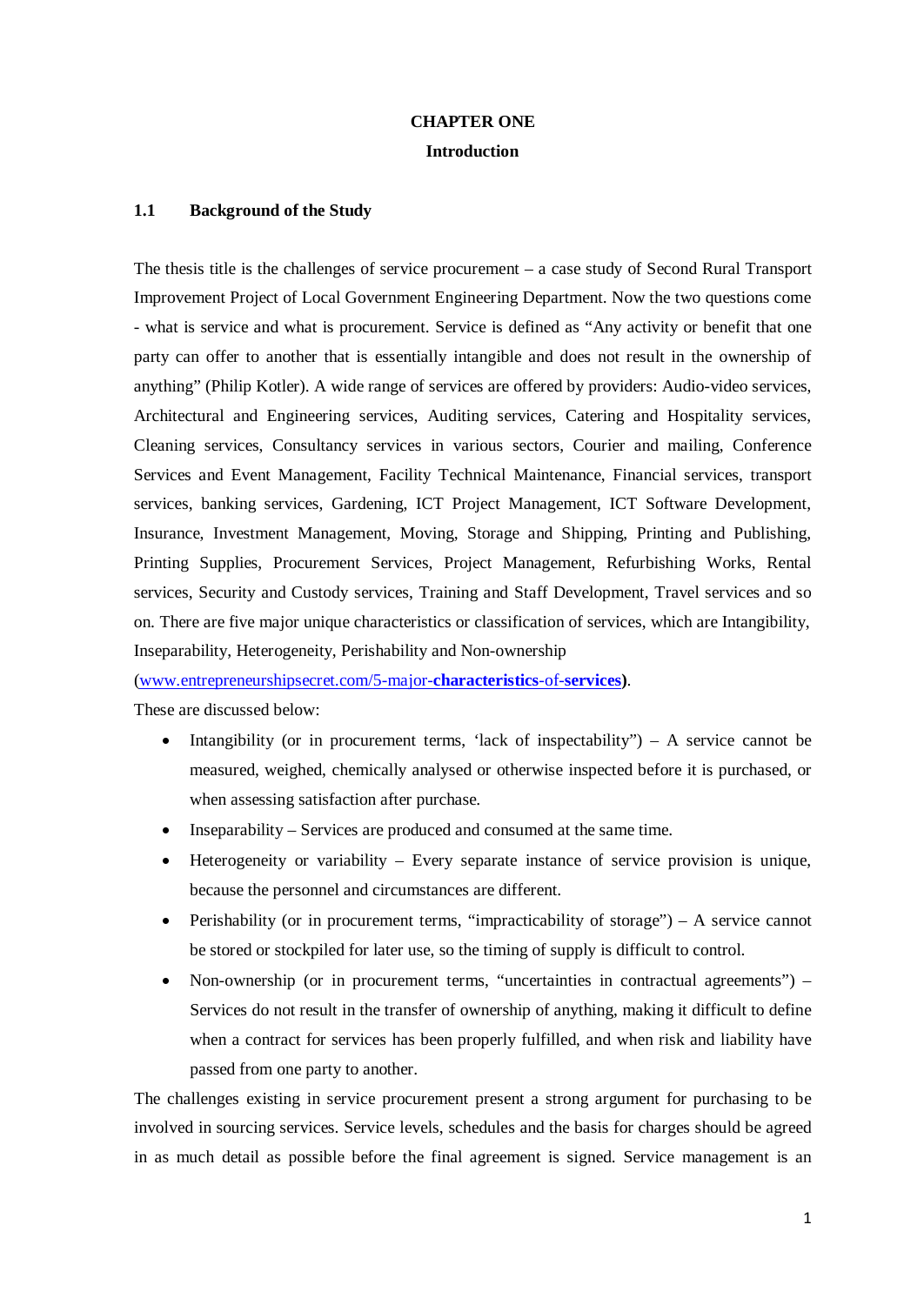# CHAPTER ONE

## Introduction

### 1.1 Background of the Study

The thesis title is the challenges of service procurement – a case study of Second Rural Transport Improvement Project of Local Government Engineering Department. Now the two questions come - what is service and what is procurement. Service is defined as "Any activity or benefit that one party can offer to another that is essentially intangible and does not result in the ownership of anything" (Philip Kotler). A wide range of services are offered by providers: Audio-video services, Architectural and Engineering services, Auditing services, Catering and Hospitality services, Cleaning services, Consultancy services in various sectors, Courier and mailing, Conference Services and Event Management, Facility Technical Maintenance, Financial services, transport services, banking services, Gardening, ICT Project Management, ICT Software Development, Insurance, Investment Management, Moving, Storage and Shipping, Printing and Publishing, Printing Supplies, Procurement Services, Project Management, Refurbishing Works, Rental services, Security and Custody services, Training and Staff Development, Travel services and so on. There are five major unique characteristics or classification of services, which are Intangibility, Inseparability, Heterogeneity, Perishability and Non-ownership (www.entrepreneurshipsecret.com/5-major-**characteristics**-of-**services**).

These are discussed below:

- Intangibility (or in procurement terms, 'lack of inspectability") – A service cannot be measured, weighed, chemically analysed or otherwise inspected before it is purchased, or when assessing satisfaction after purchase.
- Inseparability – Services are produced and consumed at the same time.
- Heterogeneity or variability – Every separate instance of service provision is unique, because the personnel and circumstances are different.
- Perishability (or in procurement terms, "impracticability of storage") – A service cannot be stored or stockpiled for later use, so the timing of supply is difficult to control.
- Non-ownership (or in procurement terms, "uncertainties in contractual agreements") – Services do not result in the transfer of ownership of anything, making it difficult to define when a contract for services has been properly fulfilled, and when risk and liability have passed from one party to another.

The challenges existing in service procurement present a strong argument for purchasing to be involved in sourcing services. Service levels, schedules and the basis for charges should be agreed in as much detail as possible before the final agreement is signed. Service management is an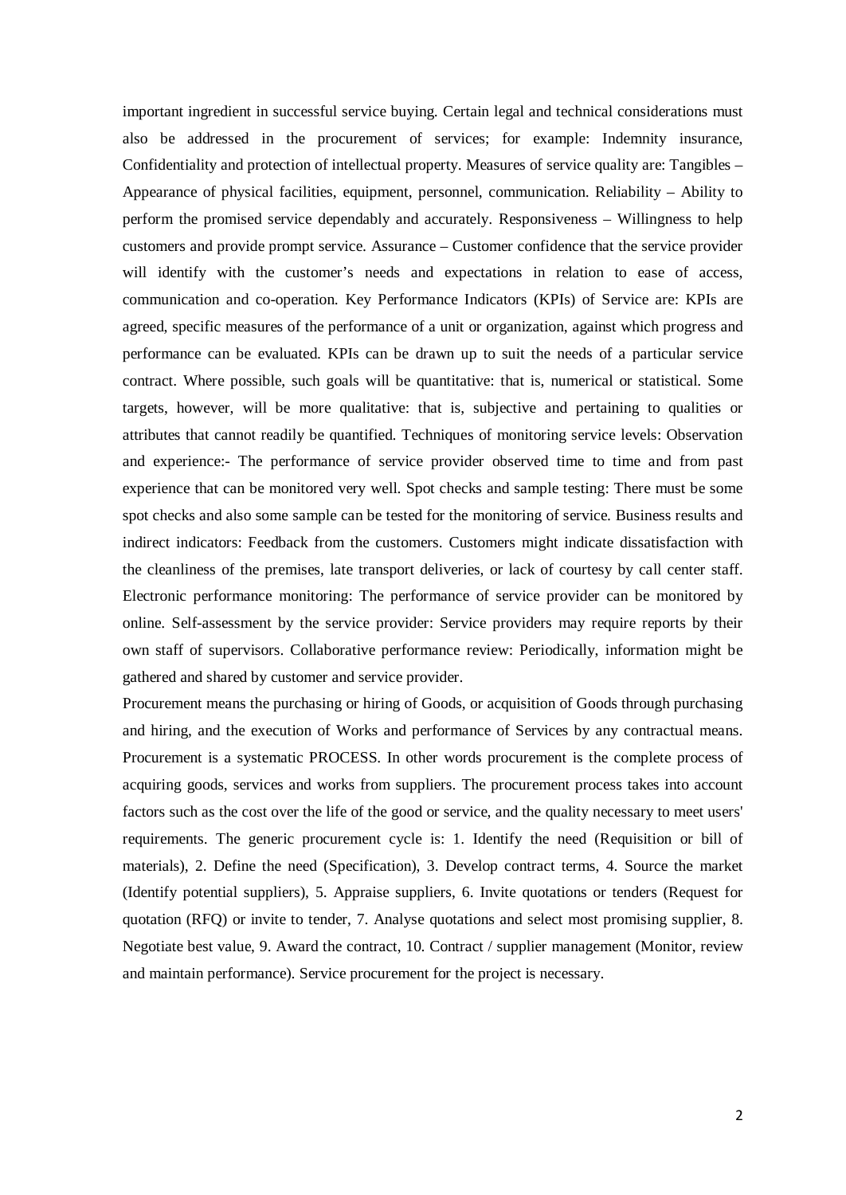important ingredient in successful service buying. Certain legal and technical considerations must also be addressed in the procurement of services; for example: Indemnity insurance, Confidentiality and protection of intellectual property. Measures of service quality are: Tangibles – Appearance of physical facilities, equipment, personnel, communication. Reliability – Ability to perform the promised service dependably and accurately. Responsiveness – Willingness to help customers and provide prompt service. Assurance – Customer confidence that the service provider will identify with the customer's needs and expectations in relation to ease of access, communication and co-operation. Key Performance Indicators (KPIs) of Service are: KPIs are agreed, specific measures of the performance of a unit or organization, against which progress and performance can be evaluated. KPIs can be drawn up to suit the needs of a particular service contract. Where possible, such goals will be quantitative: that is, numerical or statistical. Some targets, however, will be more qualitative: that is, subjective and pertaining to qualities or attributes that cannot readily be quantified. Techniques of monitoring service levels: Observation and experience:- The performance of service provider observed time to time and from past experience that can be monitored very well. Spot checks and sample testing: There must be some spot checks and also some sample can be tested for the monitoring of service. Business results and indirect indicators: Feedback from the customers. Customers might indicate dissatisfaction with the cleanliness of the premises, late transport deliveries, or lack of courtesy by call center staff. Electronic performance monitoring: The performance of service provider can be monitored by online. Self-assessment by the service provider: Service providers may require reports by their own staff of supervisors. Collaborative performance review: Periodically, information might be gathered and shared by customer and service provider.

Procurement means the purchasing or hiring of Goods, or acquisition of Goods through purchasing and hiring, and the execution of Works and performance of Services by any contractual means. Procurement is a systematic PROCESS. In other words procurement is the complete process of acquiring goods, services and works from suppliers. The procurement process takes into account factors such as the cost over the life of the good or service, and the quality necessary to meet users' requirements. The generic procurement cycle is: 1. Identify the need (Requisition or bill of materials), 2. Define the need (Specification), 3. Develop contract terms, 4. Source the market (Identify potential suppliers), 5. Appraise suppliers, 6. Invite quotations or tenders (Request for quotation (RFQ) or invite to tender, 7. Analyse quotations and select most promising supplier, 8. Negotiate best value, 9. Award the contract, 10. Contract / supplier management (Monitor, review and maintain performance). Service procurement for the project is necessary.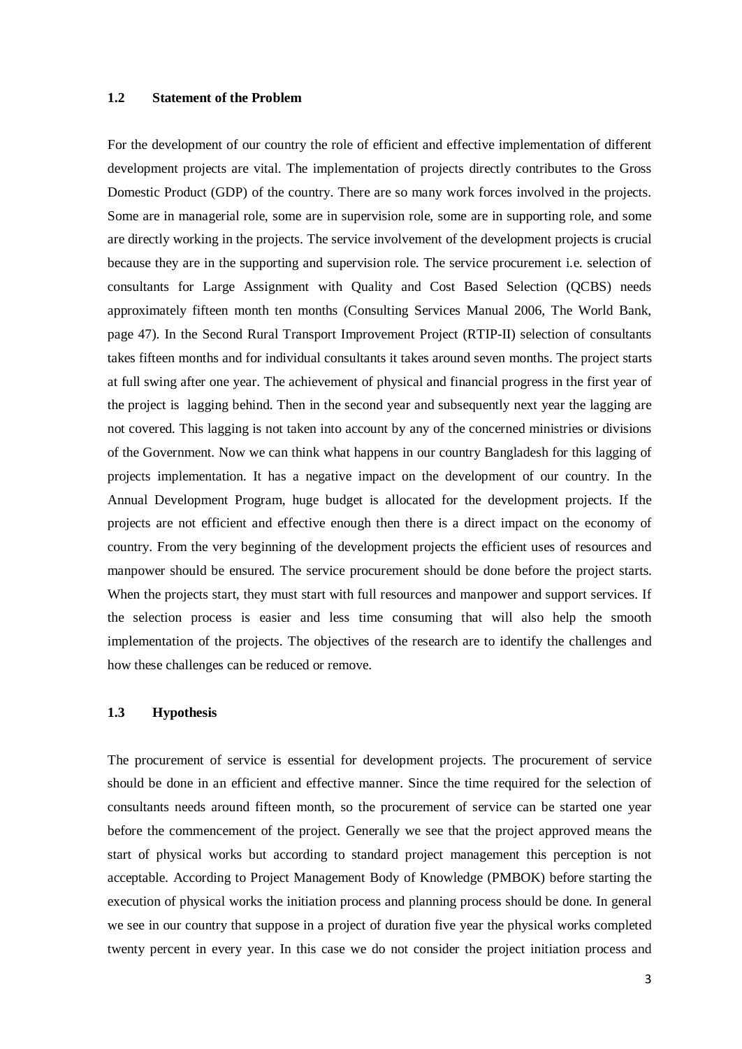### 1.2 Statement of the Problem

For the development of our country the role of efficient and effective implementation of different development projects are vital. The implementation of projects directly contributes to the Gross Domestic Product (GDP) of the country. There are so many work forces involved in the projects. Some are in managerial role, some are in supervision role, some are in supporting role, and some are directly working in the projects. The service involvement of the development projects is crucial because they are in the supporting and supervision role. The service procurement i.e. selection of consultants for Large Assignment with Quality and Cost Based Selection (QCBS) needs approximately fifteen month ten months (Consulting Services Manual 2006, The World Bank, page 47). In the Second Rural Transport Improvement Project (RTIP-II) selection of consultants takes fifteen months and for individual consultants it takes around seven months. The project starts at full swing after one year. The achievement of physical and financial progress in the first year of the project is lagging behind. Then in the second year and subsequently next year the lagging are not covered. This lagging is not taken into account by any of the concerned ministries or divisions of the Government. Now we can think what happens in our country Bangladesh for this lagging of projects implementation. It has a negative impact on the development of our country. In the Annual Development Program, huge budget is allocated for the development projects. If the projects are not efficient and effective enough then there is a direct impact on the economy of country. From the very beginning of the development projects the efficient uses of resources and manpower should be ensured. The service procurement should be done before the project starts. When the projects start, they must start with full resources and manpower and support services. If the selection process is easier and less time consuming that will also help the smooth implementation of the projects. The objectives of the research are to identify the challenges and how these challenges can be reduced or remove.

### 1.3 Hypothesis

The procurement of service is essential for development projects. The procurement of service should be done in an efficient and effective manner. Since the time required for the selection of consultants needs around fifteen month, so the procurement of service can be started one year before the commencement of the project. Generally we see that the project approved means the start of physical works but according to standard project management this perception is not acceptable. According to Project Management Body of Knowledge (PMBOK) before starting the execution of physical works the initiation process and planning process should be done. In general we see in our country that suppose in a project of duration five year the physical works completed twenty percent in every year. In this case we do not consider the project initiation process and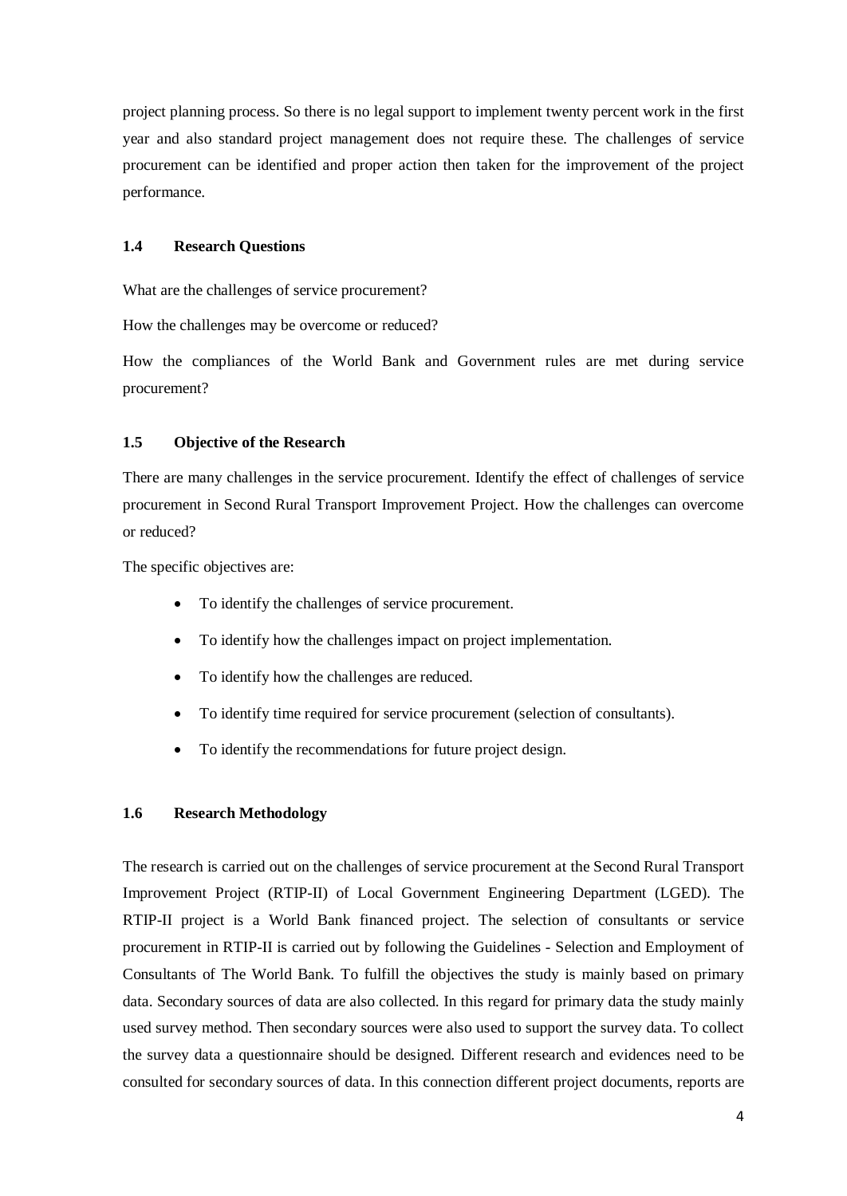project planning process. So there is no legal support to implement twenty percent work in the first year and also standard project management does not require these. The challenges of service procurement can be identified and proper action then taken for the improvement of the project performance.

### 1.4 Research Questions

What are the challenges of service procurement?

How the challenges may be overcome or reduced?

How the compliances of the World Bank and Government rules are met during service procurement?

### 1.5 Objective of the Research

There are many challenges in the service procurement. Identify the effect of challenges of service procurement in Second Rural Transport Improvement Project. How the challenges can overcome or reduced?

The specific objectives are:

- To identify the challenges of service procurement.
- To identify how the challenges impact on project implementation.
- To identify how the challenges are reduced.
- To identify time required for service procurement (selection of consultants).
- To identify the recommendations for future project design.

### 1.6 Research Methodology

The research is carried out on the challenges of service procurement at the Second Rural Transport Improvement Project (RTIP-II) of Local Government Engineering Department (LGED). The RTIP-II project is a World Bank financed project. The selection of consultants or service procurement in RTIP-II is carried out by following the Guidelines - Selection and Employment of Consultants of The World Bank. To fulfill the objectives the study is mainly based on primary data. Secondary sources of data are also collected. In this regard for primary data the study mainly used survey method. Then secondary sources were also used to support the survey data. To collect the survey data a questionnaire should be designed. Different research and evidences need to be consulted for secondary sources of data. In this connection different project documents, reports are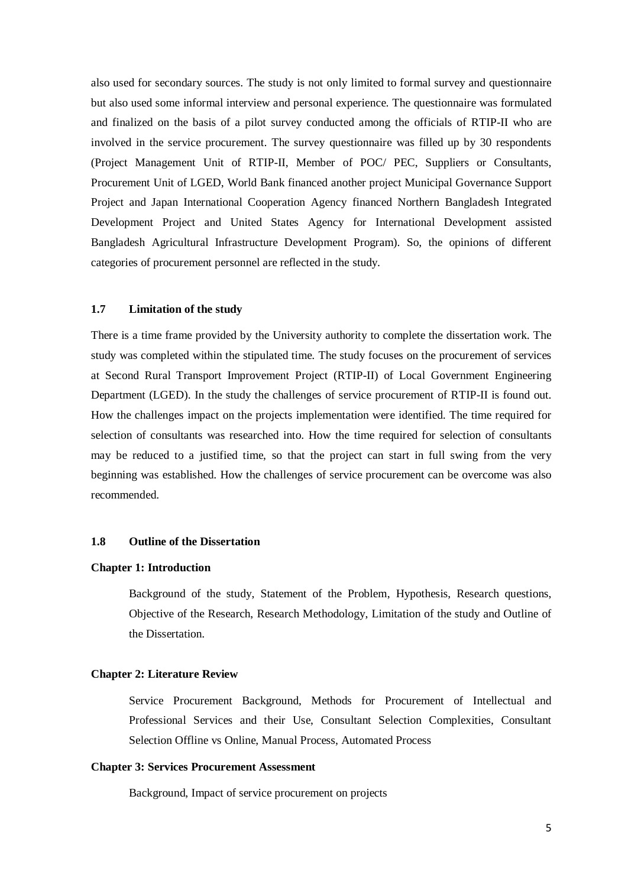also used for secondary sources. The study is not only limited to formal survey and questionnaire but also used some informal interview and personal experience. The questionnaire was formulated and finalized on the basis of a pilot survey conducted among the officials of RTIP-II who are involved in the service procurement. The survey questionnaire was filled up by 30 respondents (Project Management Unit of RTIP-II, Member of POC/ PEC, Suppliers or Consultants, Procurement Unit of LGED, World Bank financed another project Municipal Governance Support Project and Japan International Cooperation Agency financed Northern Bangladesh Integrated Development Project and United States Agency for International Development assisted Bangladesh Agricultural Infrastructure Development Program). So, the opinions of different categories of procurement personnel are reflected in the study.

### 1.7 Limitation of the study

There is a time frame provided by the University authority to complete the dissertation work. The study was completed within the stipulated time. The study focuses on the procurement of services at Second Rural Transport Improvement Project (RTIP-II) of Local Government Engineering Department (LGED). In the study the challenges of service procurement of RTIP-II is found out. How the challenges impact on the projects implementation were identified. The time required for selection of consultants was researched into. How the time required for selection of consultants may be reduced to a justified time, so that the project can start in full swing from the very beginning was established. How the challenges of service procurement can be overcome was also recommended.

### 1.8 Outline of the Dissertation

**Chapter 1: Introduction**

Background of the study, Statement of the Problem, Hypothesis, Research questions, Objective of the Research, Research Methodology, Limitation of the study and Outline of the Dissertation.

**Chapter 2: Literature Review**

Service Procurement Background, Methods for Procurement of Intellectual and Professional Services and their Use, Consultant Selection Complexities, Consultant Selection Offline vs Online, Manual Process, Automated Process

**Chapter 3: Services Procurement Assessment**

Background, Impact of service procurement on projects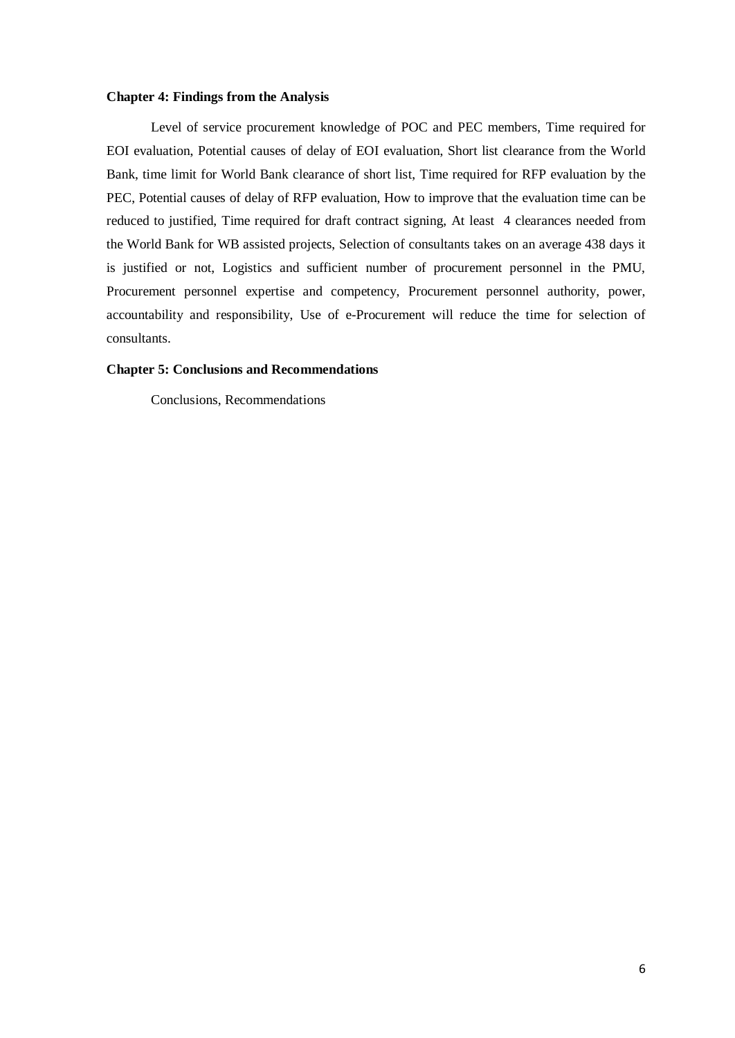**Chapter 4: Findings from the Analysis**

Level of service procurement knowledge of POC and PEC members, Time required for EOI evaluation, Potential causes of delay of EOI evaluation, Short list clearance from the World Bank, time limit for World Bank clearance of short list, Time required for RFP evaluation by the PEC, Potential causes of delay of RFP evaluation, How to improve that the evaluation time can be reduced to justified, Time required for draft contract signing, At least 4 clearances needed from the World Bank for WB assisted projects, Selection of consultants takes on an average 438 days it is justified or not, Logistics and sufficient number of procurement personnel in the PMU, Procurement personnel expertise and competency, Procurement personnel authority, power, accountability and responsibility, Use of e-Procurement will reduce the time for selection of consultants.

**Chapter 5: Conclusions and Recommendations**

Conclusions, Recommendations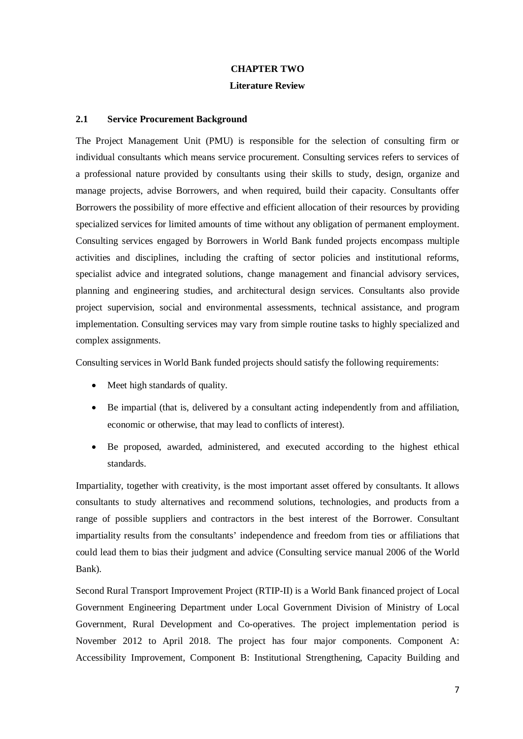# CHAPTER TWO

## Literature Review

### 2.1 Service Procurement Background

The Project Management Unit (PMU) is responsible for the selection of consulting firm or individual consultants which means service procurement. Consulting services refers to services of a professional nature provided by consultants using their skills to study, design, organize and manage projects, advise Borrowers, and when required, build their capacity. Consultants offer Borrowers the possibility of more effective and efficient allocation of their resources by providing specialized services for limited amounts of time without any obligation of permanent employment. Consulting services engaged by Borrowers in World Bank funded projects encompass multiple activities and disciplines, including the crafting of sector policies and institutional reforms, specialist advice and integrated solutions, change management and financial advisory services, planning and engineering studies, and architectural design services. Consultants also provide project supervision, social and environmental assessments, technical assistance, and program implementation. Consulting services may vary from simple routine tasks to highly specialized and complex assignments.

Consulting services in World Bank funded projects should satisfy the following requirements:

- Meet high standards of quality.
- Be impartial (that is, delivered by a consultant acting independently from and affiliation, economic or otherwise, that may lead to conflicts of interest).
- Be proposed, awarded, administered, and executed according to the highest ethical standards.

Impartiality, together with creativity, is the most important asset offered by consultants. It allows consultants to study alternatives and recommend solutions, technologies, and products from a range of possible suppliers and contractors in the best interest of the Borrower. Consultant impartiality results from the consultants' independence and freedom from ties or affiliations that could lead them to bias their judgment and advice (Consulting service manual 2006 of the World Bank).

Second Rural Transport Improvement Project (RTIP-II) is a World Bank financed project of Local Government Engineering Department under Local Government Division of Ministry of Local Government, Rural Development and Co-operatives. The project implementation period is November 2012 to April 2018. The project has four major components. Component A: Accessibility Improvement, Component B: Institutional Strengthening, Capacity Building and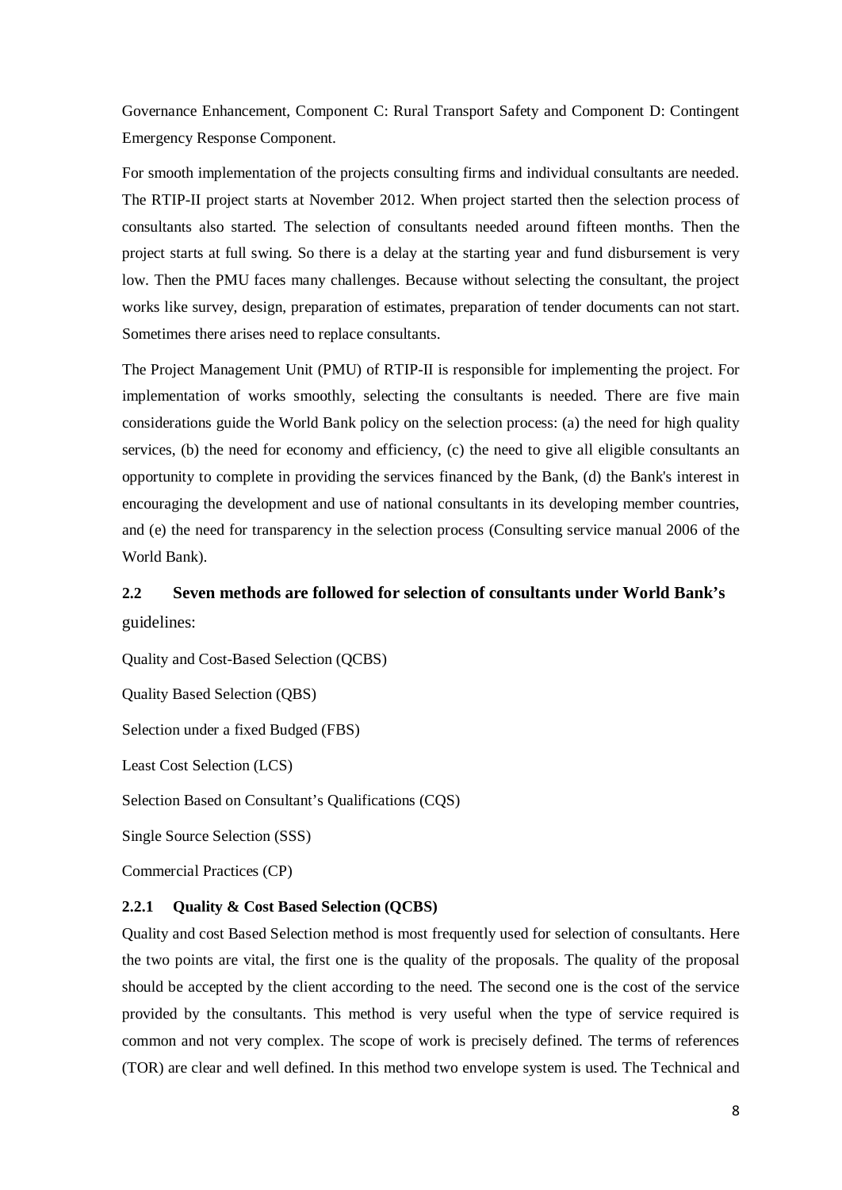Governance Enhancement, Component C: Rural Transport Safety and Component D: Contingent Emergency Response Component.

For smooth implementation of the projects consulting firms and individual consultants are needed. The RTIP-II project starts at November 2012. When project started then the selection process of consultants also started. The selection of consultants needed around fifteen months. Then the project starts at full swing. So there is a delay at the starting year and fund disbursement is very low. Then the PMU faces many challenges. Because without selecting the consultant, the project works like survey, design, preparation of estimates, preparation of tender documents can not start. Sometimes there arises need to replace consultants.

The Project Management Unit (PMU) of RTIP-II is responsible for implementing the project. For implementation of works smoothly, selecting the consultants is needed. There are five main considerations guide the World Bank policy on the selection process: (a) the need for high quality services, (b) the need for economy and efficiency, (c) the need to give all eligible consultants an opportunity to complete in providing the services financed by the Bank, (d) the Bank's interest in encouraging the development and use of national consultants in its developing member countries, and (e) the need for transparency in the selection process (Consulting service manual 2006 of the World Bank).

## 2.2 Seven methods are followed for selection of consultants under World Bank's guidelines:

Quality and Cost-Based Selection (QCBS)

Quality Based Selection (QBS)

Selection under a fixed Budged (FBS)

Least Cost Selection (LCS)

Selection Based on Consultant's Qualifications (CQS)

Single Source Selection (SSS)

Commercial Practices (CP)

### 2.2.1 Quality & Cost Based Selection (QCBS)

Quality and cost Based Selection method is most frequently used for selection of consultants. Here the two points are vital, the first one is the quality of the proposals. The quality of the proposal should be accepted by the client according to the need. The second one is the cost of the service provided by the consultants. This method is very useful when the type of service required is common and not very complex. The scope of work is precisely defined. The terms of references (TOR) are clear and well defined. In this method two envelope system is used. The Technical and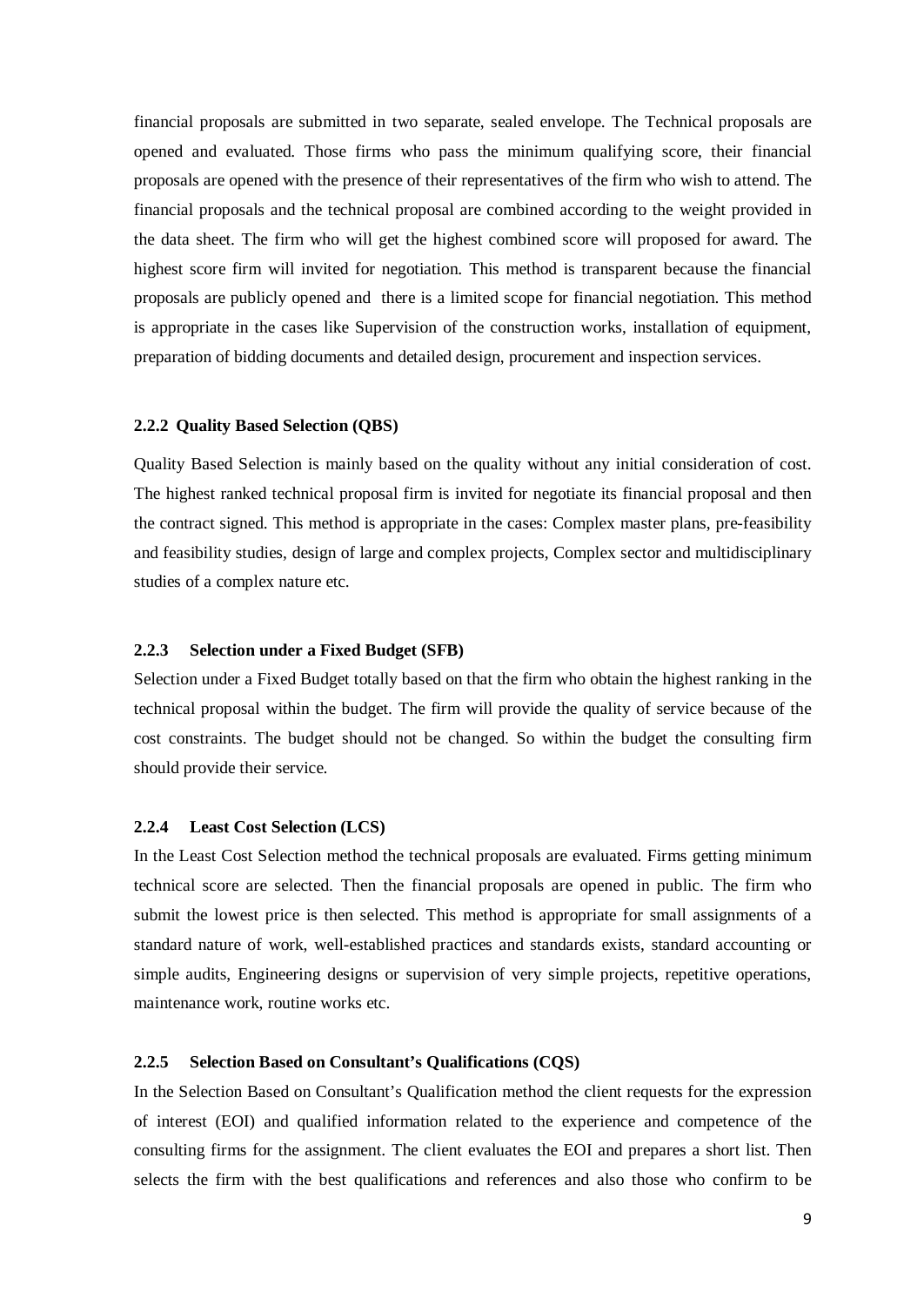financial proposals are submitted in two separate, sealed envelope. The Technical proposals are opened and evaluated. Those firms who pass the minimum qualifying score, their financial proposals are opened with the presence of their representatives of the firm who wish to attend. The financial proposals and the technical proposal are combined according to the weight provided in the data sheet. The firm who will get the highest combined score will proposed for award. The highest score firm will invited for negotiation. This method is transparent because the financial proposals are publicly opened and there is a limited scope for financial negotiation. This method is appropriate in the cases like Supervision of the construction works, installation of equipment, preparation of bidding documents and detailed design, procurement and inspection services.

### 2.2.2 Quality Based Selection (QBS)

Quality Based Selection is mainly based on the quality without any initial consideration of cost. The highest ranked technical proposal firm is invited for negotiate its financial proposal and then the contract signed. This method is appropriate in the cases: Complex master plans, pre-feasibility and feasibility studies, design of large and complex projects, Complex sector and multidisciplinary studies of a complex nature etc.

### 2.2.3 Selection under a Fixed Budget (SFB)

Selection under a Fixed Budget totally based on that the firm who obtain the highest ranking in the technical proposal within the budget. The firm will provide the quality of service because of the cost constraints. The budget should not be changed. So within the budget the consulting firm should provide their service.

### 2.2.4 Least Cost Selection (LCS)

In the Least Cost Selection method the technical proposals are evaluated. Firms getting minimum technical score are selected. Then the financial proposals are opened in public. The firm who submit the lowest price is then selected. This method is appropriate for small assignments of a standard nature of work, well-established practices and standards exists, standard accounting or simple audits, Engineering designs or supervision of very simple projects, repetitive operations, maintenance work, routine works etc.

### 2.2.5 Selection Based on Consultant's Qualifications (CQS)

In the Selection Based on Consultant's Qualification method the client requests for the expression of interest (EOI) and qualified information related to the experience and competence of the consulting firms for the assignment. The client evaluates the EOI and prepares a short list. Then selects the firm with the best qualifications and references and also those who confirm to be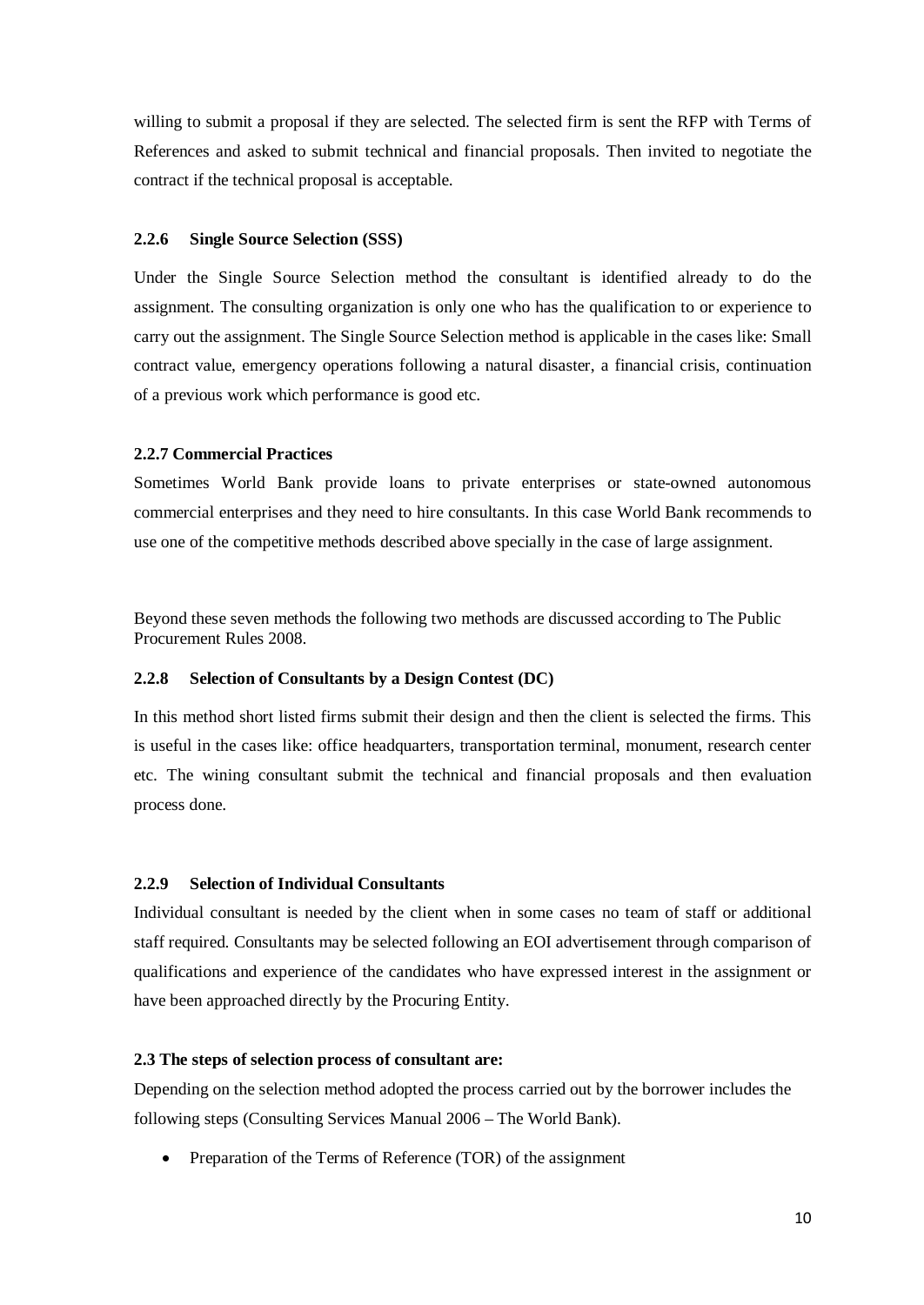willing to submit a proposal if they are selected. The selected firm is sent the RFP with Terms of References and asked to submit technical and financial proposals. Then invited to negotiate the contract if the technical proposal is acceptable.

### 2.2.6 Single Source Selection (SSS)

Under the Single Source Selection method the consultant is identified already to do the assignment. The consulting organization is only one who has the qualification to or experience to carry out the assignment. The Single Source Selection method is applicable in the cases like: Small contract value, emergency operations following a natural disaster, a financial crisis, continuation of a previous work which performance is good etc.

### 2.2.7 Commercial Practices

Sometimes World Bank provide loans to private enterprises or state-owned autonomous commercial enterprises and they need to hire consultants. In this case World Bank recommends to use one of the competitive methods described above specially in the case of large assignment.

Beyond these seven methods the following two methods are discussed according to The Public Procurement Rules 2008.

### 2.2.8 Selection of Consultants by a Design Contest (DC)

In this method short listed firms submit their design and then the client is selected the firms. This is useful in the cases like: office headquarters, transportation terminal, monument, research center etc. The wining consultant submit the technical and financial proposals and then evaluation process done.

### 2.2.9 Selection of Individual Consultants

Individual consultant is needed by the client when in some cases no team of staff or additional staff required. Consultants may be selected following an EOI advertisement through comparison of qualifications and experience of the candidates who have expressed interest in the assignment or have been approached directly by the Procuring Entity.

### 2.3 The steps of selection process of consultant are:

Depending on the selection method adopted the process carried out by the borrower includes the following steps (Consulting Services Manual 2006 – The World Bank).

- Preparation of the Terms of Reference (TOR) of the assignment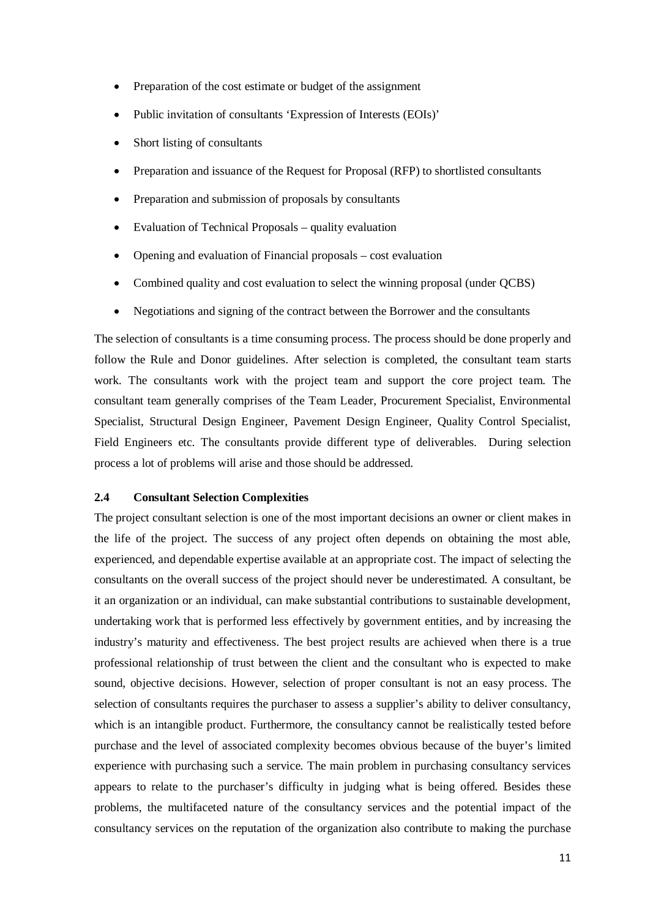- Preparation of the cost estimate or budget of the assignment
- Public invitation of consultants 'Expression of Interests (EOIs)'
- Short listing of consultants
- Preparation and issuance of the Request for Proposal (RFP) to shortlisted consultants
- Preparation and submission of proposals by consultants
- Evaluation of Technical Proposals – quality evaluation
- Opening and evaluation of Financial proposals – cost evaluation
- Combined quality and cost evaluation to select the winning proposal (under QCBS)
- Negotiations and signing of the contract between the Borrower and the consultants

The selection of consultants is a time consuming process. The process should be done properly and follow the Rule and Donor guidelines. After selection is completed, the consultant team starts work. The consultants work with the project team and support the core project team. The consultant team generally comprises of the Team Leader, Procurement Specialist, Environmental Specialist, Structural Design Engineer, Pavement Design Engineer, Quality Control Specialist, Field Engineers etc. The consultants provide different type of deliverables. During selection process a lot of problems will arise and those should be addressed.

### 2.4 Consultant Selection Complexities

The project consultant selection is one of the most important decisions an owner or client makes in the life of the project. The success of any project often depends on obtaining the most able, experienced, and dependable expertise available at an appropriate cost. The impact of selecting the consultants on the overall success of the project should never be underestimated. A consultant, be it an organization or an individual, can make substantial contributions to sustainable development, undertaking work that is performed less effectively by government entities, and by increasing the industry's maturity and effectiveness. The best project results are achieved when there is a true professional relationship of trust between the client and the consultant who is expected to make sound, objective decisions. However, selection of proper consultant is not an easy process. The selection of consultants requires the purchaser to assess a supplier's ability to deliver consultancy, which is an intangible product. Furthermore, the consultancy cannot be realistically tested before purchase and the level of associated complexity becomes obvious because of the buyer's limited experience with purchasing such a service. The main problem in purchasing consultancy services appears to relate to the purchaser's difficulty in judging what is being offered. Besides these problems, the multifaceted nature of the consultancy services and the potential impact of the consultancy services on the reputation of the organization also contribute to making the purchase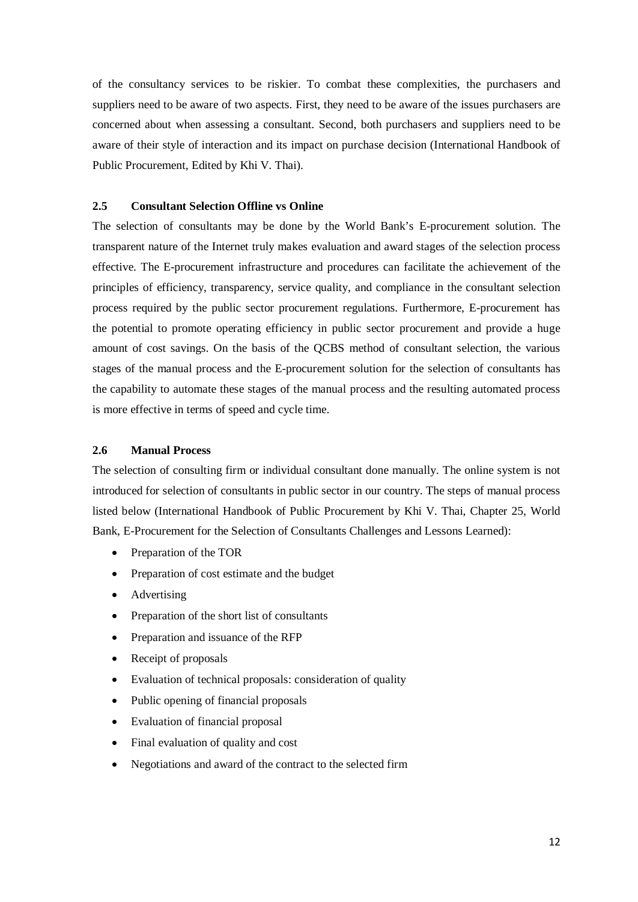of the consultancy services to be riskier. To combat these complexities, the purchasers and suppliers need to be aware of two aspects. First, they need to be aware of the issues purchasers are concerned about when assessing a consultant. Second, both purchasers and suppliers need to be aware of their style of interaction and its impact on purchase decision (International Handbook of Public Procurement, Edited by Khi V. Thai).

### 2.5 Consultant Selection Offline vs Online

The selection of consultants may be done by the World Bank's E-procurement solution. The transparent nature of the Internet truly makes evaluation and award stages of the selection process effective. The E-procurement infrastructure and procedures can facilitate the achievement of the principles of efficiency, transparency, service quality, and compliance in the consultant selection process required by the public sector procurement regulations. Furthermore, E-procurement has the potential to promote operating efficiency in public sector procurement and provide a huge amount of cost savings. On the basis of the QCBS method of consultant selection, the various stages of the manual process and the E-procurement solution for the selection of consultants has the capability to automate these stages of the manual process and the resulting automated process is more effective in terms of speed and cycle time.

### 2.6 Manual Process

The selection of consulting firm or individual consultant done manually. The online system is not introduced for selection of consultants in public sector in our country. The steps of manual process listed below (International Handbook of Public Procurement by Khi V. Thai, Chapter 25, World Bank, E-Procurement for the Selection of Consultants Challenges and Lessons Learned):

- Preparation of the TOR
- Preparation of cost estimate and the budget
- Advertising
- Preparation of the short list of consultants
- Preparation and issuance of the RFP
- Receipt of proposals
- Evaluation of technical proposals: consideration of quality
- Public opening of financial proposals
- Evaluation of financial proposal
- Final evaluation of quality and cost
- Negotiations and award of the contract to the selected firm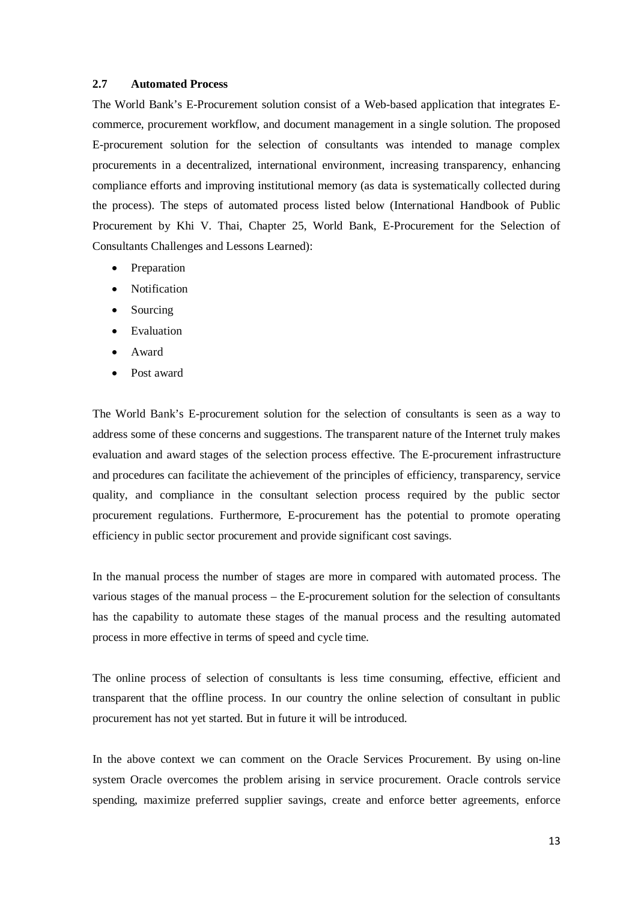### 2.7 Automated Process

The World Bank's E-Procurement solution consist of a Web-based application that integrates E-commerce, procurement workflow, and document management in a single solution. The proposed E-procurement solution for the selection of consultants was intended to manage complex procurements in a decentralized, international environment, increasing transparency, enhancing compliance efforts and improving institutional memory (as data is systematically collected during the process). The steps of automated process listed below (International Handbook of Public Procurement by Khi V. Thai, Chapter 25, World Bank, E-Procurement for the Selection of Consultants Challenges and Lessons Learned):

- Preparation
- Notification
- Sourcing
- Evaluation
- Award
- Post award

The World Bank's E-procurement solution for the selection of consultants is seen as a way to address some of these concerns and suggestions. The transparent nature of the Internet truly makes evaluation and award stages of the selection process effective. The E-procurement infrastructure and procedures can facilitate the achievement of the principles of efficiency, transparency, service quality, and compliance in the consultant selection process required by the public sector procurement regulations. Furthermore, E-procurement has the potential to promote operating efficiency in public sector procurement and provide significant cost savings.

In the manual process the number of stages are more in compared with automated process. The various stages of the manual process – the E-procurement solution for the selection of consultants has the capability to automate these stages of the manual process and the resulting automated process in more effective in terms of speed and cycle time.

The online process of selection of consultants is less time consuming, effective, efficient and transparent that the offline process. In our country the online selection of consultant in public procurement has not yet started. But in future it will be introduced.

In the above context we can comment on the Oracle Services Procurement. By using on-line system Oracle overcomes the problem arising in service procurement. Oracle controls service spending, maximize preferred supplier savings, create and enforce better agreements, enforce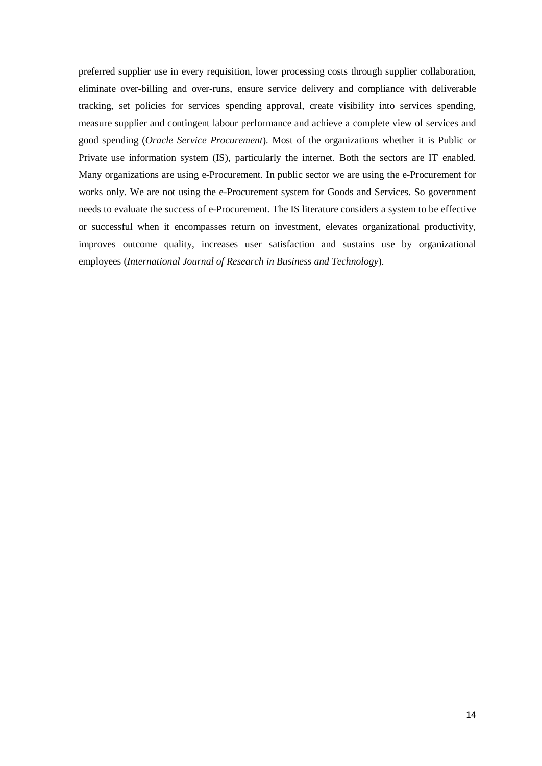preferred supplier use in every requisition, lower processing costs through supplier collaboration, eliminate over-billing and over-runs, ensure service delivery and compliance with deliverable tracking, set policies for services spending approval, create visibility into services spending, measure supplier and contingent labour performance and achieve a complete view of services and good spending (*Oracle Service Procurement*). Most of the organizations whether it is Public or Private use information system (IS), particularly the internet. Both the sectors are IT enabled. Many organizations are using e-Procurement. In public sector we are using the e-Procurement for works only. We are not using the e-Procurement system for Goods and Services. So government needs to evaluate the success of e-Procurement. The IS literature considers a system to be effective or successful when it encompasses return on investment, elevates organizational productivity, improves outcome quality, increases user satisfaction and sustains use by organizational employees (*International Journal of Research in Business and Technology*).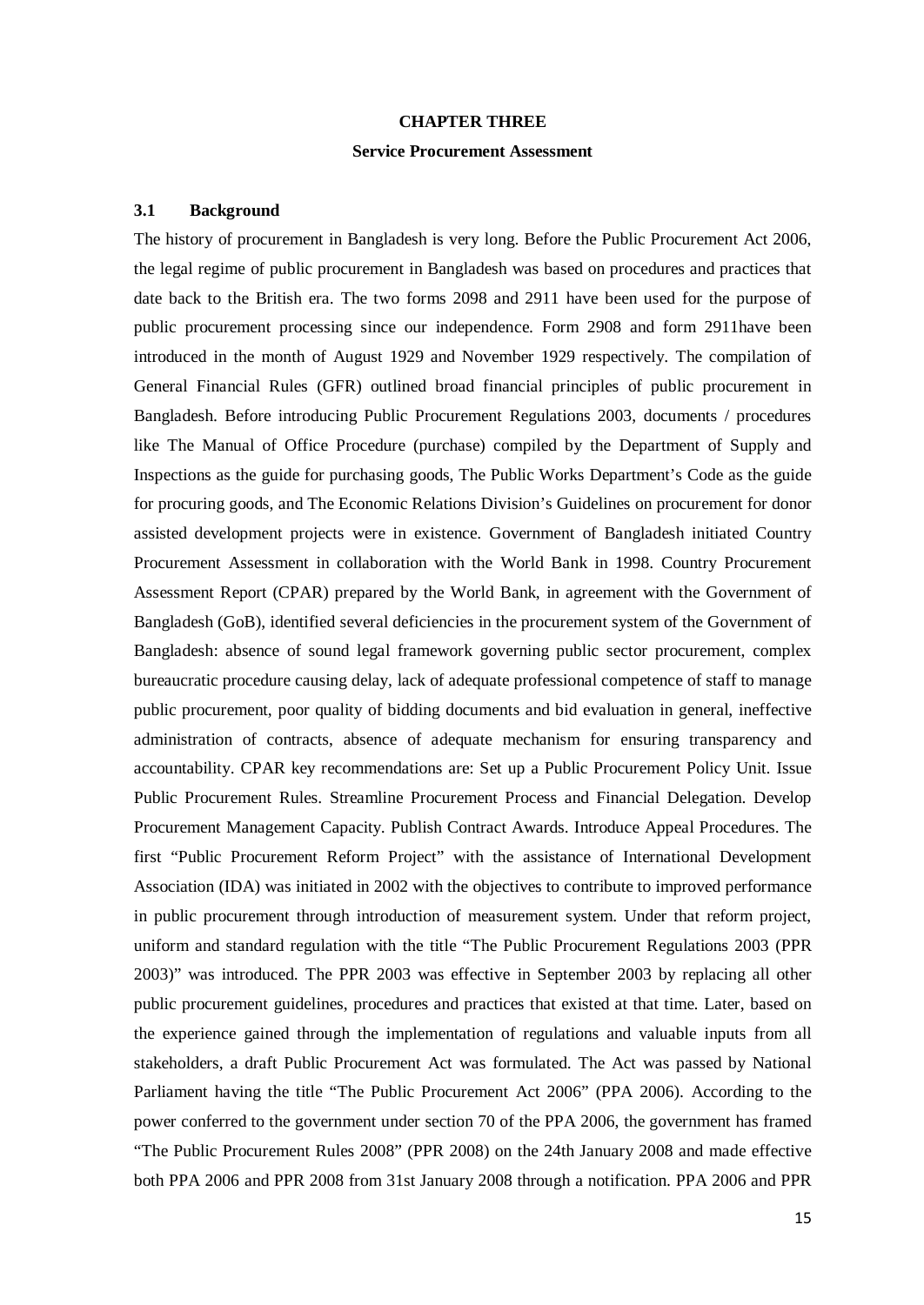# CHAPTER THREE

## Service Procurement Assessment

### 3.1 Background

The history of procurement in Bangladesh is very long. Before the Public Procurement Act 2006, the legal regime of public procurement in Bangladesh was based on procedures and practices that date back to the British era. The two forms 2098 and 2911 have been used for the purpose of public procurement processing since our independence. Form 2908 and form 2911have been introduced in the month of August 1929 and November 1929 respectively. The compilation of General Financial Rules (GFR) outlined broad financial principles of public procurement in Bangladesh. Before introducing Public Procurement Regulations 2003, documents / procedures like The Manual of Office Procedure (purchase) compiled by the Department of Supply and Inspections as the guide for purchasing goods, The Public Works Department's Code as the guide for procuring goods, and The Economic Relations Division's Guidelines on procurement for donor assisted development projects were in existence. Government of Bangladesh initiated Country Procurement Assessment in collaboration with the World Bank in 1998. Country Procurement Assessment Report (CPAR) prepared by the World Bank, in agreement with the Government of Bangladesh (GoB), identified several deficiencies in the procurement system of the Government of Bangladesh: absence of sound legal framework governing public sector procurement, complex bureaucratic procedure causing delay, lack of adequate professional competence of staff to manage public procurement, poor quality of bidding documents and bid evaluation in general, ineffective administration of contracts, absence of adequate mechanism for ensuring transparency and accountability. CPAR key recommendations are: Set up a Public Procurement Policy Unit. Issue Public Procurement Rules. Streamline Procurement Process and Financial Delegation. Develop Procurement Management Capacity. Publish Contract Awards. Introduce Appeal Procedures. The first "Public Procurement Reform Project" with the assistance of International Development Association (IDA) was initiated in 2002 with the objectives to contribute to improved performance in public procurement through introduction of measurement system. Under that reform project, uniform and standard regulation with the title "The Public Procurement Regulations 2003 (PPR 2003)" was introduced. The PPR 2003 was effective in September 2003 by replacing all other public procurement guidelines, procedures and practices that existed at that time. Later, based on the experience gained through the implementation of regulations and valuable inputs from all stakeholders, a draft Public Procurement Act was formulated. The Act was passed by National Parliament having the title "The Public Procurement Act 2006" (PPA 2006). According to the power conferred to the government under section 70 of the PPA 2006, the government has framed "The Public Procurement Rules 2008" (PPR 2008) on the 24th January 2008 and made effective both PPA 2006 and PPR 2008 from 31st January 2008 through a notification. PPA 2006 and PPR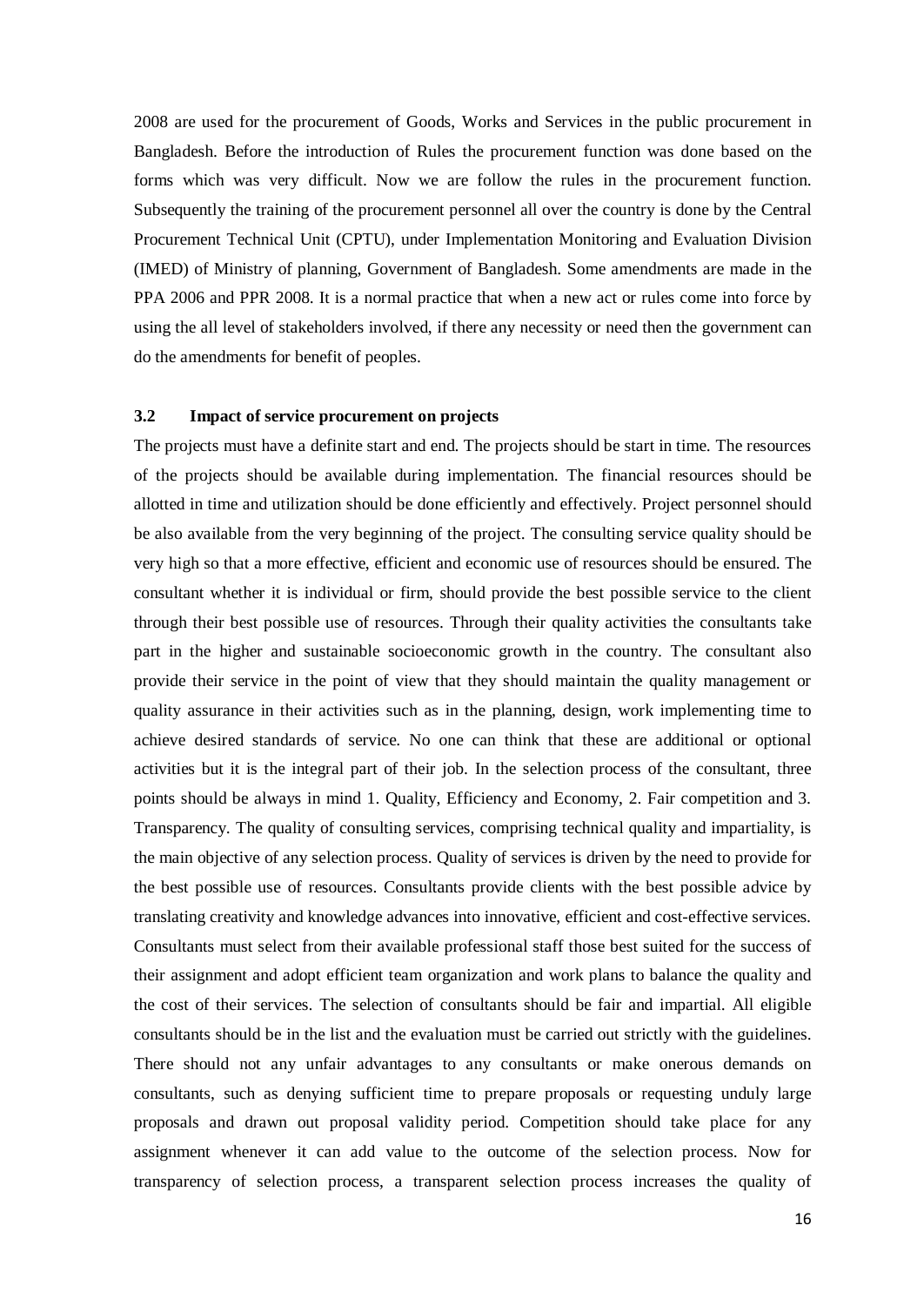2008 are used for the procurement of Goods, Works and Services in the public procurement in Bangladesh. Before the introduction of Rules the procurement function was done based on the forms which was very difficult. Now we are follow the rules in the procurement function. Subsequently the training of the procurement personnel all over the country is done by the Central Procurement Technical Unit (CPTU), under Implementation Monitoring and Evaluation Division (IMED) of Ministry of planning, Government of Bangladesh. Some amendments are made in the PPA 2006 and PPR 2008. It is a normal practice that when a new act or rules come into force by using the all level of stakeholders involved, if there any necessity or need then the government can do the amendments for benefit of peoples.

### 3.2 Impact of service procurement on projects

The projects must have a definite start and end. The projects should be start in time. The resources of the projects should be available during implementation. The financial resources should be allotted in time and utilization should be done efficiently and effectively. Project personnel should be also available from the very beginning of the project. The consulting service quality should be very high so that a more effective, efficient and economic use of resources should be ensured. The consultant whether it is individual or firm, should provide the best possible service to the client through their best possible use of resources. Through their quality activities the consultants take part in the higher and sustainable socioeconomic growth in the country. The consultant also provide their service in the point of view that they should maintain the quality management or quality assurance in their activities such as in the planning, design, work implementing time to achieve desired standards of service. No one can think that these are additional or optional activities but it is the integral part of their job. In the selection process of the consultant, three points should be always in mind 1. Quality, Efficiency and Economy, 2. Fair competition and 3. Transparency. The quality of consulting services, comprising technical quality and impartiality, is the main objective of any selection process. Quality of services is driven by the need to provide for the best possible use of resources. Consultants provide clients with the best possible advice by translating creativity and knowledge advances into innovative, efficient and cost-effective services. Consultants must select from their available professional staff those best suited for the success of their assignment and adopt efficient team organization and work plans to balance the quality and the cost of their services. The selection of consultants should be fair and impartial. All eligible consultants should be in the list and the evaluation must be carried out strictly with the guidelines. There should not any unfair advantages to any consultants or make onerous demands on consultants, such as denying sufficient time to prepare proposals or requesting unduly large proposals and drawn out proposal validity period. Competition should take place for any assignment whenever it can add value to the outcome of the selection process. Now for transparency of selection process, a transparent selection process increases the quality of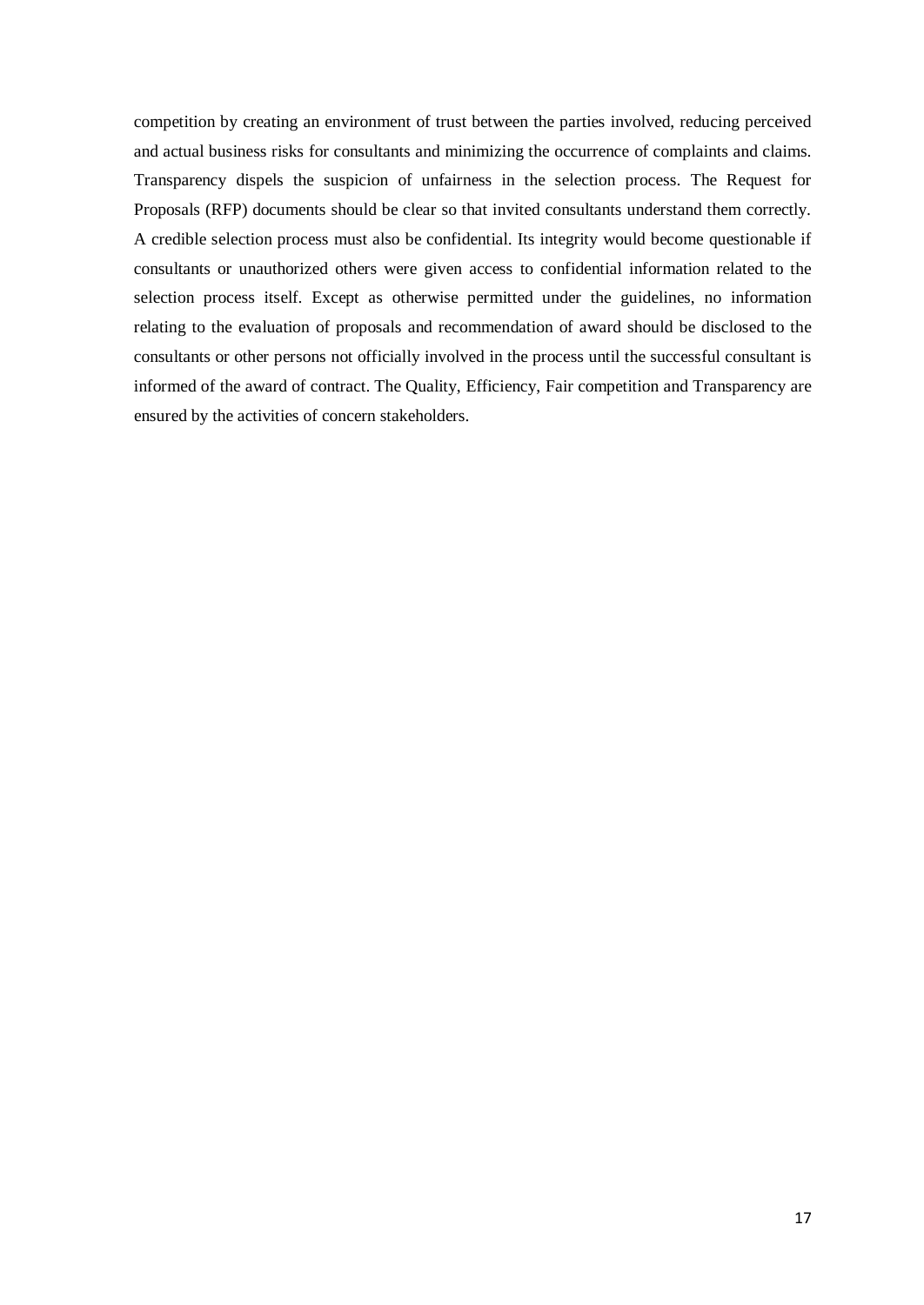competition by creating an environment of trust between the parties involved, reducing perceived and actual business risks for consultants and minimizing the occurrence of complaints and claims. Transparency dispels the suspicion of unfairness in the selection process. The Request for Proposals (RFP) documents should be clear so that invited consultants understand them correctly. A credible selection process must also be confidential. Its integrity would become questionable if consultants or unauthorized others were given access to confidential information related to the selection process itself. Except as otherwise permitted under the guidelines, no information relating to the evaluation of proposals and recommendation of award should be disclosed to the consultants or other persons not officially involved in the process until the successful consultant is informed of the award of contract. The Quality, Efficiency, Fair competition and Transparency are ensured by the activities of concern stakeholders.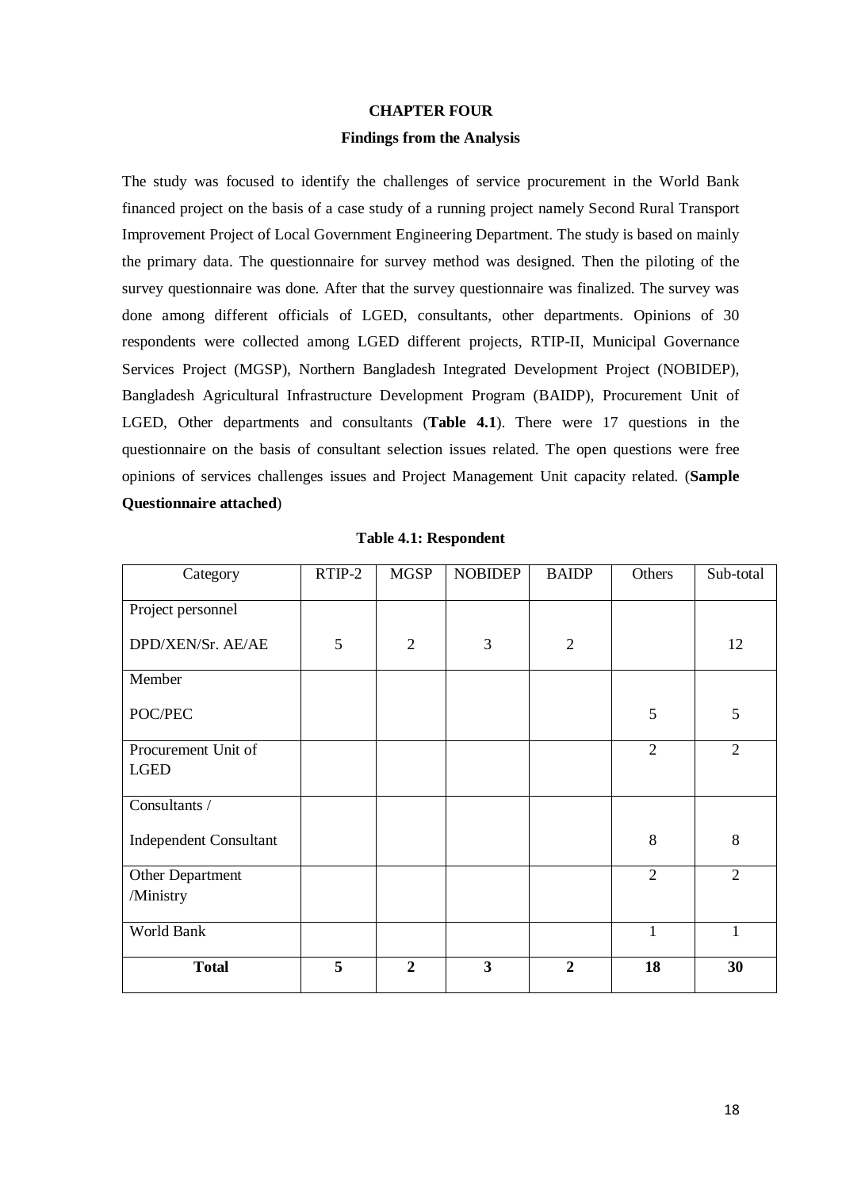# CHAPTER FOUR

## Findings from the Analysis

The study was focused to identify the challenges of service procurement in the World Bank financed project on the basis of a case study of a running project namely Second Rural Transport Improvement Project of Local Government Engineering Department. The study is based on mainly the primary data. The questionnaire for survey method was designed. Then the piloting of the survey questionnaire was done. After that the survey questionnaire was finalized. The survey was done among different officials of LGED, consultants, other departments. Opinions of 30 respondents were collected among LGED different projects, RTIP-II, Municipal Governance Services Project (MGSP), Northern Bangladesh Integrated Development Project (NOBIDEP), Bangladesh Agricultural Infrastructure Development Program (BAIDP), Procurement Unit of LGED, Other departments and consultants (**Table 4.1**). There were 17 questions in the questionnaire on the basis of consultant selection issues related. The open questions were free opinions of services challenges issues and Project Management Unit capacity related. (**Sample Questionnaire attached**)

**Table 4.1: Respondent**

| Category | RTIP-2 | MGSP | NOBIDEP | BAIDP | Others | Sub-total |
|---|---|---|---|---|---|---|
| Project personnel DPD/XEN/Sr. AE/AE | 5 | 2 | 3 | 2 | | 12 |
| Member POC/PEC | | | | | 5 | 5 |
| Procurement Unit of LGED | | | | | 2 | 2 |
| Consultants / Independent Consultant | | | | | 8 | 8 |
| Other Department /Ministry | | | | | 2 | 2 |
| World Bank | | | | | 1 | 1 |
| **Total** | **5** | **2** | **3** | **2** | **18** | **30** |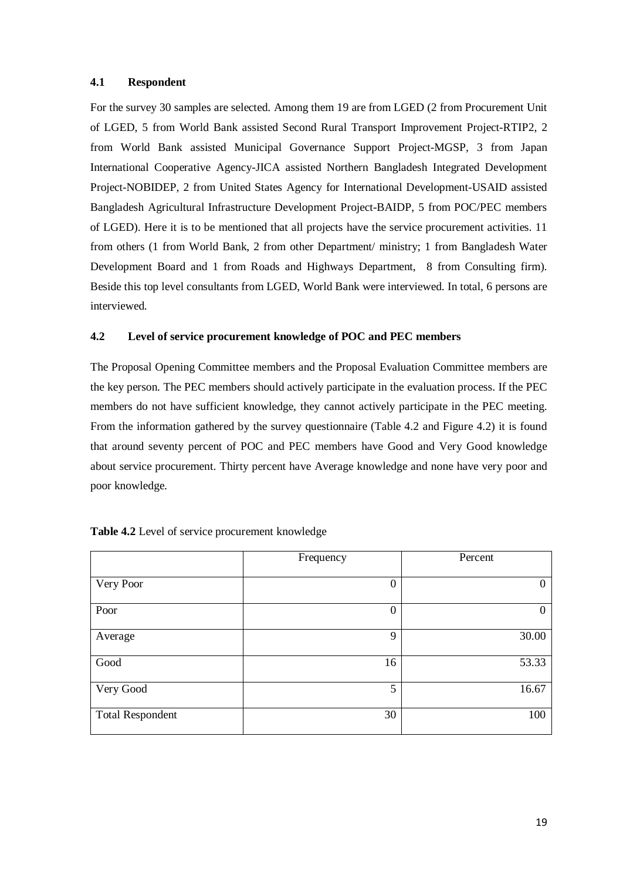### 4.1 Respondent

For the survey 30 samples are selected. Among them 19 are from LGED (2 from Procurement Unit of LGED, 5 from World Bank assisted Second Rural Transport Improvement Project-RTIP2, 2 from World Bank assisted Municipal Governance Support Project-MGSP, 3 from Japan International Cooperative Agency-JICA assisted Northern Bangladesh Integrated Development Project-NOBIDEP, 2 from United States Agency for International Development-USAID assisted Bangladesh Agricultural Infrastructure Development Project-BAIDP, 5 from POC/PEC members of LGED). Here it is to be mentioned that all projects have the service procurement activities. 11 from others (1 from World Bank, 2 from other Department/ ministry; 1 from Bangladesh Water Development Board and 1 from Roads and Highways Department, 8 from Consulting firm). Beside this top level consultants from LGED, World Bank were interviewed. In total, 6 persons are interviewed.

### 4.2 Level of service procurement knowledge of POC and PEC members

The Proposal Opening Committee members and the Proposal Evaluation Committee members are the key person. The PEC members should actively participate in the evaluation process. If the PEC members do not have sufficient knowledge, they cannot actively participate in the PEC meeting. From the information gathered by the survey questionnaire (Table 4.2 and Figure 4.2) it is found that around seventy percent of POC and PEC members have Good and Very Good knowledge about service procurement. Thirty percent have Average knowledge and none have very poor and poor knowledge.

**Table 4.2** Level of service procurement knowledge

| | Frequency | Percent |
|---|---|---|
| Very Poor | 0 | 0 |
| Poor | 0 | 0 |
| Average | 9 | 30.00 |
| Good | 16 | 53.33 |
| Very Good | 5 | 16.67 |
| Total Respondent | 30 | 100 |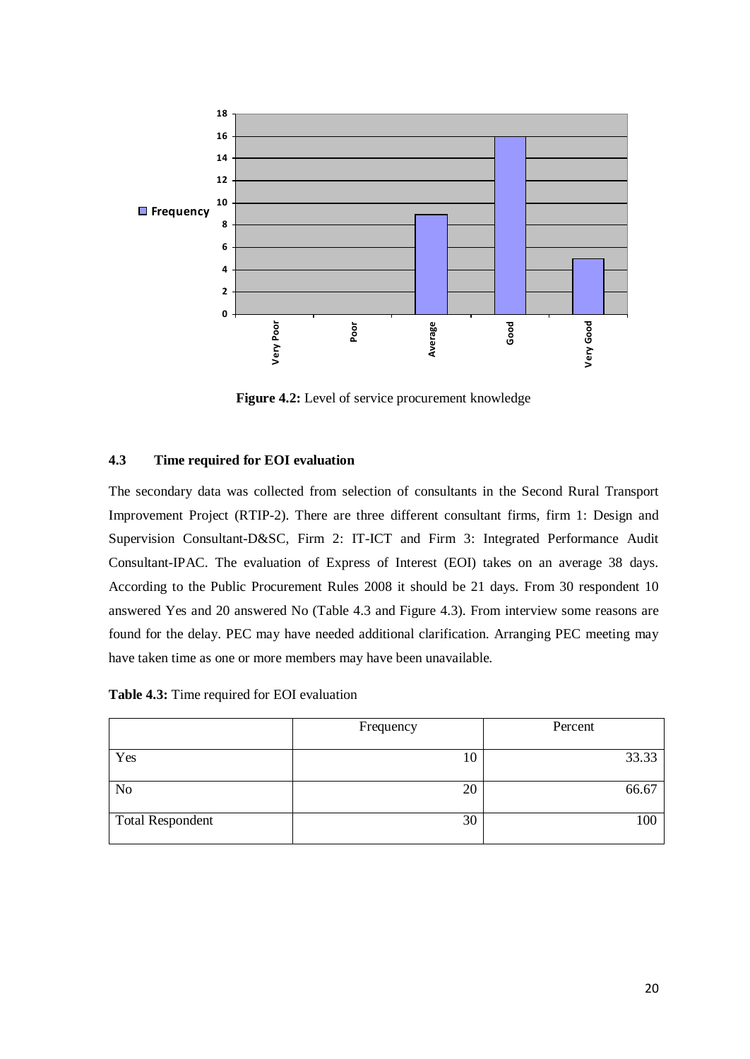**Figure 4.2:** Level of service procurement knowledge

### 4.3 Time required for EOI evaluation

The secondary data was collected from selection of consultants in the Second Rural Transport Improvement Project (RTIP-2). There are three different consultant firms, firm 1: Design and Supervision Consultant-D&SC, Firm 2: IT-ICT and Firm 3: Integrated Performance Audit Consultant-IPAC. The evaluation of Express of Interest (EOI) takes on an average 38 days. According to the Public Procurement Rules 2008 it should be 21 days. From 30 respondent 10 answered Yes and 20 answered No (Table 4.3 and Figure 4.3). From interview some reasons are found for the delay. PEC may have needed additional clarification. Arranging PEC meeting may have taken time as one or more members may have been unavailable.

**Table 4.3:** Time required for EOI evaluation

| | Frequency | Percent |
|---|---|---|
| Yes | 10 | 33.33 |
| No | 20 | 66.67 |
| Total Respondent | 30 | 100 |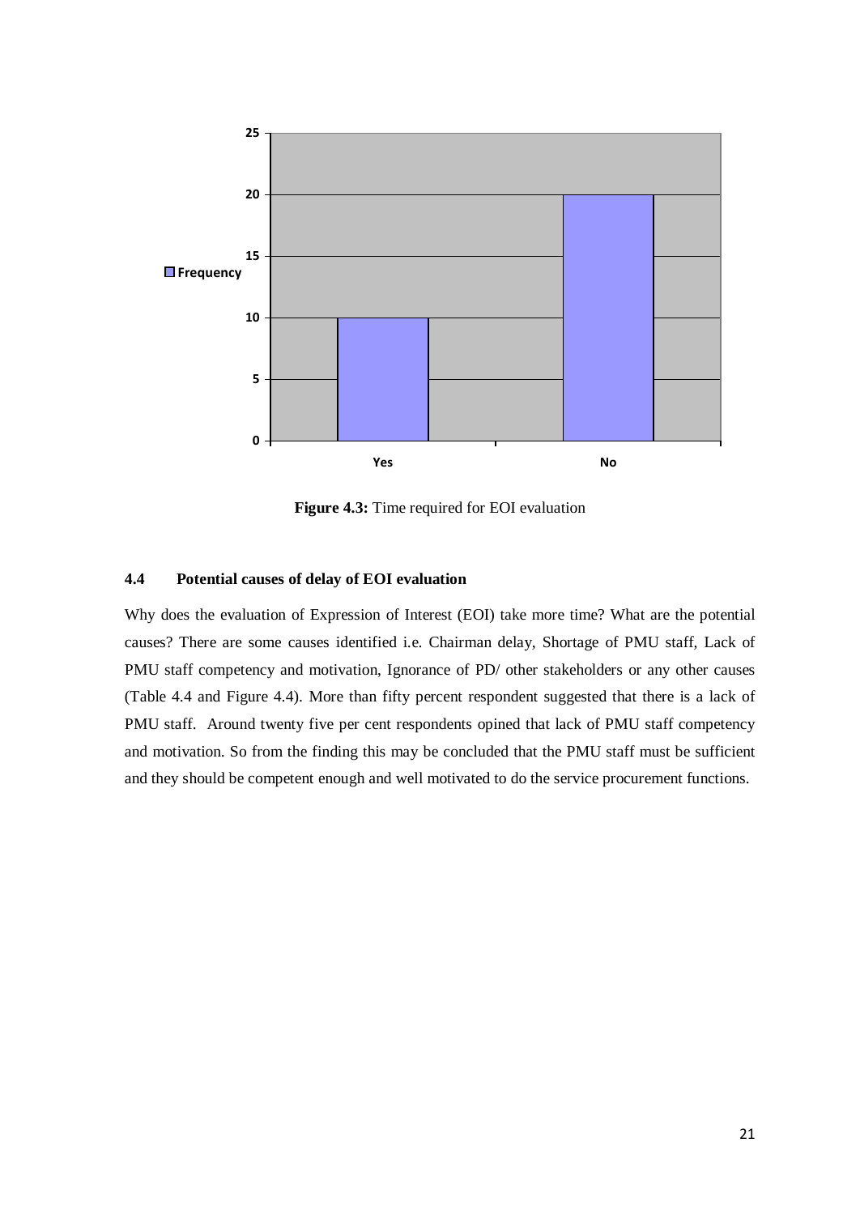**Figure 4.3:** Time required for EOI evaluation

### 4.4 Potential causes of delay of EOI evaluation

Why does the evaluation of Expression of Interest (EOI) take more time? What are the potential causes? There are some causes identified i.e. Chairman delay, Shortage of PMU staff, Lack of PMU staff competency and motivation, Ignorance of PD/ other stakeholders or any other causes (Table 4.4 and Figure 4.4). More than fifty percent respondent suggested that there is a lack of PMU staff. Around twenty five per cent respondents opined that lack of PMU staff competency and motivation. So from the finding this may be concluded that the PMU staff must be sufficient and they should be competent enough and well motivated to do the service procurement functions.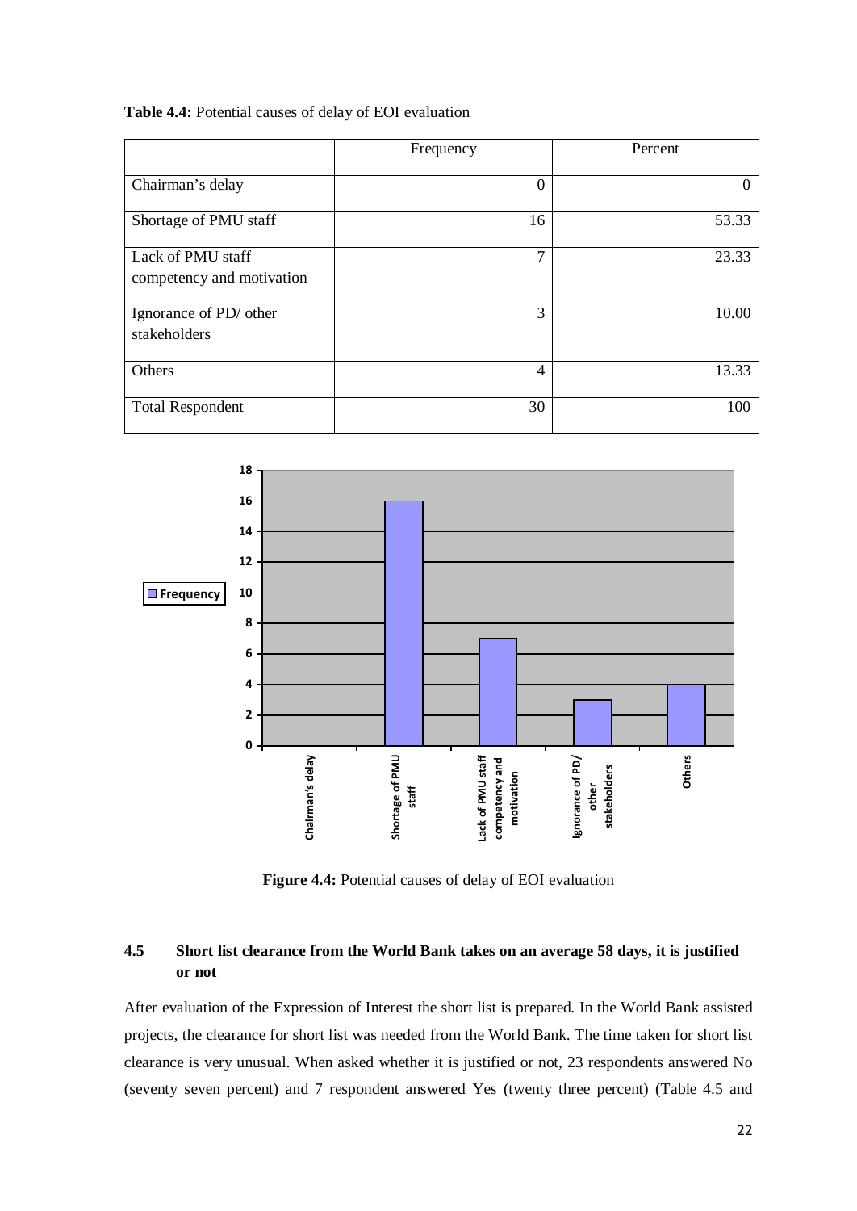**Table 4.4:** Potential causes of delay of EOI evaluation

| | Frequency | Percent |
|---|---|---|
| Chairman's delay | 0 | 0 |
| Shortage of PMU staff | 16 | 53.33 |
| Lack of PMU staff competency and motivation | 7 | 23.33 |
| Ignorance of PD/ other stakeholders | 3 | 10.00 |
| Others | 4 | 13.33 |
| Total Respondent | 30 | 100 |

**Figure 4.4:** Potential causes of delay of EOI evaluation

### 4.5 Short list clearance from the World Bank takes on an average 58 days, it is justified or not

After evaluation of the Expression of Interest the short list is prepared. In the World Bank assisted projects, the clearance for short list was needed from the World Bank. The time taken for short list clearance is very unusual. When asked whether it is justified or not, 23 respondents answered No (seventy seven percent) and 7 respondent answered Yes (twenty three percent) (Table 4.5 and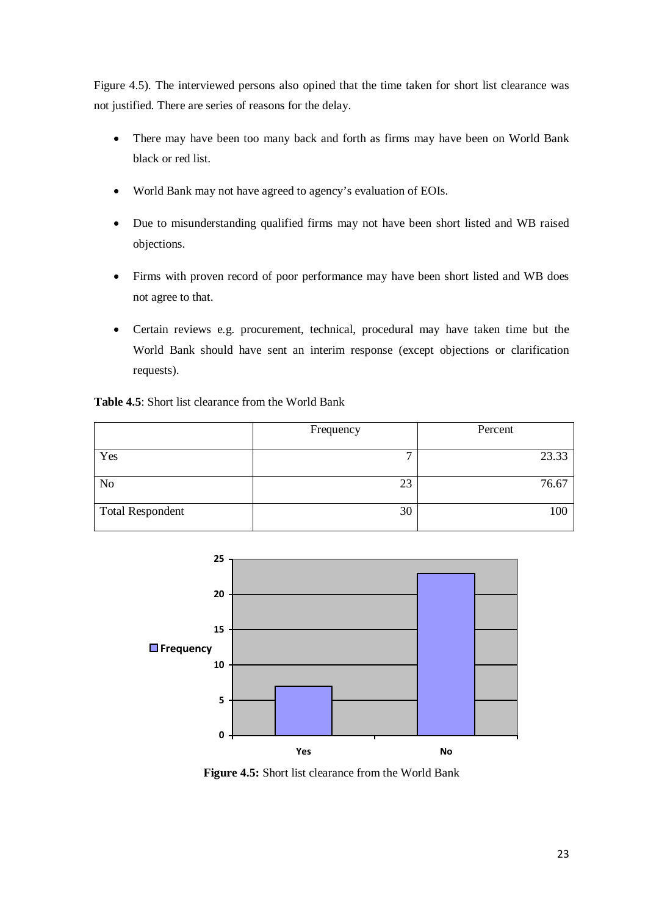Figure 4.5). The interviewed persons also opined that the time taken for short list clearance was not justified. There are series of reasons for the delay.

- There may have been too many back and forth as firms may have been on World Bank black or red list.
- World Bank may not have agreed to agency's evaluation of EOIs.
- Due to misunderstanding qualified firms may not have been short listed and WB raised objections.
- Firms with proven record of poor performance may have been short listed and WB does not agree to that.
- Certain reviews e.g. procurement, technical, procedural may have taken time but the World Bank should have sent an interim response (except objections or clarification requests).

**Table 4.5**: Short list clearance from the World Bank

| | Frequency | Percent |
|---|---|---|
| Yes | 7 | 23.33 |
| No | 23 | 76.67 |
| Total Respondent | 30 | 100 |

**Figure 4.5:** Short list clearance from the World Bank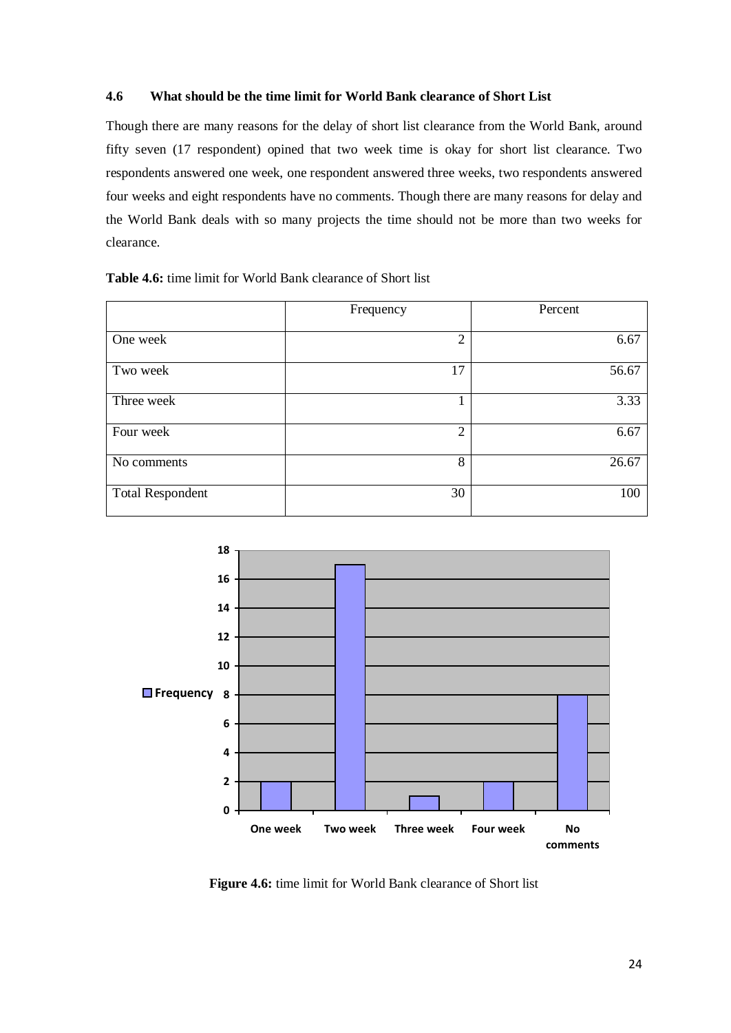### 4.6 What should be the time limit for World Bank clearance of Short List

Though there are many reasons for the delay of short list clearance from the World Bank, around fifty seven (17 respondent) opined that two week time is okay for short list clearance. Two respondents answered one week, one respondent answered three weeks, two respondents answered four weeks and eight respondents have no comments. Though there are many reasons for delay and the World Bank deals with so many projects the time should not be more than two weeks for clearance.

**Table 4.6:** time limit for World Bank clearance of Short list

| | Frequency | Percent |
|---|---|---|
| One week | 2 | 6.67 |
| Two week | 17 | 56.67 |
| Three week | 1 | 3.33 |
| Four week | 2 | 6.67 |
| No comments | 8 | 26.67 |
| Total Respondent | 30 | 100 |

**Figure 4.6:** time limit for World Bank clearance of Short list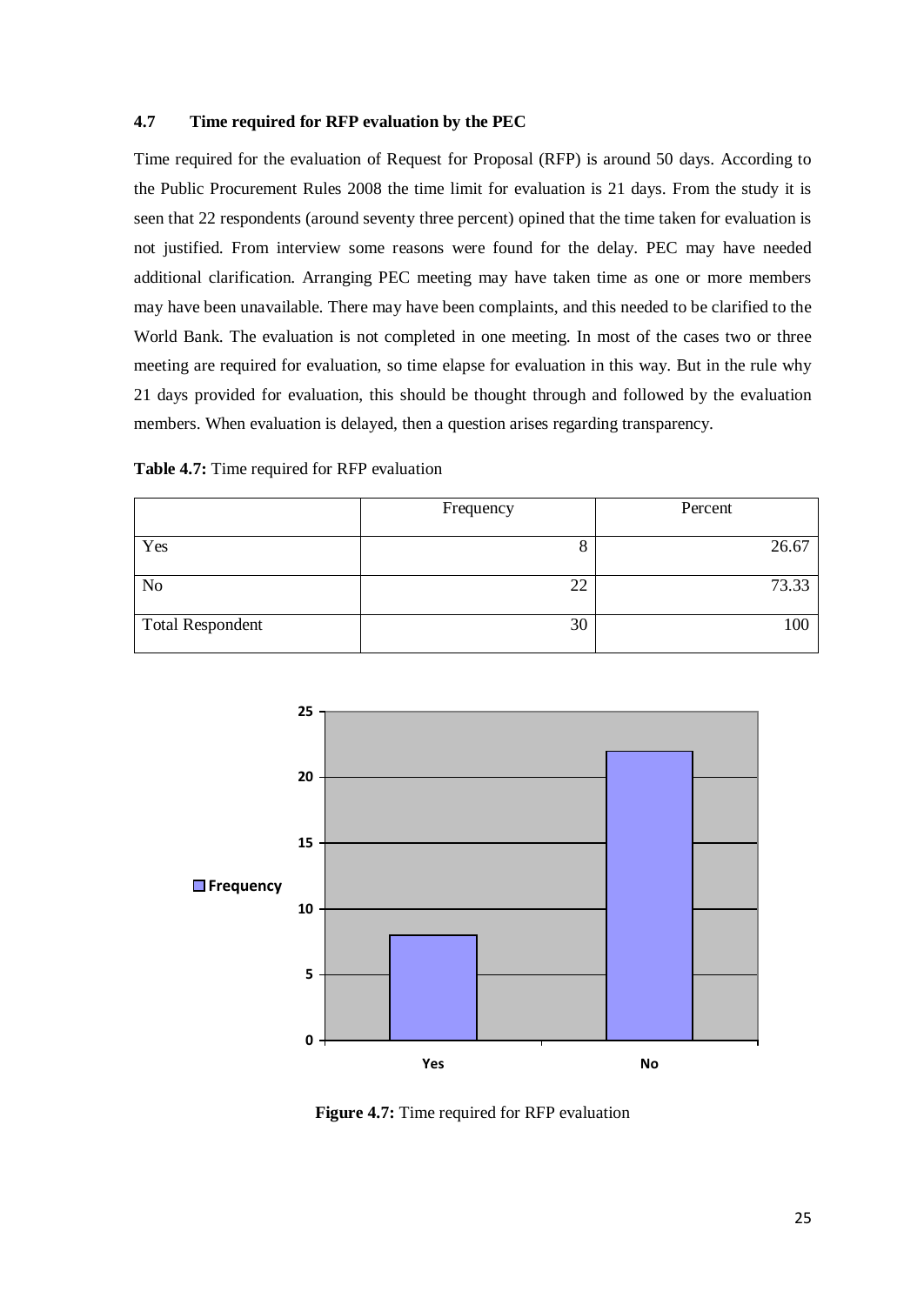### 4.7 Time required for RFP evaluation by the PEC

Time required for the evaluation of Request for Proposal (RFP) is around 50 days. According to the Public Procurement Rules 2008 the time limit for evaluation is 21 days. From the study it is seen that 22 respondents (around seventy three percent) opined that the time taken for evaluation is not justified. From interview some reasons were found for the delay. PEC may have needed additional clarification. Arranging PEC meeting may have taken time as one or more members may have been unavailable. There may have been complaints, and this needed to be clarified to the World Bank. The evaluation is not completed in one meeting. In most of the cases two or three meeting are required for evaluation, so time elapse for evaluation in this way. But in the rule why 21 days provided for evaluation, this should be thought through and followed by the evaluation members. When evaluation is delayed, then a question arises regarding transparency.

**Table 4.7:** Time required for RFP evaluation

| | Frequency | Percent |
|---|---|---|
| Yes | 8 | 26.67 |
| No | 22 | 73.33 |
| Total Respondent | 30 | 100 |

**Figure 4.7:** Time required for RFP evaluation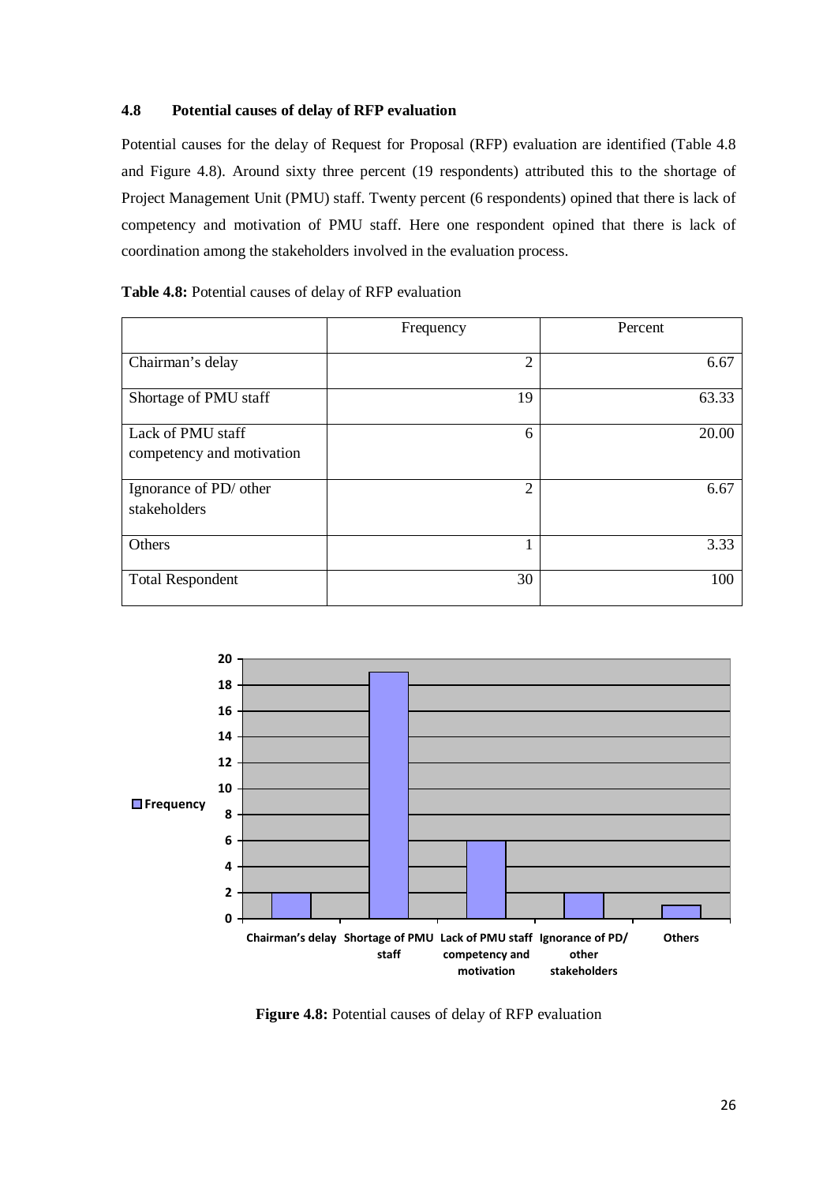### 4.8 Potential causes of delay of RFP evaluation

Potential causes for the delay of Request for Proposal (RFP) evaluation are identified (Table 4.8 and Figure 4.8). Around sixty three percent (19 respondents) attributed this to the shortage of Project Management Unit (PMU) staff. Twenty percent (6 respondents) opined that there is lack of competency and motivation of PMU staff. Here one respondent opined that there is lack of coordination among the stakeholders involved in the evaluation process.

**Table 4.8:** Potential causes of delay of RFP evaluation

| | Frequency | Percent |
|---|---|---|
| Chairman's delay | 2 | 6.67 |
| Shortage of PMU staff | 19 | 63.33 |
| Lack of PMU staff competency and motivation | 6 | 20.00 |
| Ignorance of PD/ other stakeholders | 2 | 6.67 |
| Others | 1 | 3.33 |
| Total Respondent | 30 | 100 |

**Figure 4.8:** Potential causes of delay of RFP evaluation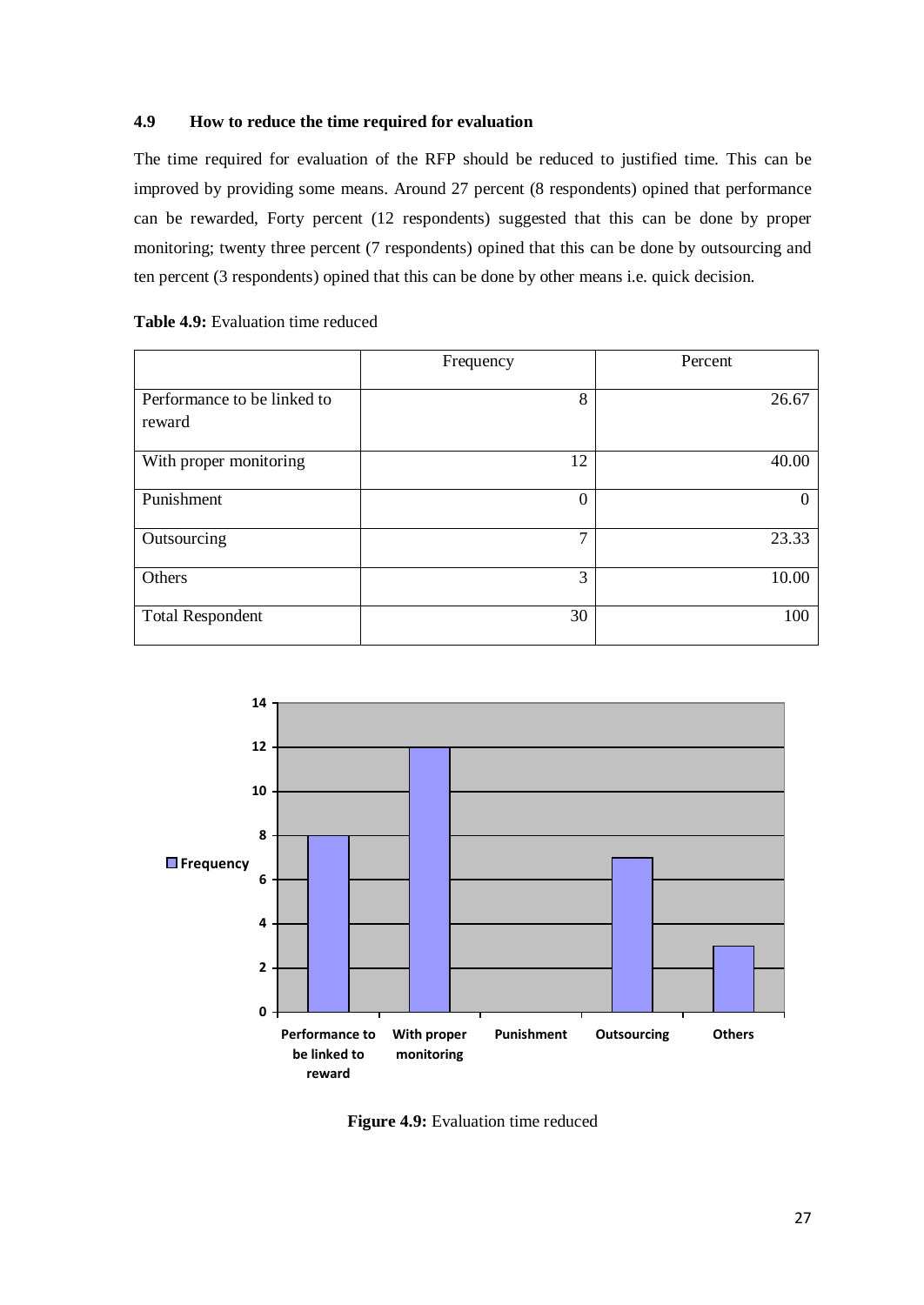### 4.9 How to reduce the time required for evaluation

The time required for evaluation of the RFP should be reduced to justified time. This can be improved by providing some means. Around 27 percent (8 respondents) opined that performance can be rewarded, Forty percent (12 respondents) suggested that this can be done by proper monitoring; twenty three percent (7 respondents) opined that this can be done by outsourcing and ten percent (3 respondents) opined that this can be done by other means i.e. quick decision.

**Table 4.9:** Evaluation time reduced

| | Frequency | Percent |
|---|---|---|
| Performance to be linked to reward | 8 | 26.67 |
| With proper monitoring | 12 | 40.00 |
| Punishment | 0 | 0 |
| Outsourcing | 7 | 23.33 |
| Others | 3 | 10.00 |
| Total Respondent | 30 | 100 |

**Figure 4.9:** Evaluation time reduced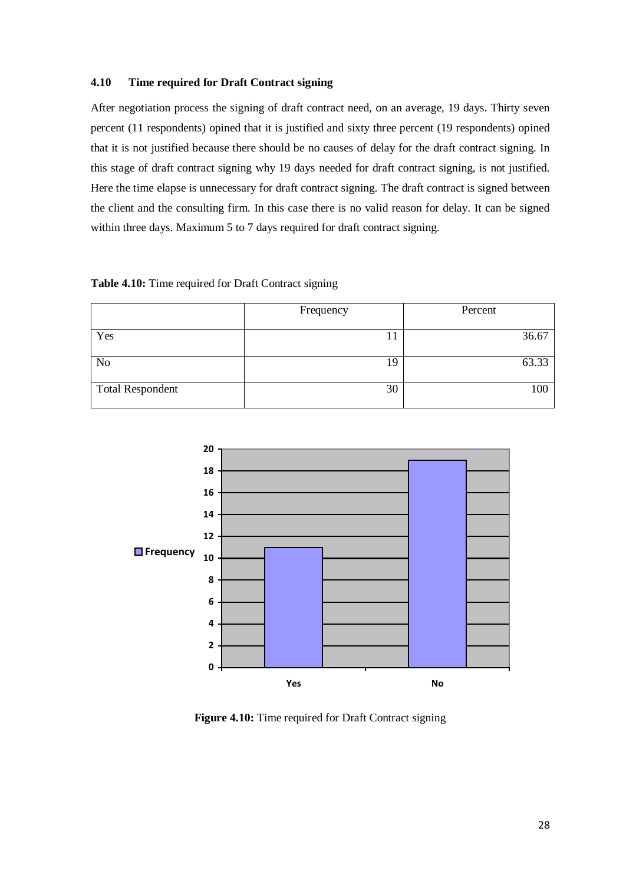### 4.10 Time required for Draft Contract signing

After negotiation process the signing of draft contract need, on an average, 19 days. Thirty seven percent (11 respondents) opined that it is justified and sixty three percent (19 respondents) opined that it is not justified because there should be no causes of delay for the draft contract signing. In this stage of draft contract signing why 19 days needed for draft contract signing, is not justified. Here the time elapse is unnecessary for draft contract signing. The draft contract is signed between the client and the consulting firm. In this case there is no valid reason for delay. It can be signed within three days. Maximum 5 to 7 days required for draft contract signing.

**Table 4.10:** Time required for Draft Contract signing

| | Frequency | Percent |
|---|---|---|
| Yes | 11 | 36.67 |
| No | 19 | 63.33 |
| Total Respondent | 30 | 100 |

**Figure 4.10:** Time required for Draft Contract signing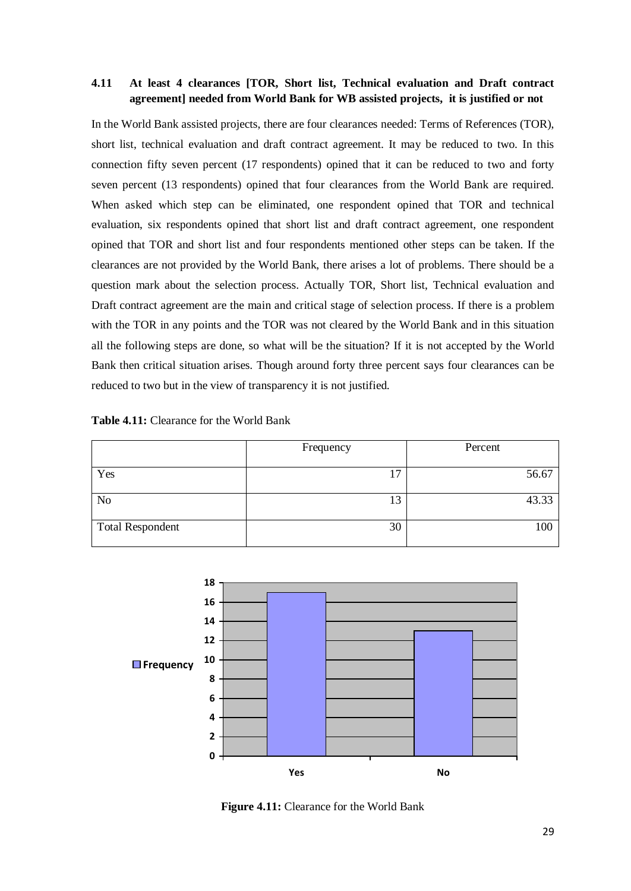### 4.11 At least 4 clearances [TOR, Short list, Technical evaluation and Draft contract agreement] needed from World Bank for WB assisted projects, it is justified or not

In the World Bank assisted projects, there are four clearances needed: Terms of References (TOR), short list, technical evaluation and draft contract agreement. It may be reduced to two. In this connection fifty seven percent (17 respondents) opined that it can be reduced to two and forty seven percent (13 respondents) opined that four clearances from the World Bank are required. When asked which step can be eliminated, one respondent opined that TOR and technical evaluation, six respondents opined that short list and draft contract agreement, one respondent opined that TOR and short list and four respondents mentioned other steps can be taken. If the clearances are not provided by the World Bank, there arises a lot of problems. There should be a question mark about the selection process. Actually TOR, Short list, Technical evaluation and Draft contract agreement are the main and critical stage of selection process. If there is a problem with the TOR in any points and the TOR was not cleared by the World Bank and in this situation all the following steps are done, so what will be the situation? If it is not accepted by the World Bank then critical situation arises. Though around forty three percent says four clearances can be reduced to two but in the view of transparency it is not justified.

**Table 4.11:** Clearance for the World Bank

| | Frequency | Percent |
|---|---|---|
| Yes | 17 | 56.67 |
| No | 13 | 43.33 |
| Total Respondent | 30 | 100 |

**Figure 4.11:** Clearance for the World Bank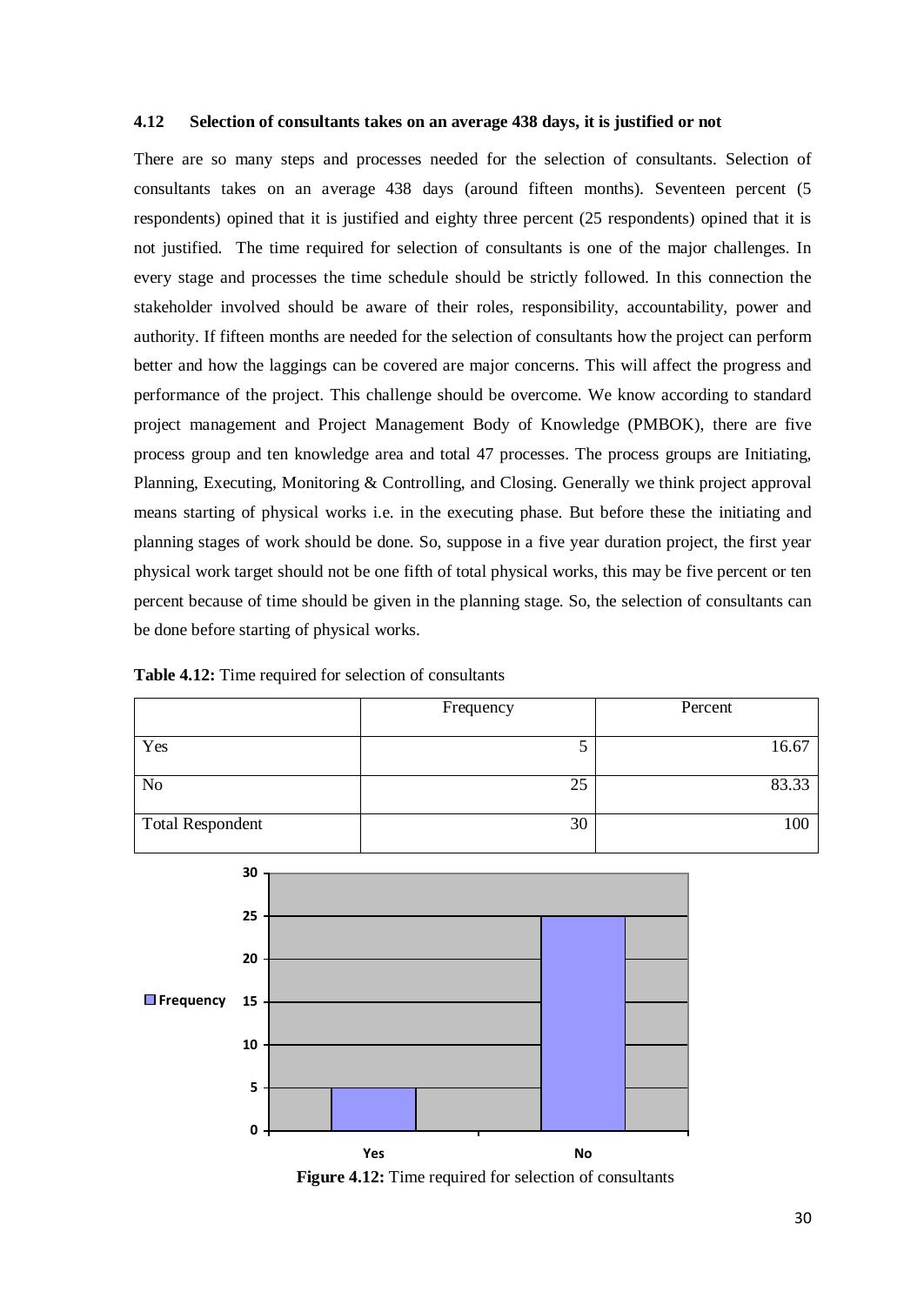### 4.12 Selection of consultants takes on an average 438 days, it is justified or not

There are so many steps and processes needed for the selection of consultants. Selection of consultants takes on an average 438 days (around fifteen months). Seventeen percent (5 respondents) opined that it is justified and eighty three percent (25 respondents) opined that it is not justified. The time required for selection of consultants is one of the major challenges. In every stage and processes the time schedule should be strictly followed. In this connection the stakeholder involved should be aware of their roles, responsibility, accountability, power and authority. If fifteen months are needed for the selection of consultants how the project can perform better and how the laggings can be covered are major concerns. This will affect the progress and performance of the project. This challenge should be overcome. We know according to standard project management and Project Management Body of Knowledge (PMBOK), there are five process group and ten knowledge area and total 47 processes. The process groups are Initiating, Planning, Executing, Monitoring & Controlling, and Closing. Generally we think project approval means starting of physical works i.e. in the executing phase. But before these the initiating and planning stages of work should be done. So, suppose in a five year duration project, the first year physical work target should not be one fifth of total physical works, this may be five percent or ten percent because of time should be given in the planning stage. So, the selection of consultants can be done before starting of physical works.

**Table 4.12:** Time required for selection of consultants

| | Frequency | Percent |
|---|---|---|
| Yes | 5 | 16.67 |
| No | 25 | 83.33 |
| Total Respondent | 30 | 100 |

**Figure 4.12:** Time required for selection of consultants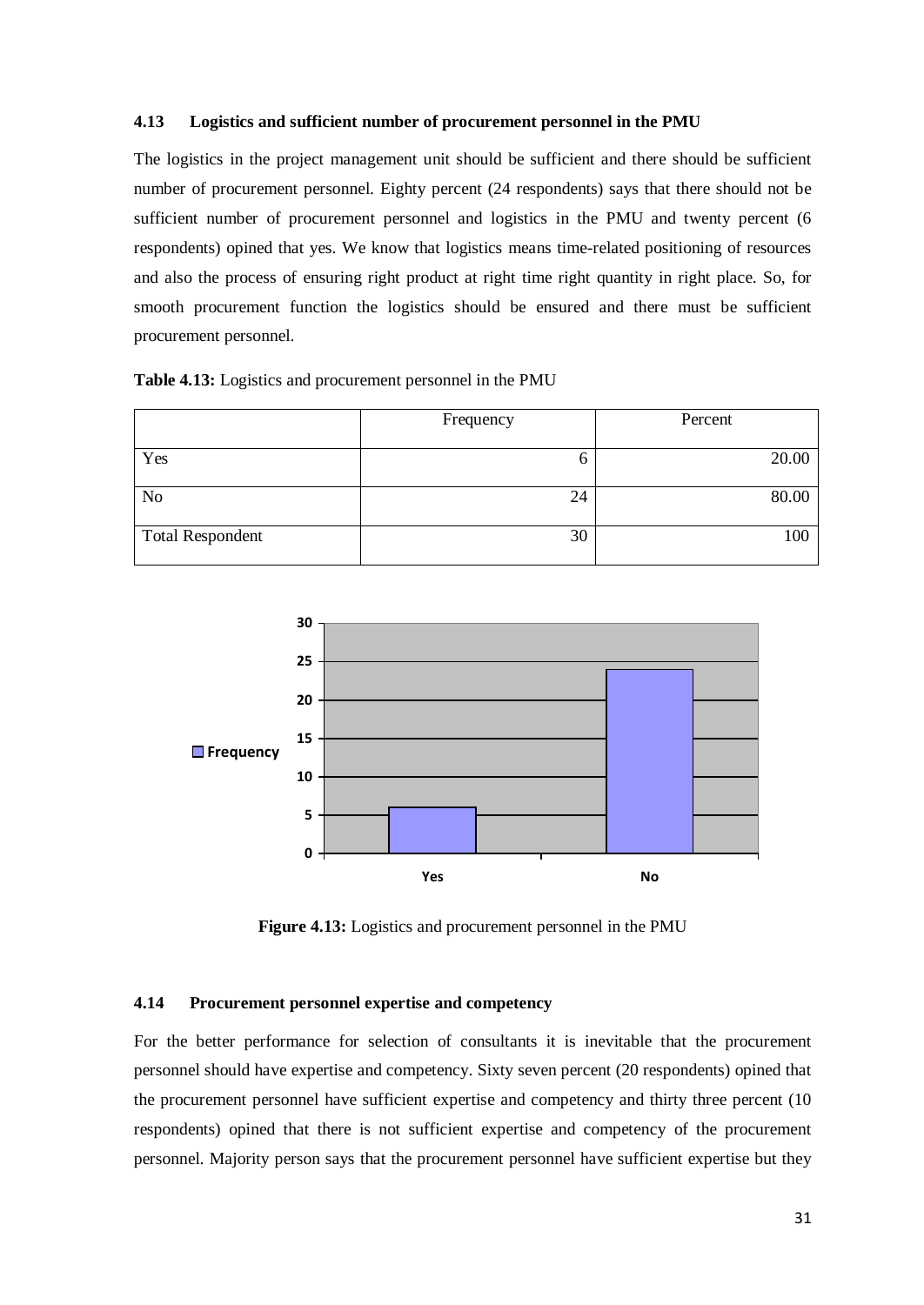### 4.13 Logistics and sufficient number of procurement personnel in the PMU

The logistics in the project management unit should be sufficient and there should be sufficient number of procurement personnel. Eighty percent (24 respondents) says that there should not be sufficient number of procurement personnel and logistics in the PMU and twenty percent (6 respondents) opined that yes. We know that logistics means time-related positioning of resources and also the process of ensuring right product at right time right quantity in right place. So, for smooth procurement function the logistics should be ensured and there must be sufficient procurement personnel.

**Table 4.13:** Logistics and procurement personnel in the PMU

| | Frequency | Percent |
|---|---|---|
| Yes | 6 | 20.00 |
| No | 24 | 80.00 |
| Total Respondent | 30 | 100 |

**Figure 4.13:** Logistics and procurement personnel in the PMU

### 4.14 Procurement personnel expertise and competency

For the better performance for selection of consultants it is inevitable that the procurement personnel should have expertise and competency. Sixty seven percent (20 respondents) opined that the procurement personnel have sufficient expertise and competency and thirty three percent (10 respondents) opined that there is not sufficient expertise and competency of the procurement personnel. Majority person says that the procurement personnel have sufficient expertise but they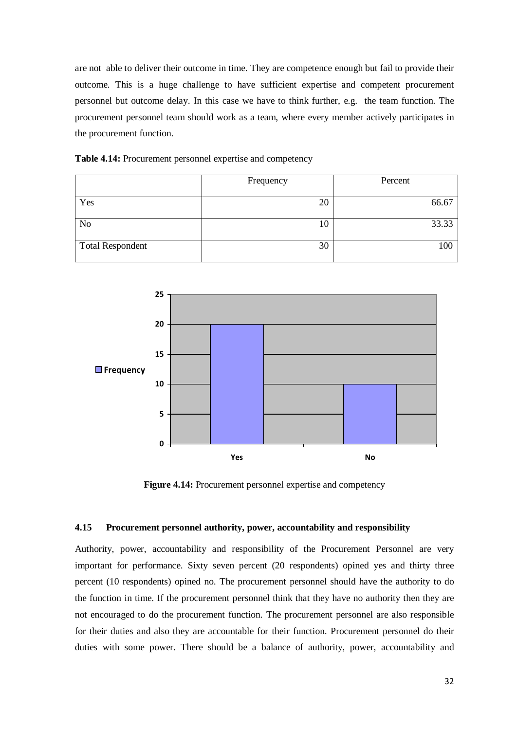are not able to deliver their outcome in time. They are competence enough but fail to provide their outcome. This is a huge challenge to have sufficient expertise and competent procurement personnel but outcome delay. In this case we have to think further, e.g. the team function. The procurement personnel team should work as a team, where every member actively participates in the procurement function.

**Table 4.14:** Procurement personnel expertise and competency

| | Frequency | Percent |
|---|---|---|
| Yes | 20 | 66.67 |
| No | 10 | 33.33 |
| Total Respondent | 30 | 100 |

**Figure 4.14:** Procurement personnel expertise and competency

### 4.15 Procurement personnel authority, power, accountability and responsibility

Authority, power, accountability and responsibility of the Procurement Personnel are very important for performance. Sixty seven percent (20 respondents) opined yes and thirty three percent (10 respondents) opined no. The procurement personnel should have the authority to do the function in time. If the procurement personnel think that they have no authority then they are not encouraged to do the procurement function. The procurement personnel are also responsible for their duties and also they are accountable for their function. Procurement personnel do their duties with some power. There should be a balance of authority, power, accountability and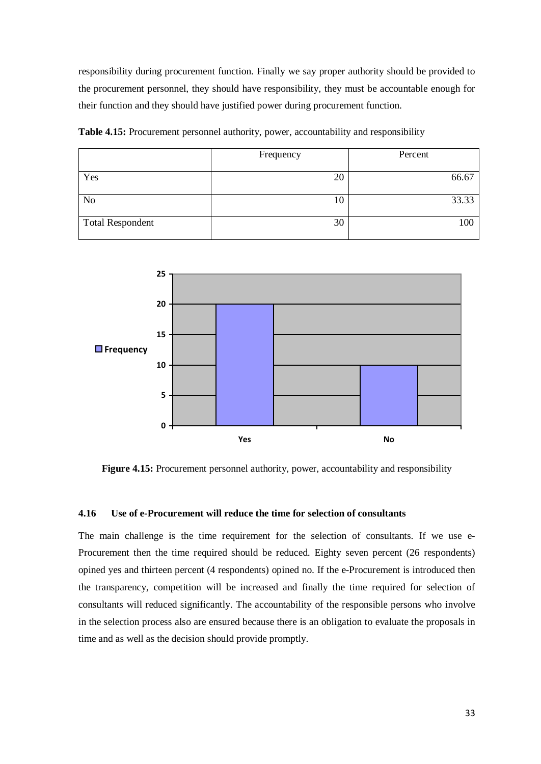responsibility during procurement function. Finally we say proper authority should be provided to the procurement personnel, they should have responsibility, they must be accountable enough for their function and they should have justified power during procurement function.

**Table 4.15:** Procurement personnel authority, power, accountability and responsibility

| | Frequency | Percent |
|---|---|---|
| Yes | 20 | 66.67 |
| No | 10 | 33.33 |
| Total Respondent | 30 | 100 |

**Figure 4.15:** Procurement personnel authority, power, accountability and responsibility

### 4.16 Use of e-Procurement will reduce the time for selection of consultants

The main challenge is the time requirement for the selection of consultants. If we use e-Procurement then the time required should be reduced. Eighty seven percent (26 respondents) opined yes and thirteen percent (4 respondents) opined no. If the e-Procurement is introduced then the transparency, competition will be increased and finally the time required for selection of consultants will reduced significantly. The accountability of the responsible persons who involve in the selection process also are ensured because there is an obligation to evaluate the proposals in time and as well as the decision should provide promptly.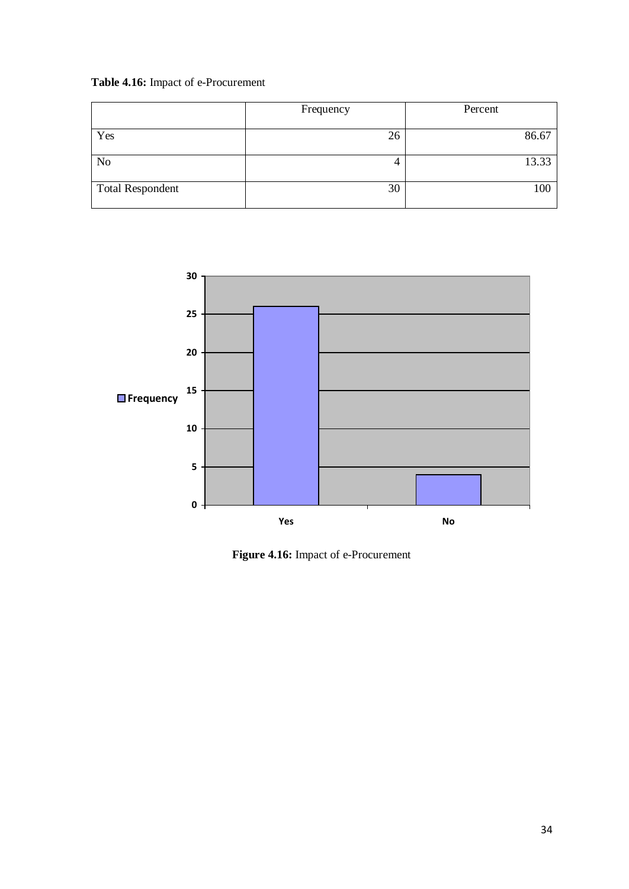**Table 4.16:** Impact of e-Procurement

| | Frequency | Percent |
|---|---|---|
| Yes | 26 | 86.67 |
| No | 4 | 13.33 |
| Total Respondent | 30 | 100 |

**Figure 4.16:** Impact of e-Procurement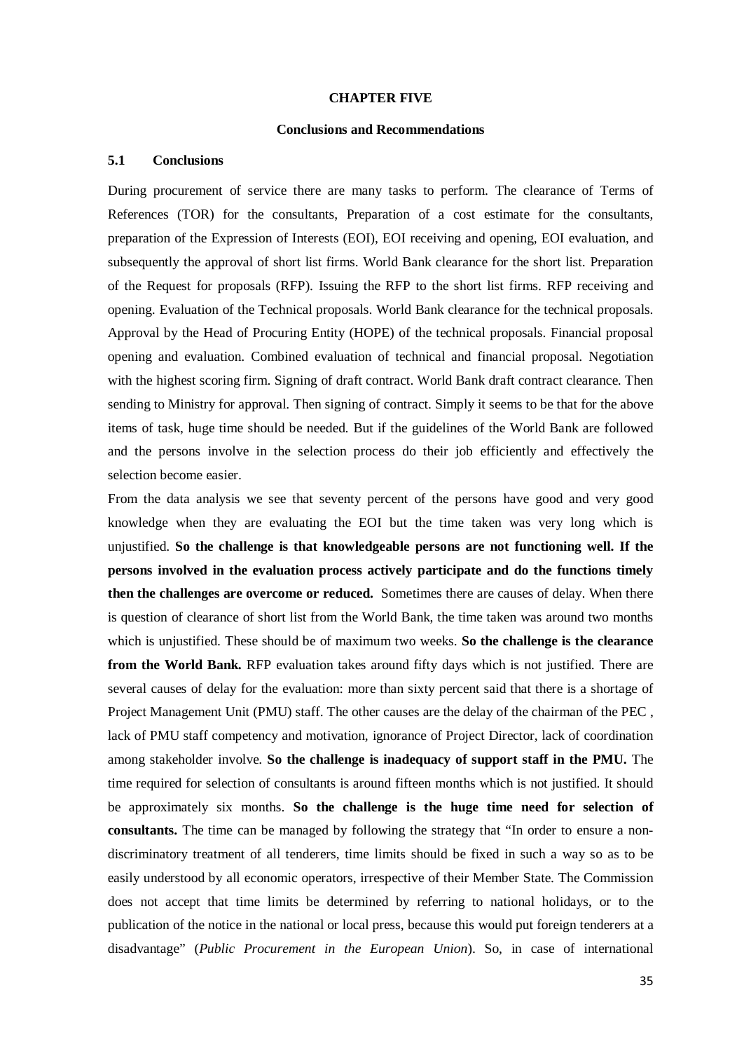# CHAPTER FIVE

## Conclusions and Recommendations

### 5.1 Conclusions

During procurement of service there are many tasks to perform. The clearance of Terms of References (TOR) for the consultants, Preparation of a cost estimate for the consultants, preparation of the Expression of Interests (EOI), EOI receiving and opening, EOI evaluation, and subsequently the approval of short list firms. World Bank clearance for the short list. Preparation of the Request for proposals (RFP). Issuing the RFP to the short list firms. RFP receiving and opening. Evaluation of the Technical proposals. World Bank clearance for the technical proposals. Approval by the Head of Procuring Entity (HOPE) of the technical proposals. Financial proposal opening and evaluation. Combined evaluation of technical and financial proposal. Negotiation with the highest scoring firm. Signing of draft contract. World Bank draft contract clearance. Then sending to Ministry for approval. Then signing of contract. Simply it seems to be that for the above items of task, huge time should be needed. But if the guidelines of the World Bank are followed and the persons involve in the selection process do their job efficiently and effectively the selection become easier.

From the data analysis we see that seventy percent of the persons have good and very good knowledge when they are evaluating the EOI but the time taken was very long which is unjustified. **So the challenge is that knowledgeable persons are not functioning well. If the persons involved in the evaluation process actively participate and do the functions timely then the challenges are overcome or reduced.** Sometimes there are causes of delay. When there is question of clearance of short list from the World Bank, the time taken was around two months which is unjustified. These should be of maximum two weeks. **So the challenge is the clearance from the World Bank.** RFP evaluation takes around fifty days which is not justified. There are several causes of delay for the evaluation: more than sixty percent said that there is a shortage of Project Management Unit (PMU) staff. The other causes are the delay of the chairman of the PEC , lack of PMU staff competency and motivation, ignorance of Project Director, lack of coordination among stakeholder involve. **So the challenge is inadequacy of support staff in the PMU.** The time required for selection of consultants is around fifteen months which is not justified. It should be approximately six months. **So the challenge is the huge time need for selection of consultants.** The time can be managed by following the strategy that "In order to ensure a non-discriminatory treatment of all tenderers, time limits should be fixed in such a way so as to be easily understood by all economic operators, irrespective of their Member State. The Commission does not accept that time limits be determined by referring to national holidays, or to the publication of the notice in the national or local press, because this would put foreign tenderers at a disadvantage" (*Public Procurement in the European Union*). So, in case of international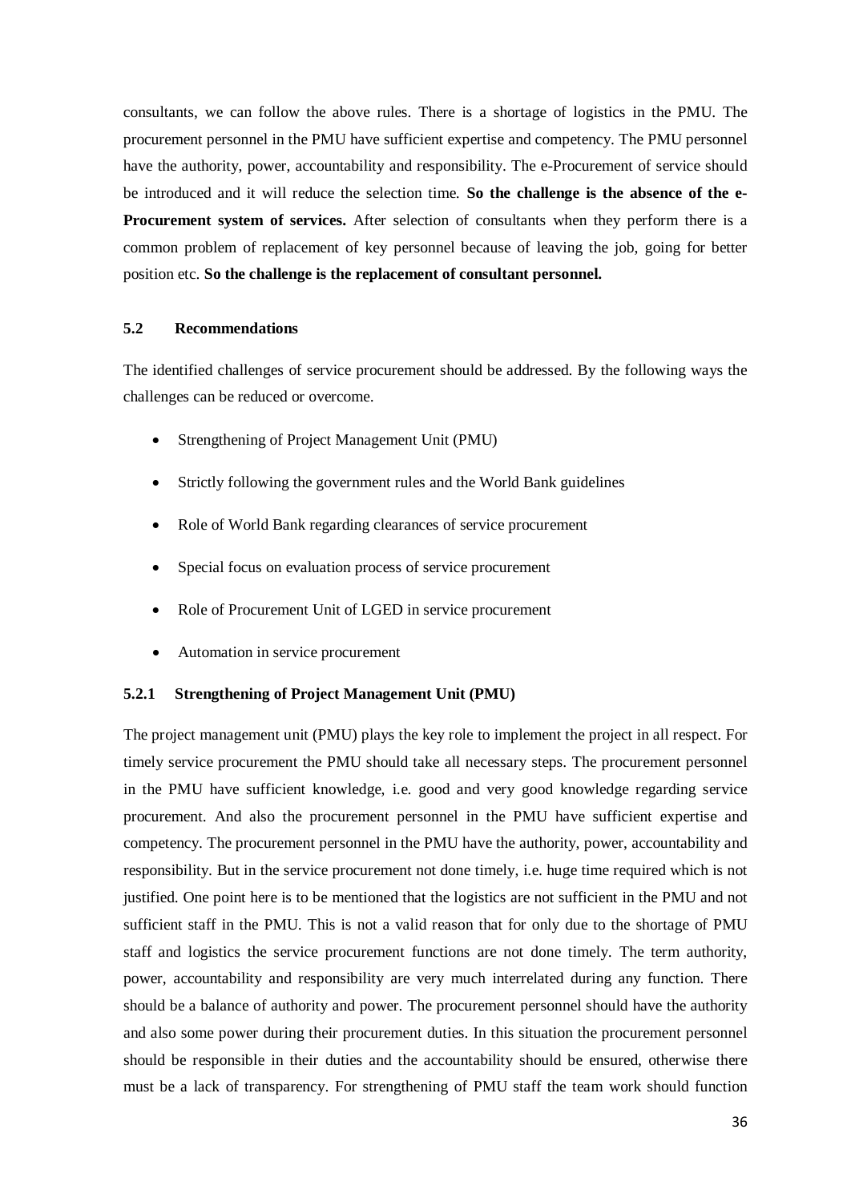consultants, we can follow the above rules. There is a shortage of logistics in the PMU. The procurement personnel in the PMU have sufficient expertise and competency. The PMU personnel have the authority, power, accountability and responsibility. The e-Procurement of service should be introduced and it will reduce the selection time. **So the challenge is the absence of the e-Procurement system of services.** After selection of consultants when they perform there is a common problem of replacement of key personnel because of leaving the job, going for better position etc. **So the challenge is the replacement of consultant personnel.**

### 5.2 Recommendations

The identified challenges of service procurement should be addressed. By the following ways the challenges can be reduced or overcome.

- Strengthening of Project Management Unit (PMU)
- Strictly following the government rules and the World Bank guidelines
- Role of World Bank regarding clearances of service procurement
- Special focus on evaluation process of service procurement
- Role of Procurement Unit of LGED in service procurement
- Automation in service procurement

#### 5.2.1 Strengthening of Project Management Unit (PMU)

The project management unit (PMU) plays the key role to implement the project in all respect. For timely service procurement the PMU should take all necessary steps. The procurement personnel in the PMU have sufficient knowledge, i.e. good and very good knowledge regarding service procurement. And also the procurement personnel in the PMU have sufficient expertise and competency. The procurement personnel in the PMU have the authority, power, accountability and responsibility. But in the service procurement not done timely, i.e. huge time required which is not justified. One point here is to be mentioned that the logistics are not sufficient in the PMU and not sufficient staff in the PMU. This is not a valid reason that for only due to the shortage of PMU staff and logistics the service procurement functions are not done timely. The term authority, power, accountability and responsibility are very much interrelated during any function. There should be a balance of authority and power. The procurement personnel should have the authority and also some power during their procurement duties. In this situation the procurement personnel should be responsible in their duties and the accountability should be ensured, otherwise there must be a lack of transparency. For strengthening of PMU staff the team work should function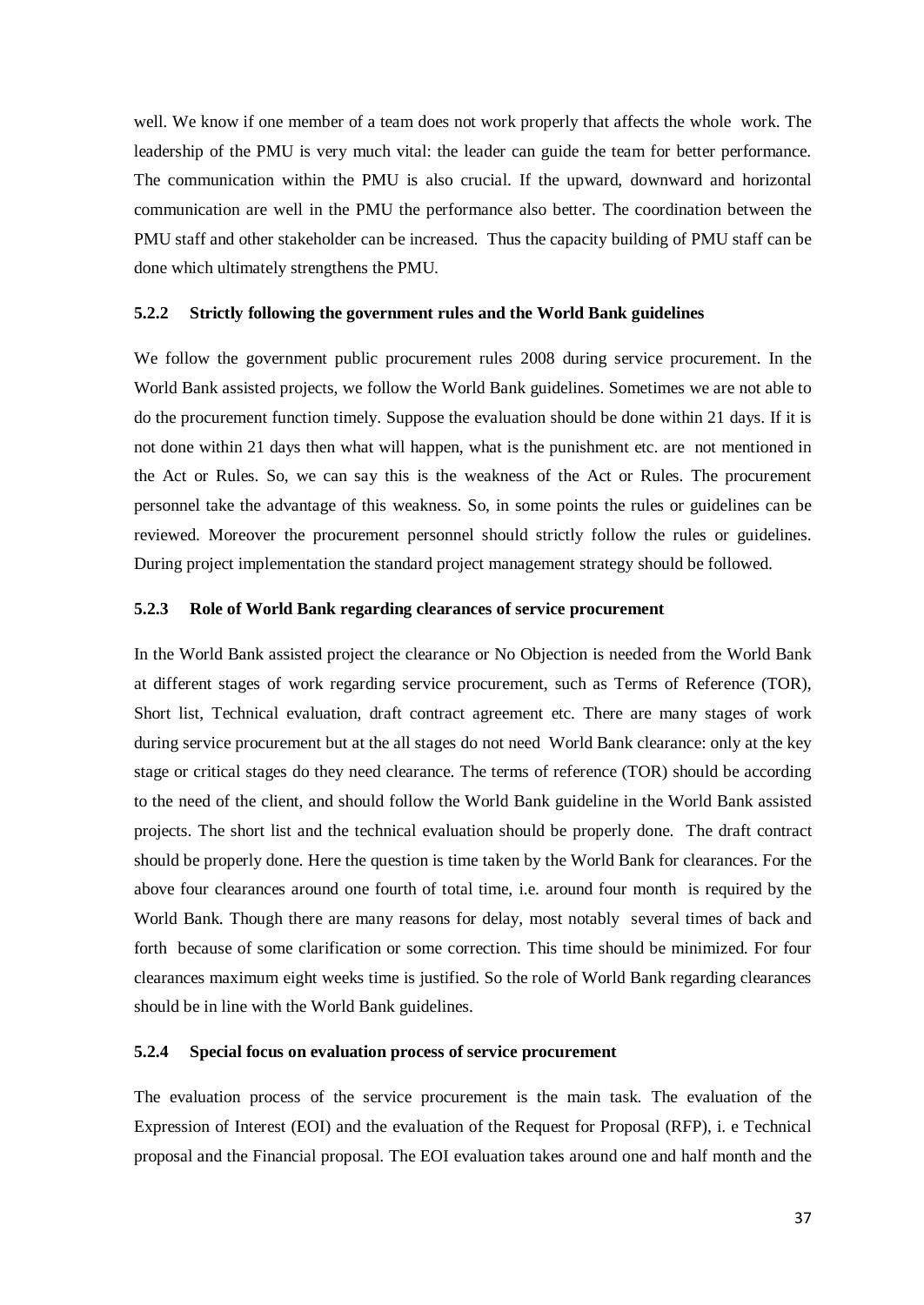well. We know if one member of a team does not work properly that affects the whole work. The leadership of the PMU is very much vital: the leader can guide the team for better performance. The communication within the PMU is also crucial. If the upward, downward and horizontal communication are well in the PMU the performance also better. The coordination between the PMU staff and other stakeholder can be increased. Thus the capacity building of PMU staff can be done which ultimately strengthens the PMU.

### 5.2.2 Strictly following the government rules and the World Bank guidelines

We follow the government public procurement rules 2008 during service procurement. In the World Bank assisted projects, we follow the World Bank guidelines. Sometimes we are not able to do the procurement function timely. Suppose the evaluation should be done within 21 days. If it is not done within 21 days then what will happen, what is the punishment etc. are not mentioned in the Act or Rules. So, we can say this is the weakness of the Act or Rules. The procurement personnel take the advantage of this weakness. So, in some points the rules or guidelines can be reviewed. Moreover the procurement personnel should strictly follow the rules or guidelines. During project implementation the standard project management strategy should be followed.

### 5.2.3 Role of World Bank regarding clearances of service procurement

In the World Bank assisted project the clearance or No Objection is needed from the World Bank at different stages of work regarding service procurement, such as Terms of Reference (TOR), Short list, Technical evaluation, draft contract agreement etc. There are many stages of work during service procurement but at the all stages do not need World Bank clearance: only at the key stage or critical stages do they need clearance. The terms of reference (TOR) should be according to the need of the client, and should follow the World Bank guideline in the World Bank assisted projects. The short list and the technical evaluation should be properly done. The draft contract should be properly done. Here the question is time taken by the World Bank for clearances. For the above four clearances around one fourth of total time, i.e. around four month is required by the World Bank. Though there are many reasons for delay, most notably several times of back and forth because of some clarification or some correction. This time should be minimized. For four clearances maximum eight weeks time is justified. So the role of World Bank regarding clearances should be in line with the World Bank guidelines.

### 5.2.4 Special focus on evaluation process of service procurement

The evaluation process of the service procurement is the main task. The evaluation of the Expression of Interest (EOI) and the evaluation of the Request for Proposal (RFP), i. e Technical proposal and the Financial proposal. The EOI evaluation takes around one and half month and the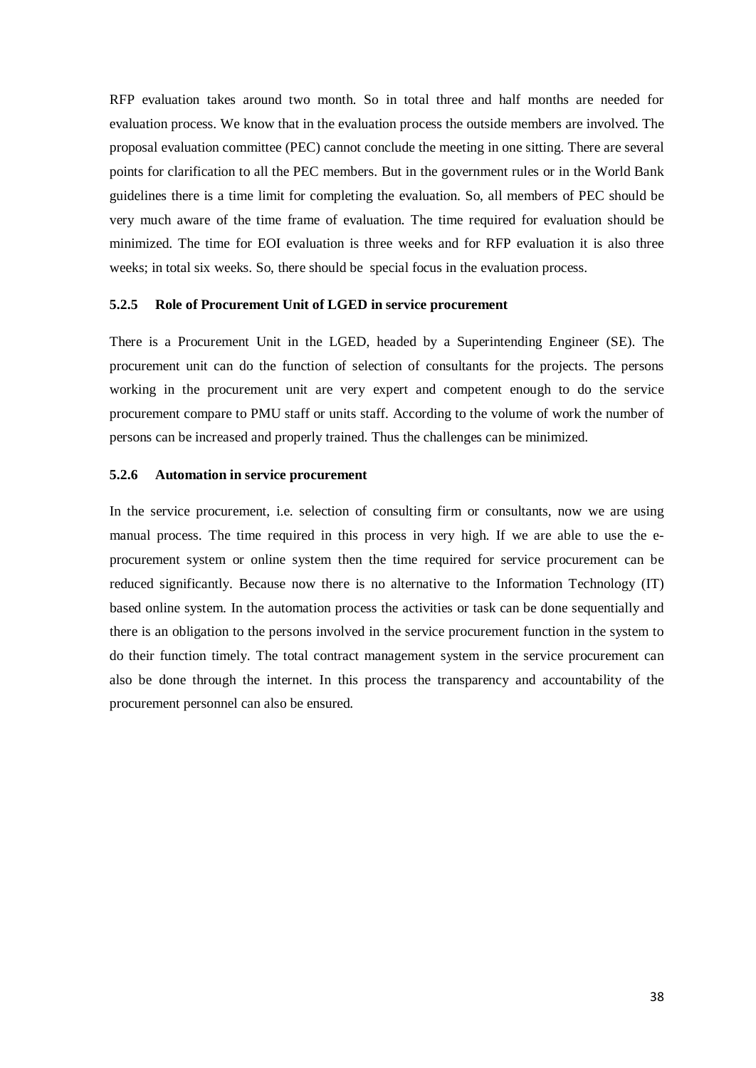RFP evaluation takes around two month. So in total three and half months are needed for evaluation process. We know that in the evaluation process the outside members are involved. The proposal evaluation committee (PEC) cannot conclude the meeting in one sitting. There are several points for clarification to all the PEC members. But in the government rules or in the World Bank guidelines there is a time limit for completing the evaluation. So, all members of PEC should be very much aware of the time frame of evaluation. The time required for evaluation should be minimized. The time for EOI evaluation is three weeks and for RFP evaluation it is also three weeks; in total six weeks. So, there should be special focus in the evaluation process.

### 5.2.5 Role of Procurement Unit of LGED in service procurement

There is a Procurement Unit in the LGED, headed by a Superintending Engineer (SE). The procurement unit can do the function of selection of consultants for the projects. The persons working in the procurement unit are very expert and competent enough to do the service procurement compare to PMU staff or units staff. According to the volume of work the number of persons can be increased and properly trained. Thus the challenges can be minimized.

### 5.2.6 Automation in service procurement

In the service procurement, i.e. selection of consulting firm or consultants, now we are using manual process. The time required in this process in very high. If we are able to use the e-procurement system or online system then the time required for service procurement can be reduced significantly. Because now there is no alternative to the Information Technology (IT) based online system. In the automation process the activities or task can be done sequentially and there is an obligation to the persons involved in the service procurement function in the system to do their function timely. The total contract management system in the service procurement can also be done through the internet. In this process the transparency and accountability of the procurement personnel can also be ensured.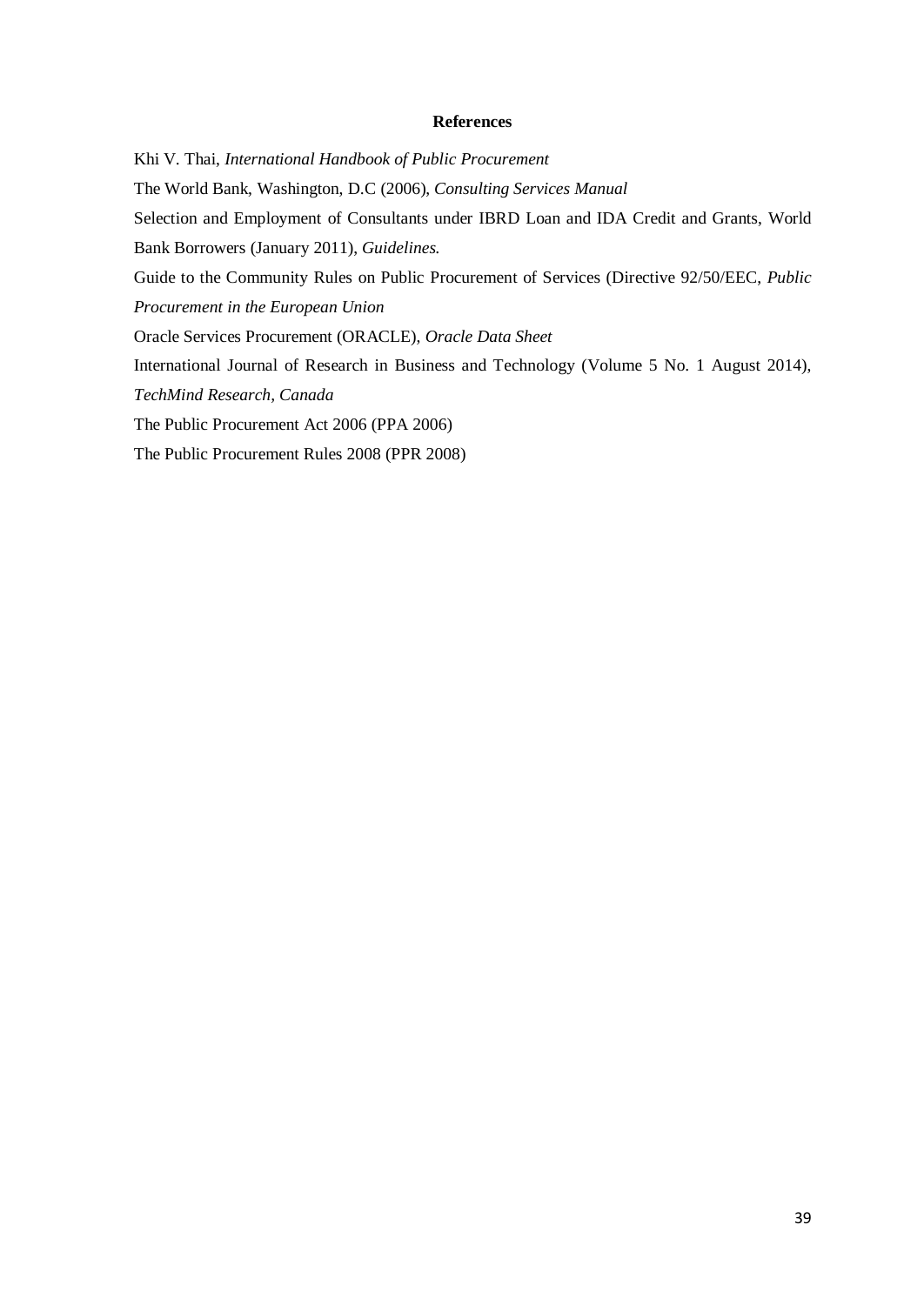## References

Khi V. Thai, *International Handbook of Public Procurement*

The World Bank, Washington, D.C (2006), *Consulting Services Manual*

Selection and Employment of Consultants under IBRD Loan and IDA Credit and Grants, World Bank Borrowers (January 2011), *Guidelines.*

Guide to the Community Rules on Public Procurement of Services (Directive 92/50/EEC, *Public Procurement in the European Union*

Oracle Services Procurement (ORACLE), *Oracle Data Sheet*

International Journal of Research in Business and Technology (Volume 5 No. 1 August 2014), *TechMind Research, Canada*

The Public Procurement Act 2006 (PPA 2006)

The Public Procurement Rules 2008 (PPR 2008)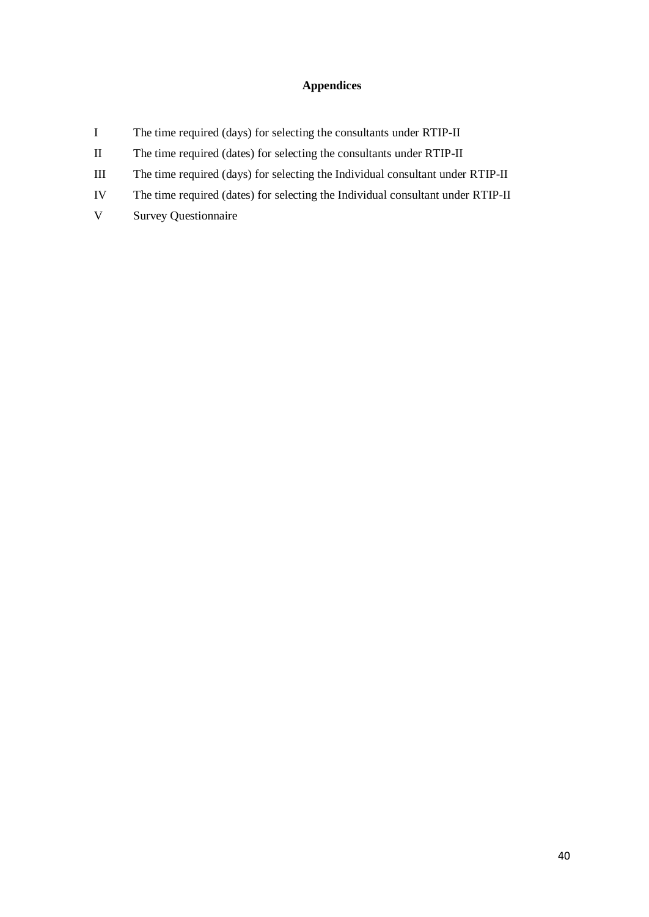# Appendices

| | |
|---|---|
| I | The time required (days) for selecting the consultants under RTIP-II |
| II | The time required (dates) for selecting the consultants under RTIP-II |
| III | The time required (days) for selecting the Individual consultant under RTIP-II |
| IV | The time required (dates) for selecting the Individual consultant under RTIP-II |
| V | Survey Questionnaire |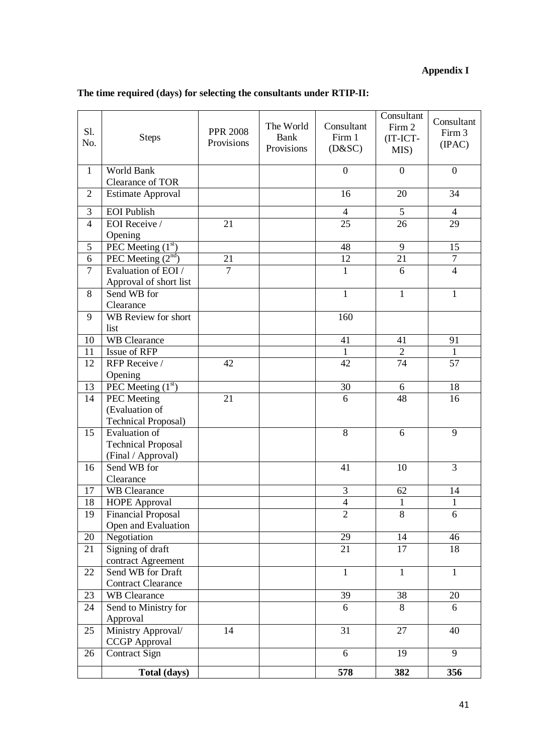**Appendix I**

**The time required (days) for selecting the consultants under RTIP-II:**

| Sl. No. | Steps | PPR 2008 Provisions | The World Bank Provisions | Consultant Firm 1 (D&SC) | Consultant Firm 2 (IT-ICT-MIS) | Consultant Firm 3 (IPAC) |
|---|---|---|---|---|---|---|
| 1 | World Bank Clearance of TOR | | | 0 | 0 | 0 |
| 2 | Estimate Approval | | | 16 | 20 | 34 |
| 3 | EOI Publish | | | 4 | 5 | 4 |
| 4 | EOI Receive / Opening | 21 | | 25 | 26 | 29 |
| 5 | PEC Meeting (1st) | | | 48 | 9 | 15 |
| 6 | PEC Meeting (2nd) | 21 | | 12 | 21 | 7 |
| 7 | Evaluation of EOI / Approval of short list | 7 | | 1 | 6 | 4 |
| 8 | Send WB for Clearance | | | 1 | 1 | 1 |
| 9 | WB Review for short list | | | 160 | | |
| 10 | WB Clearance | | | 41 | 41 | 91 |
| 11 | Issue of RFP | | | 1 | 2 | 1 |
| 12 | RFP Receive / Opening | 42 | | 42 | 74 | 57 |
| 13 | PEC Meeting (1st) | | | 30 | 6 | 18 |
| 14 | PEC Meeting (Evaluation of Technical Proposal) | 21 | | 6 | 48 | 16 |
| 15 | Evaluation of Technical Proposal (Final / Approval) | | | 8 | 6 | 9 |
| 16 | Send WB for Clearance | | | 41 | 10 | 3 |
| 17 | WB Clearance | | | 3 | 62 | 14 |
| 18 | HOPE Approval | | | 4 | 1 | 1 |
| 19 | Financial Proposal Open and Evaluation | | | 2 | 8 | 6 |
| 20 | Negotiation | | | 29 | 14 | 46 |
| 21 | Signing of draft contract Agreement | | | 21 | 17 | 18 |
| 22 | Send WB for Draft Contract Clearance | | | 1 | 1 | 1 |
| 23 | WB Clearance | | | 39 | 38 | 20 |
| 24 | Send to Ministry for Approval | | | 6 | 8 | 6 |
| 25 | Ministry Approval/ CCGP Approval | 14 | | 31 | 27 | 40 |
| 26 | Contract Sign | | | 6 | 19 | 9 |
| | **Total (days)** | | | **578** | **382** | **356** |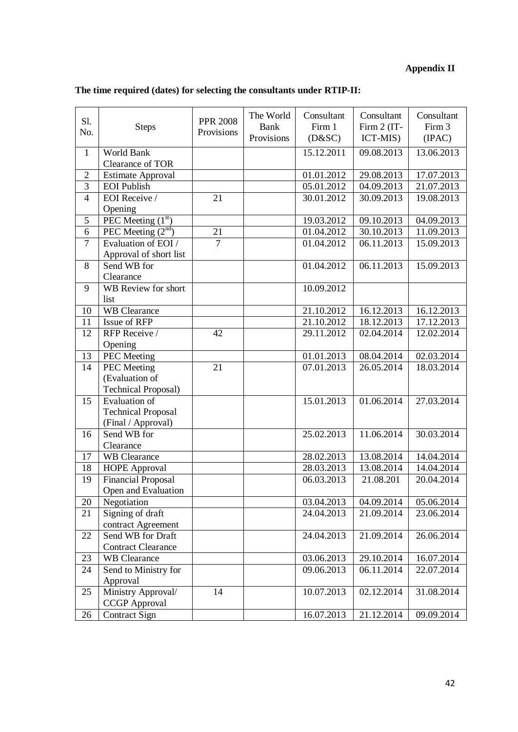**Appendix II**

**The time required (dates) for selecting the consultants under RTIP-II:**

| Sl. No. | Steps | PPR 2008 Provisions | The World Bank Provisions | Consultant Firm 1 (D&SC) | Consultant Firm 2 (IT-ICT-MIS) | Consultant Firm 3 (IPAC) |
|---|---|---|---|---|---|---|
| 1 | World Bank Clearance of TOR | | | 15.12.2011 | 09.08.2013 | 13.06.2013 |
| 2 | Estimate Approval | | | 01.01.2012 | 29.08.2013 | 17.07.2013 |
| 3 | EOI Publish | | | 05.01.2012 | 04.09.2013 | 21.07.2013 |
| 4 | EOI Receive / Opening | 21 | | 30.01.2012 | 30.09.2013 | 19.08.2013 |
| 5 | PEC Meeting (1st) | | | 19.03.2012 | 09.10.2013 | 04.09.2013 |
| 6 | PEC Meeting (2nd) | 21 | | 01.04.2012 | 30.10.2013 | 11.09.2013 |
| 7 | Evaluation of EOI / Approval of short list | 7 | | 01.04.2012 | 06.11.2013 | 15.09.2013 |
| 8 | Send WB for Clearance | | | 01.04.2012 | 06.11.2013 | 15.09.2013 |
| 9 | WB Review for short list | | | 10.09.2012 | | |
| 10 | WB Clearance | | | 21.10.2012 | 16.12.2013 | 16.12.2013 |
| 11 | Issue of RFP | | | 21.10.2012 | 18.12.2013 | 17.12.2013 |
| 12 | RFP Receive / Opening | 42 | | 29.11.2012 | 02.04.2014 | 12.02.2014 |
| 13 | PEC Meeting | | | 01.01.2013 | 08.04.2014 | 02.03.2014 |
| 14 | PEC Meeting (Evaluation of Technical Proposal) | 21 | | 07.01.2013 | 26.05.2014 | 18.03.2014 |
| 15 | Evaluation of Technical Proposal (Final / Approval) | | | 15.01.2013 | 01.06.2014 | 27.03.2014 |
| 16 | Send WB for Clearance | | | 25.02.2013 | 11.06.2014 | 30.03.2014 |
| 17 | WB Clearance | | | 28.02.2013 | 13.08.2014 | 14.04.2014 |
| 18 | HOPE Approval | | | 28.03.2013 | 13.08.2014 | 14.04.2014 |
| 19 | Financial Proposal Open and Evaluation | | | 06.03.2013 | 21.08.201 | 20.04.2014 |
| 20 | Negotiation | | | 03.04.2013 | 04.09.2014 | 05.06.2014 |
| 21 | Signing of draft contract Agreement | | | 24.04.2013 | 21.09.2014 | 23.06.2014 |
| 22 | Send WB for Draft Contract Clearance | | | 24.04.2013 | 21.09.2014 | 26.06.2014 |
| 23 | WB Clearance | | | 03.06.2013 | 29.10.2014 | 16.07.2014 |
| 24 | Send to Ministry for Approval | | | 09.06.2013 | 06.11.2014 | 22.07.2014 |
| 25 | Ministry Approval/ CCGP Approval | 14 | | 10.07.2013 | 02.12.2014 | 31.08.2014 |
| 26 | Contract Sign | | | 16.07.2013 | 21.12.2014 | 09.09.2014 |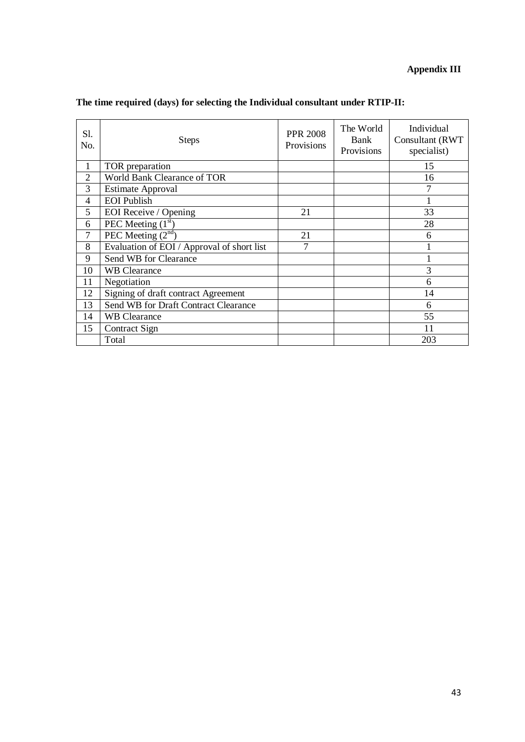**Appendix III**

**The time required (days) for selecting the Individual consultant under RTIP-II:**

| Sl. No. | Steps | PPR 2008 Provisions | The World Bank Provisions | Individual Consultant (RWT specialist) |
|---|---|---|---|---|
| 1 | TOR preparation | | | 15 |
| 2 | World Bank Clearance of TOR | | | 16 |
| 3 | Estimate Approval | | | 7 |
| 4 | EOI Publish | | | 1 |
| 5 | EOI Receive / Opening | 21 | | 33 |
| 6 | PEC Meeting ($1^{st}$) | | | 28 |
| 7 | PEC Meeting ($2^{nd}$) | 21 | | 6 |
| 8 | Evaluation of EOI / Approval of short list | 7 | | 1 |
| 9 | Send WB for Clearance | | | 1 |
| 10 | WB Clearance | | | 3 |
| 11 | Negotiation | | | 6 |
| 12 | Signing of draft contract Agreement | | | 14 |
| 13 | Send WB for Draft Contract Clearance | | | 6 |
| 14 | WB Clearance | | | 55 |
| 15 | Contract Sign | | | 11 |
| | Total | | | 203 |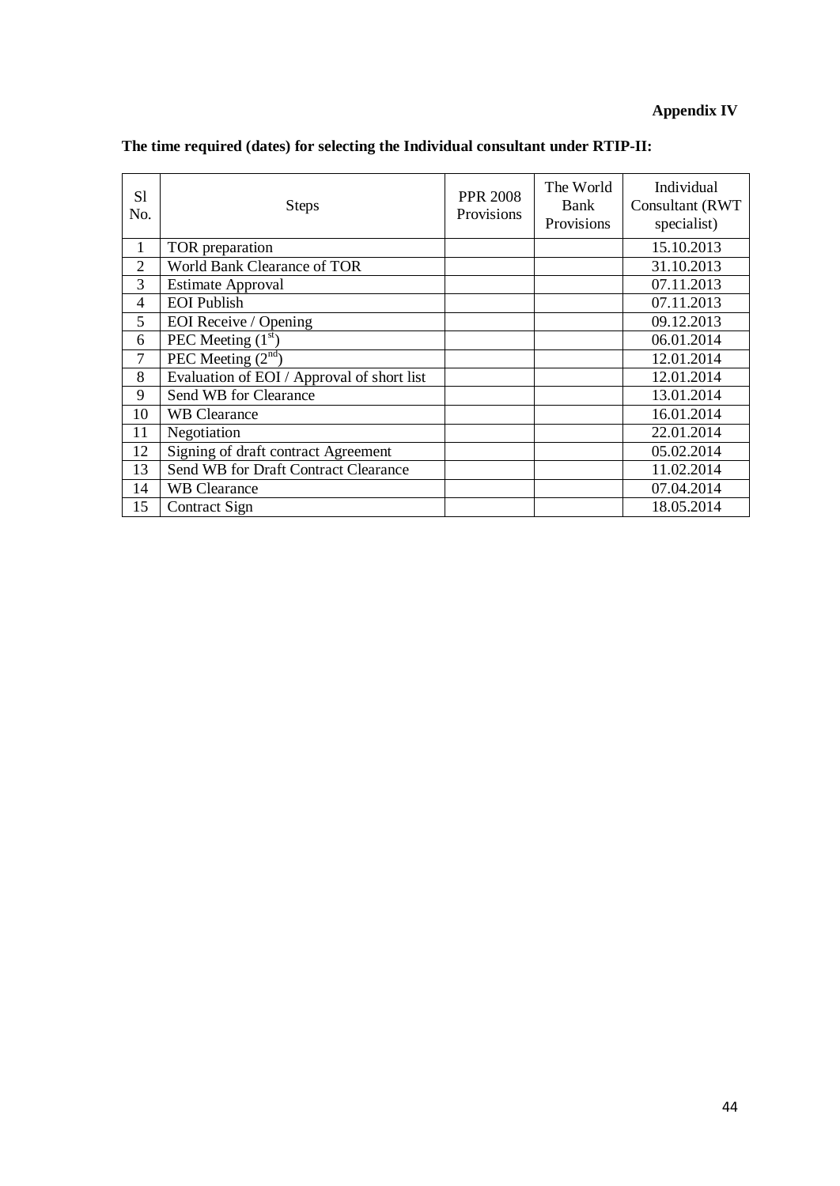**Appendix IV**

**The time required (dates) for selecting the Individual consultant under RTIP-II:**

| Sl No. | Steps | PPR 2008 Provisions | The World Bank Provisions | Individual Consultant (RWT specialist) |
|---|---|---|---|---|
| 1 | TOR preparation | | | 15.10.2013 |
| 2 | World Bank Clearance of TOR | | | 31.10.2013 |
| 3 | Estimate Approval | | | 07.11.2013 |
| 4 | EOI Publish | | | 07.11.2013 |
| 5 | EOI Receive / Opening | | | 09.12.2013 |
| 6 | PEC Meeting (1st) | | | 06.01.2014 |
| 7 | PEC Meeting (2nd) | | | 12.01.2014 |
| 8 | Evaluation of EOI / Approval of short list | | | 12.01.2014 |
| 9 | Send WB for Clearance | | | 13.01.2014 |
| 10 | WB Clearance | | | 16.01.2014 |
| 11 | Negotiation | | | 22.01.2014 |
| 12 | Signing of draft contract Agreement | | | 05.02.2014 |
| 13 | Send WB for Draft Contract Clearance | | | 11.02.2014 |
| 14 | WB Clearance | | | 07.04.2014 |
| 15 | Contract Sign | | | 18.05.2014 |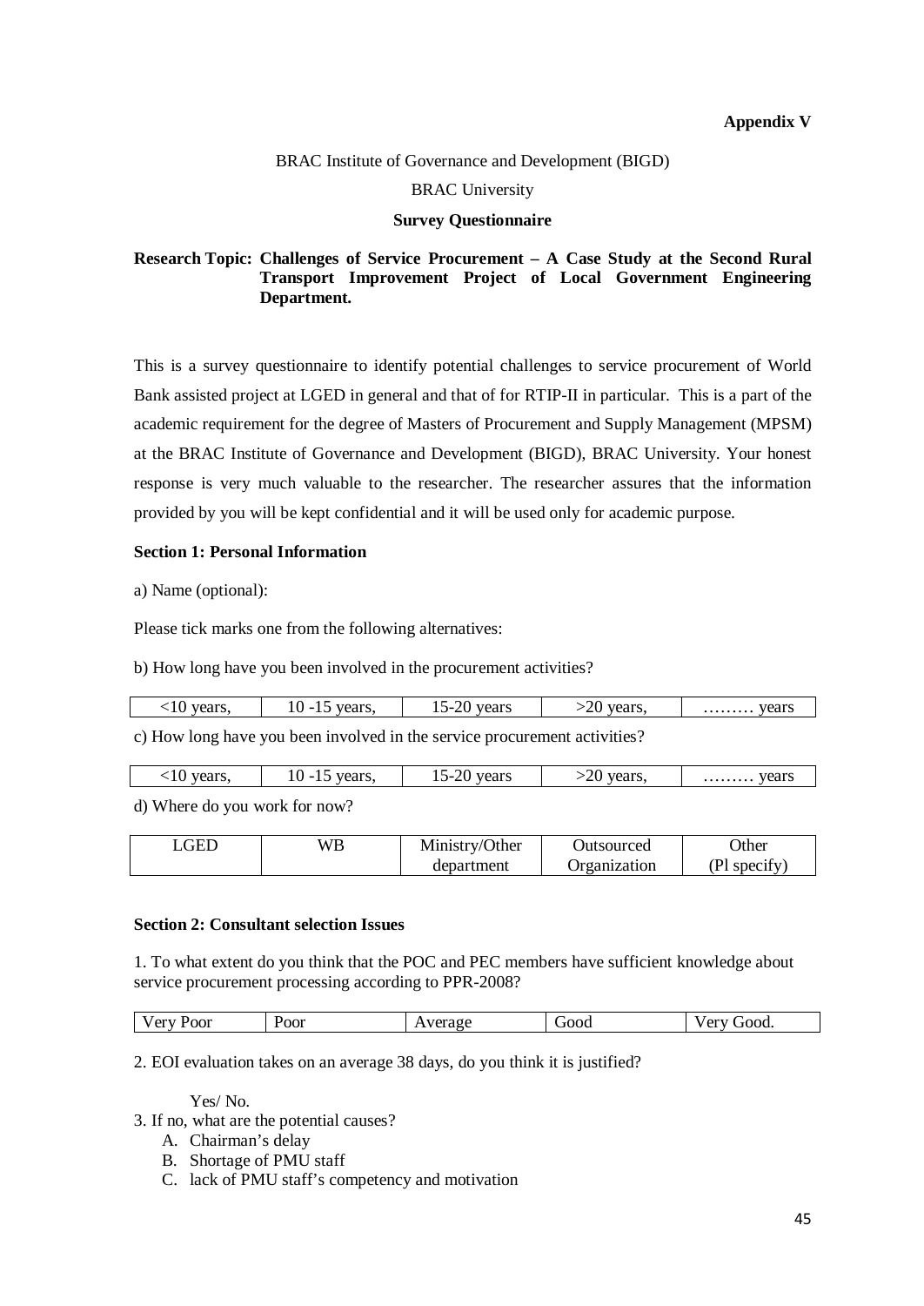**Appendix V**

BRAC Institute of Governance and Development (BIGD)

BRAC University

**Survey Questionnaire**

**Research Topic: Challenges of Service Procurement – A Case Study at the Second Rural Transport Improvement Project of Local Government Engineering Department.**

This is a survey questionnaire to identify potential challenges to service procurement of World Bank assisted project at LGED in general and that of for RTIP-II in particular. This is a part of the academic requirement for the degree of Masters of Procurement and Supply Management (MPSM) at the BRAC Institute of Governance and Development (BIGD), BRAC University. Your honest response is very much valuable to the researcher. The researcher assures that the information provided by you will be kept confidential and it will be used only for academic purpose.

**Section 1: Personal Information**

a) Name (optional):

Please tick marks one from the following alternatives:

b) How long have you been involved in the procurement activities?

| <10 years, | 10 -15 years, | 15-20 years | >20 years, | ……… years |
|---|---|---|---|---|

c) How long have you been involved in the service procurement activities?

| <10 years, | 10 -15 years, | 15-20 years | >20 years, | ……… years |
|---|---|---|---|---|

d) Where do you work for now?

| LGED | WB | Ministry/Other department | Outsourced Organization | Other (Pl specify) |
|---|---|---|---|---|

**Section 2: Consultant selection Issues**

1. To what extent do you think that the POC and PEC members have sufficient knowledge about service procurement processing according to PPR-2008?

| Very Poor | Poor | Average | Good | Very Good. |
|---|---|---|---|---|

2. EOI evaluation takes on an average 38 days, do you think it is justified?

Yes/ No.

3. If no, what are the potential causes?
   A. Chairman's delay
   B. Shortage of PMU staff
   C. lack of PMU staff's competency and motivation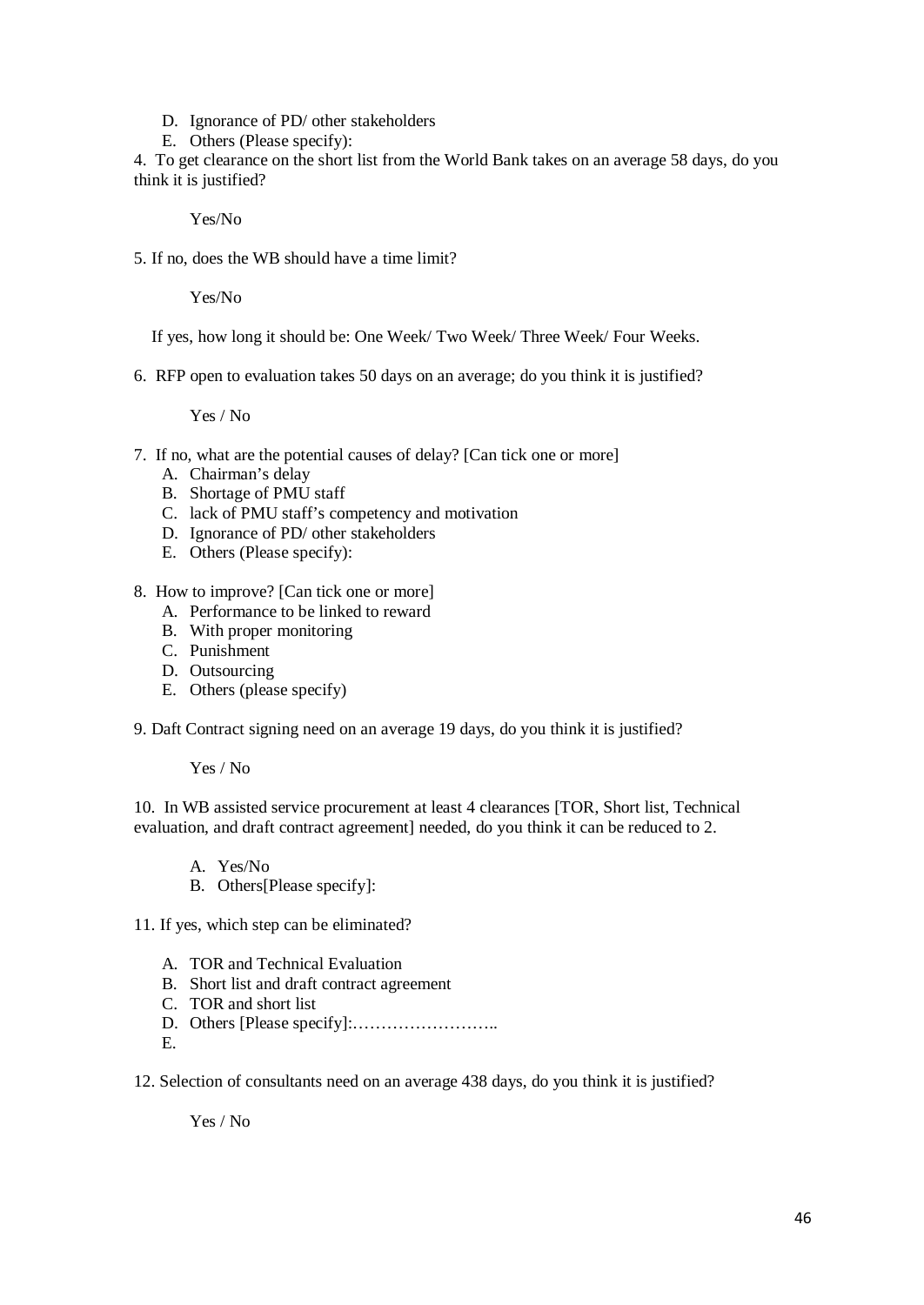D. Ignorance of PD/ other stakeholders
E. Others (Please specify):

4. To get clearance on the short list from the World Bank takes on an average 58 days, do you think it is justified?

Yes/No

5. If no, does the WB should have a time limit?

Yes/No

If yes, how long it should be: One Week/ Two Week/ Three Week/ Four Weeks.

6. RFP open to evaluation takes 50 days on an average; do you think it is justified?

Yes / No

7. If no, what are the potential causes of delay? [Can tick one or more]
   A. Chairman's delay
   B. Shortage of PMU staff
   C. lack of PMU staff's competency and motivation
   D. Ignorance of PD/ other stakeholders
   E. Others (Please specify):

8. How to improve? [Can tick one or more]
   A. Performance to be linked to reward
   B. With proper monitoring
   C. Punishment
   D. Outsourcing
   E. Others (please specify)

9. Daft Contract signing need on an average 19 days, do you think it is justified?

Yes / No

10. In WB assisted service procurement at least 4 clearances [TOR, Short list, Technical evaluation, and draft contract agreement] needed, do you think it can be reduced to 2.

   A. Yes/No
   B. Others[Please specify]:

11. If yes, which step can be eliminated?

   A. TOR and Technical Evaluation
   B. Short list and draft contract agreement
   C. TOR and short list
   D. Others [Please specify]:……………………..
   E.

12. Selection of consultants need on an average 438 days, do you think it is justified?

Yes / No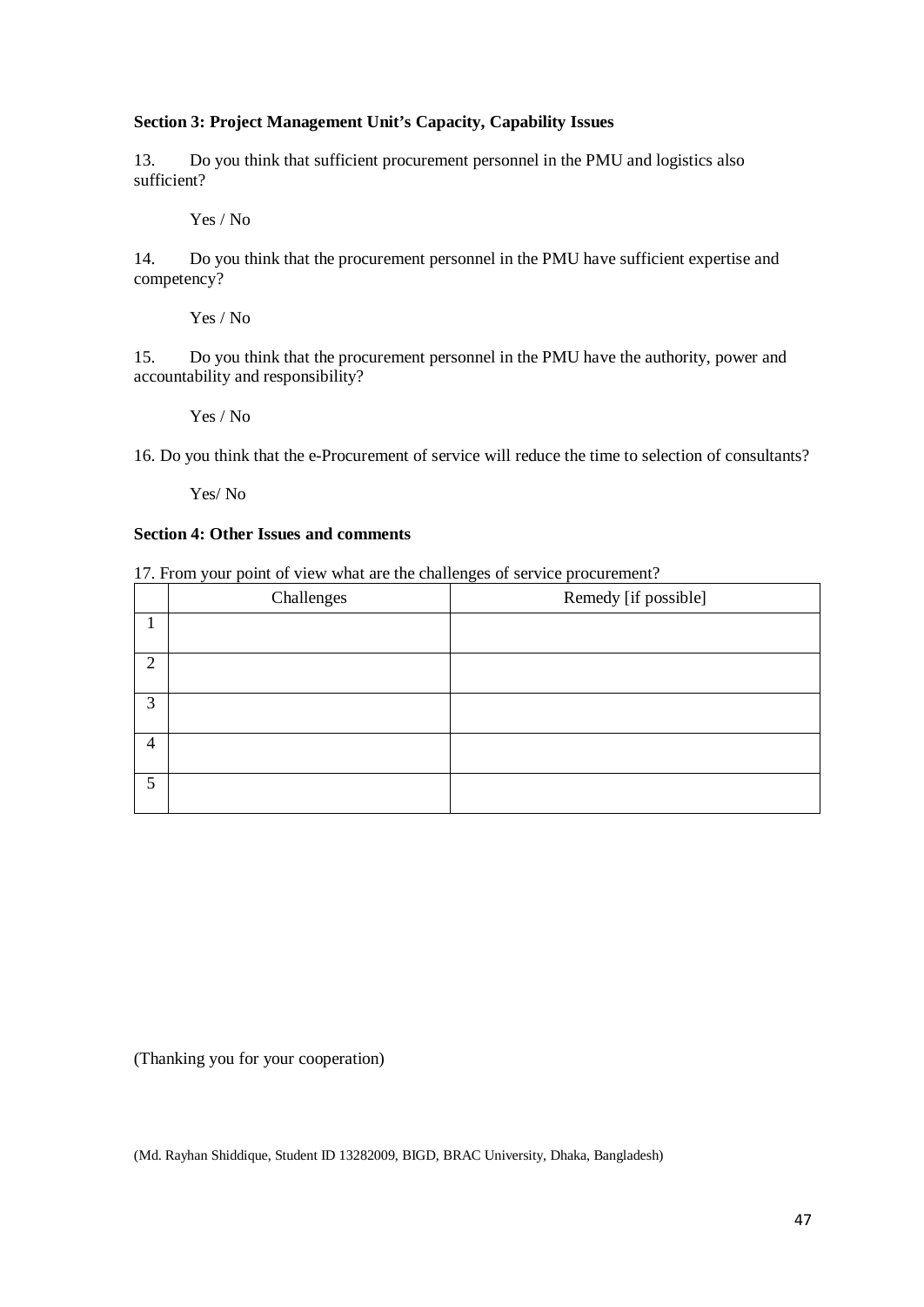**Section 3: Project Management Unit's Capacity, Capability Issues**

13. Do you think that sufficient procurement personnel in the PMU and logistics also sufficient?

    Yes / No

14. Do you think that the procurement personnel in the PMU have sufficient expertise and competency?

    Yes / No

15. Do you think that the procurement personnel in the PMU have the authority, power and accountability and responsibility?

    Yes / No

16. Do you think that the e-Procurement of service will reduce the time to selection of consultants?

    Yes/ No

**Section 4: Other Issues and comments**

17. From your point of view what are the challenges of service procurement?

| | Challenges | Remedy [if possible] |
|---|---|---|
| 1 | | |
| 2 | | |
| 3 | | |
| 4 | | |
| 5 | | |

(Thanking you for your cooperation)

(Md. Rayhan Shiddique, Student ID 13282009, BIGD, BRAC University, Dhaka, Bangladesh)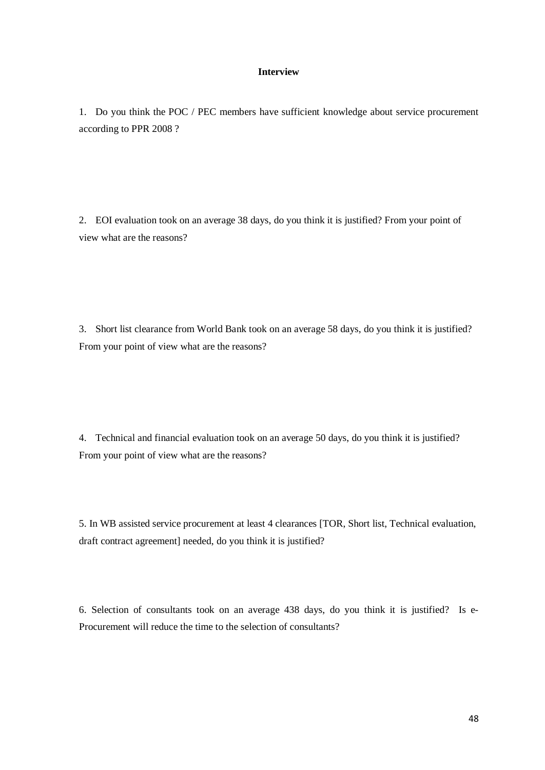# Interview

1. Do you think the POC / PEC members have sufficient knowledge about service procurement according to PPR 2008 ?

2. EOI evaluation took on an average 38 days, do you think it is justified? From your point of view what are the reasons?

3. Short list clearance from World Bank took on an average 58 days, do you think it is justified? From your point of view what are the reasons?

4. Technical and financial evaluation took on an average 50 days, do you think it is justified? From your point of view what are the reasons?

5. In WB assisted service procurement at least 4 clearances [TOR, Short list, Technical evaluation, draft contract agreement] needed, do you think it is justified?

6. Selection of consultants took on an average 438 days, do you think it is justified? Is e-Procurement will reduce the time to the selection of consultants?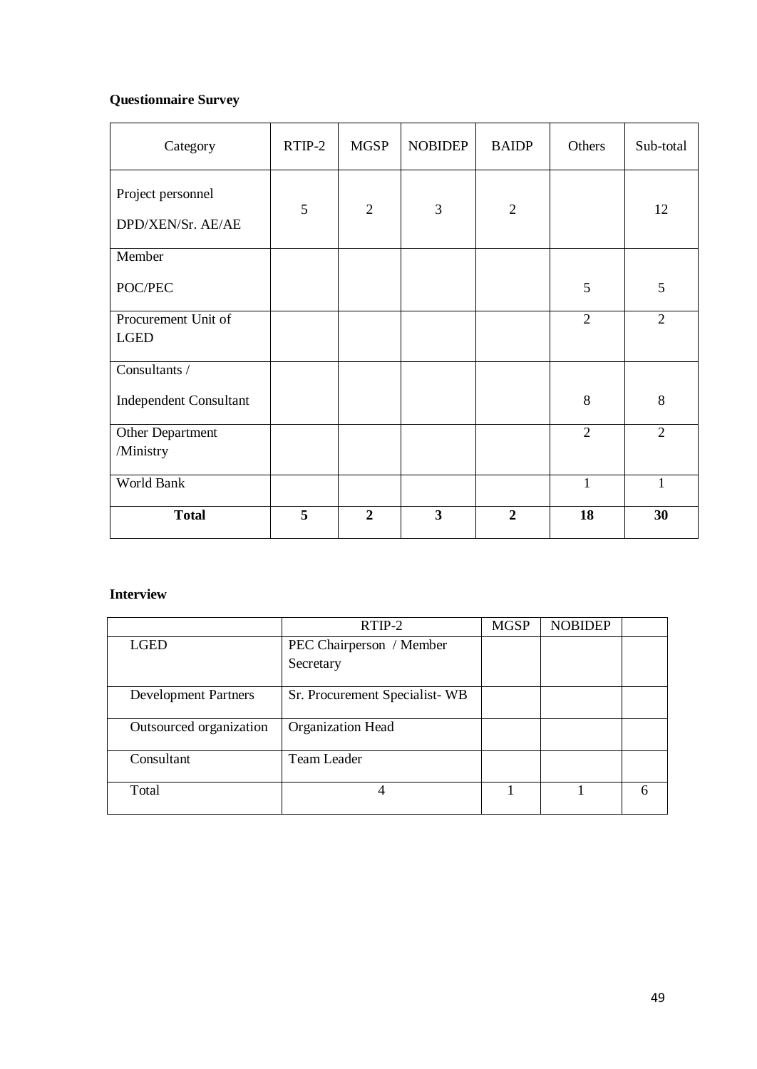**Questionnaire Survey**

| Category | RTIP-2 | MGSP | NOBIDEP | BAIDP | Others | Sub-total |
|---|---|---|---|---|---|---|
| Project personnel DPD/XEN/Sr. AE/AE | 5 | 2 | 3 | 2 | | 12 |
| Member POC/PEC | | | | | 5 | 5 |
| Procurement Unit of LGED | | | | | 2 | 2 |
| Consultants / Independent Consultant | | | | | 8 | 8 |
| Other Department /Ministry | | | | | 2 | 2 |
| World Bank | | | | | 1 | 1 |
| **Total** | **5** | **2** | **3** | **2** | **18** | **30** |

**Interview**

| | RTIP-2 | MGSP | NOBIDEP | |
|---|---|---|---|---|
| LGED | PEC Chairperson / Member Secretary | | | |
| Development Partners | Sr. Procurement Specialist- WB | | | |
| Outsourced organization | Organization Head | | | |
| Consultant | Team Leader | | | |
| Total | 4 | 1 | 1 | 6 |